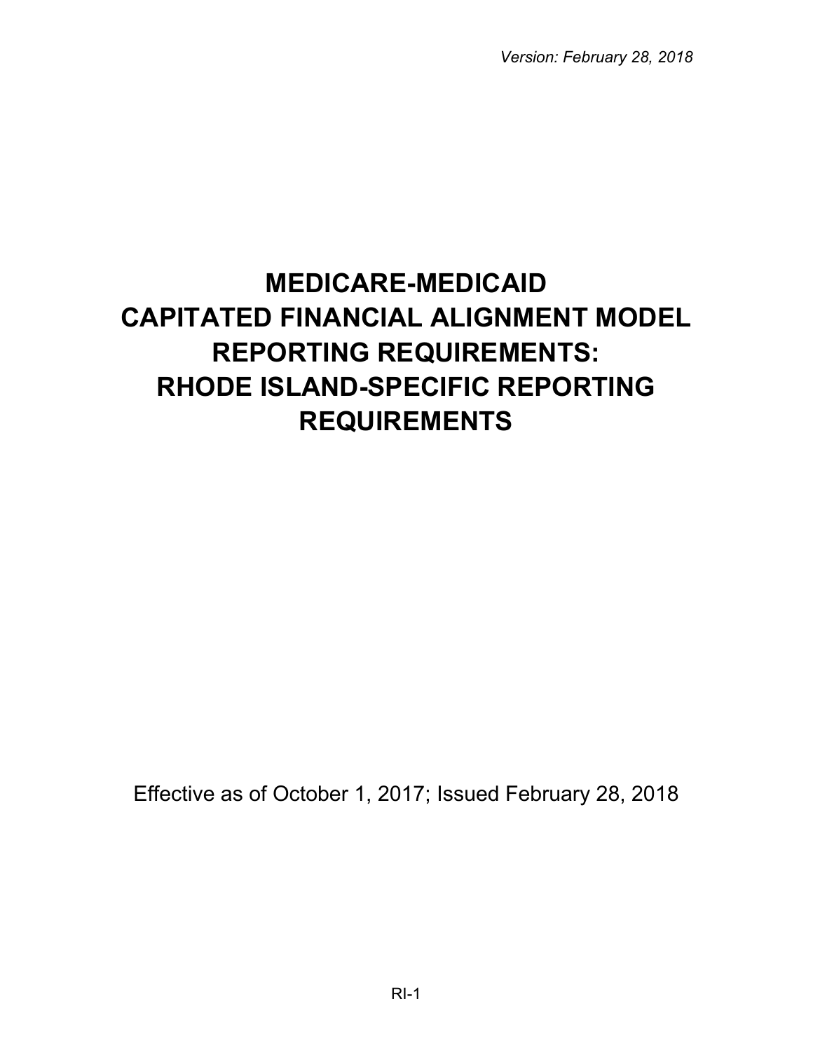*Version: February 28, 2018*

# MEDICARE-MEDICAID CAPITATED FINANCIAL ALIGNMENT MODEL REPORTING REQUIREMENTS: RHODE ISLAND-SPECIFIC REPORTING REQUIREMENTS

Effective as of October 1, 2017; Issued February 28, 2018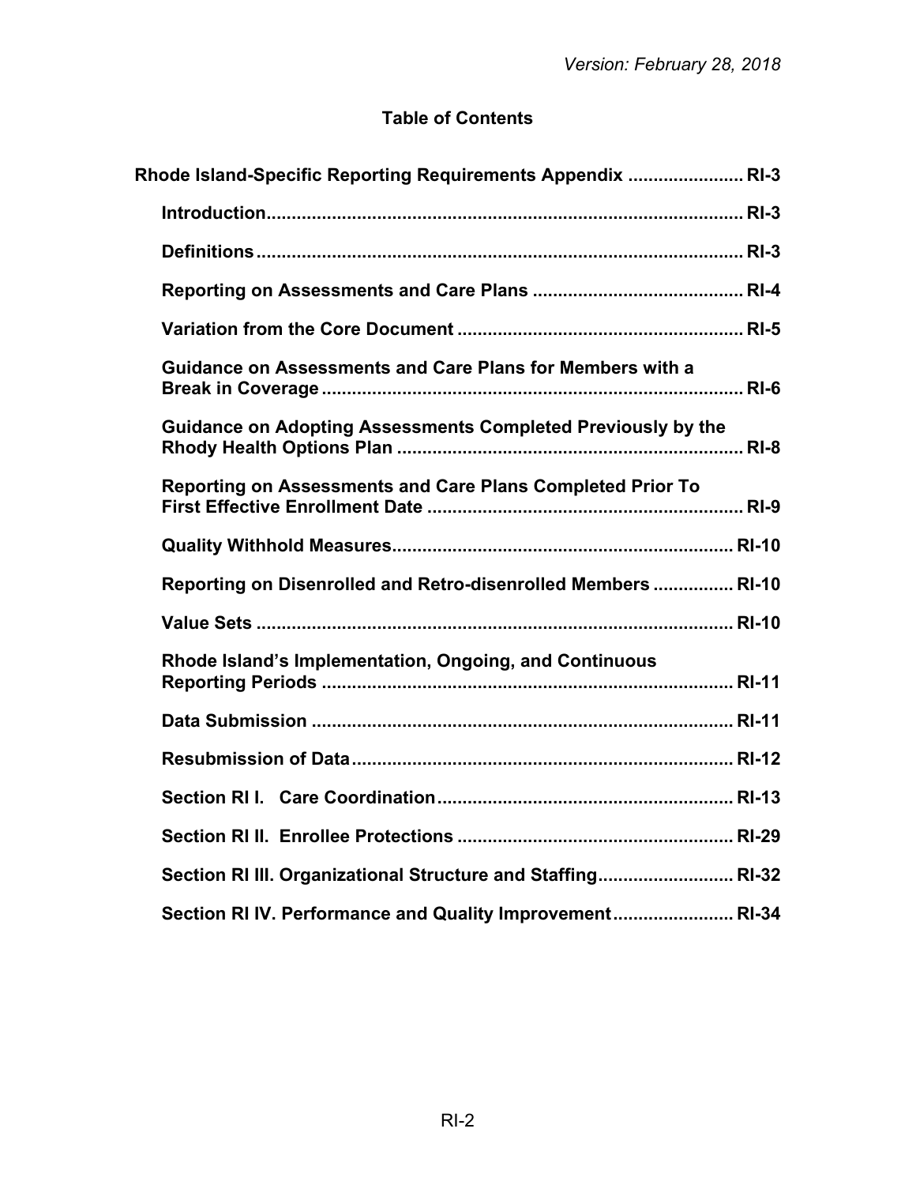## Table of Contents

Rhode Island-Specific Reporting Requirements Appendix ...................... RI-3

- Introduction ...................................................................................... RI-3
- Definitions ......................................................................................... RI-3
- Reporting on Assessments and Care Plans ........................................ RI-4
- Variation from the Core Document ...................................................... RI-5
- Guidance on Assessments and Care Plans for Members with a Break in Coverage ................................................................................. RI-6
- Guidance on Adopting Assessments Completed Previously by the Rhody Health Options Plan ................................................................ RI-8
- Reporting on Assessments and Care Plans Completed Prior To First Effective Enrollment Date ............................................................. RI-9
- Quality Withhold Measures .................................................................. RI-10
- Reporting on Disenrolled and Retro-disenrolled Members ............... RI-10
- Value Sets ........................................................................................... RI-10
- Rhode Island's Implementation, Ongoing, and Continuous Reporting Periods ................................................................................ RI-11
- Data Submission .................................................................................. RI-11
- Resubmission of Data ........................................................................... RI-12
- Section RI I. Care Coordination ........................................................... RI-13
- Section RI II. Enrollee Protections ....................................................... RI-29
- Section RI III. Organizational Structure and Staffing ........................... RI-32
- Section RI IV. Performance and Quality Improvement ......................... RI-34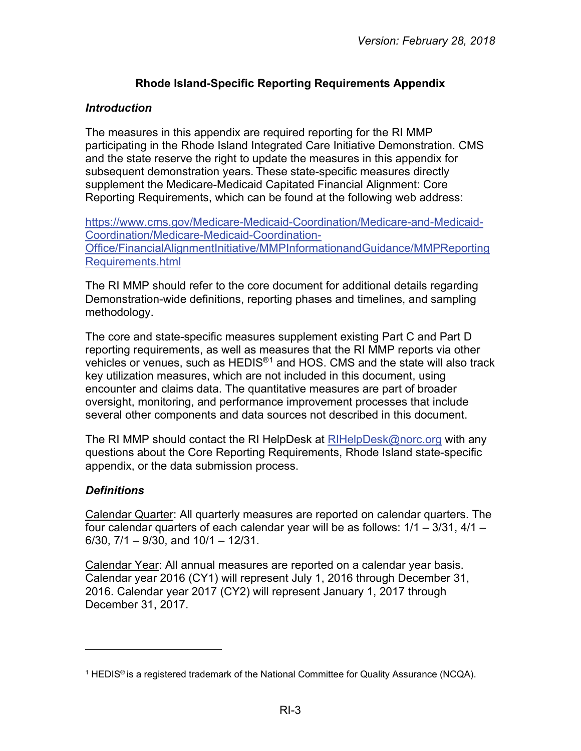# Rhode Island-Specific Reporting Requirements Appendix

## *Introduction*

The measures in this appendix are required reporting for the RI MMP participating in the Rhode Island Integrated Care Initiative Demonstration. CMS and the state reserve the right to update the measures in this appendix for subsequent demonstration years. These state-specific measures directly supplement the Medicare-Medicaid Capitated Financial Alignment: Core Reporting Requirements, which can be found at the following web address:

https://www.cms.gov/Medicare-Medicaid-Coordination/Medicare-and-Medicaid-Coordination/Medicare-Medicaid-Coordination-Office/FinancialAlignmentInitiative/MMPInformationandGuidance/MMPReportingRequirements.html

The RI MMP should refer to the core document for additional details regarding Demonstration-wide definitions, reporting phases and timelines, and sampling methodology.

The core and state-specific measures supplement existing Part C and Part D reporting requirements, as well as measures that the RI MMP reports via other vehicles or venues, such as HEDIS®[1] and HOS. CMS and the state will also track key utilization measures, which are not included in this document, using encounter and claims data. The quantitative measures are part of broader oversight, monitoring, and performance improvement processes that include several other components and data sources not described in this document.

The RI MMP should contact the RI HelpDesk at RIHelpDesk@norc.org with any questions about the Core Reporting Requirements, Rhode Island state-specific appendix, or the data submission process.

## *Definitions*

Calendar Quarter: All quarterly measures are reported on calendar quarters. The four calendar quarters of each calendar year will be as follows: 1/1 – 3/31, 4/1 – 6/30, 7/1 – 9/30, and 10/1 – 12/31.

Calendar Year: All annual measures are reported on a calendar year basis. Calendar year 2016 (CY1) will represent July 1, 2016 through December 31, 2016. Calendar year 2017 (CY2) will represent January 1, 2017 through December 31, 2017.

---

[1] HEDIS® is a registered trademark of the National Committee for Quality Assurance (NCQA).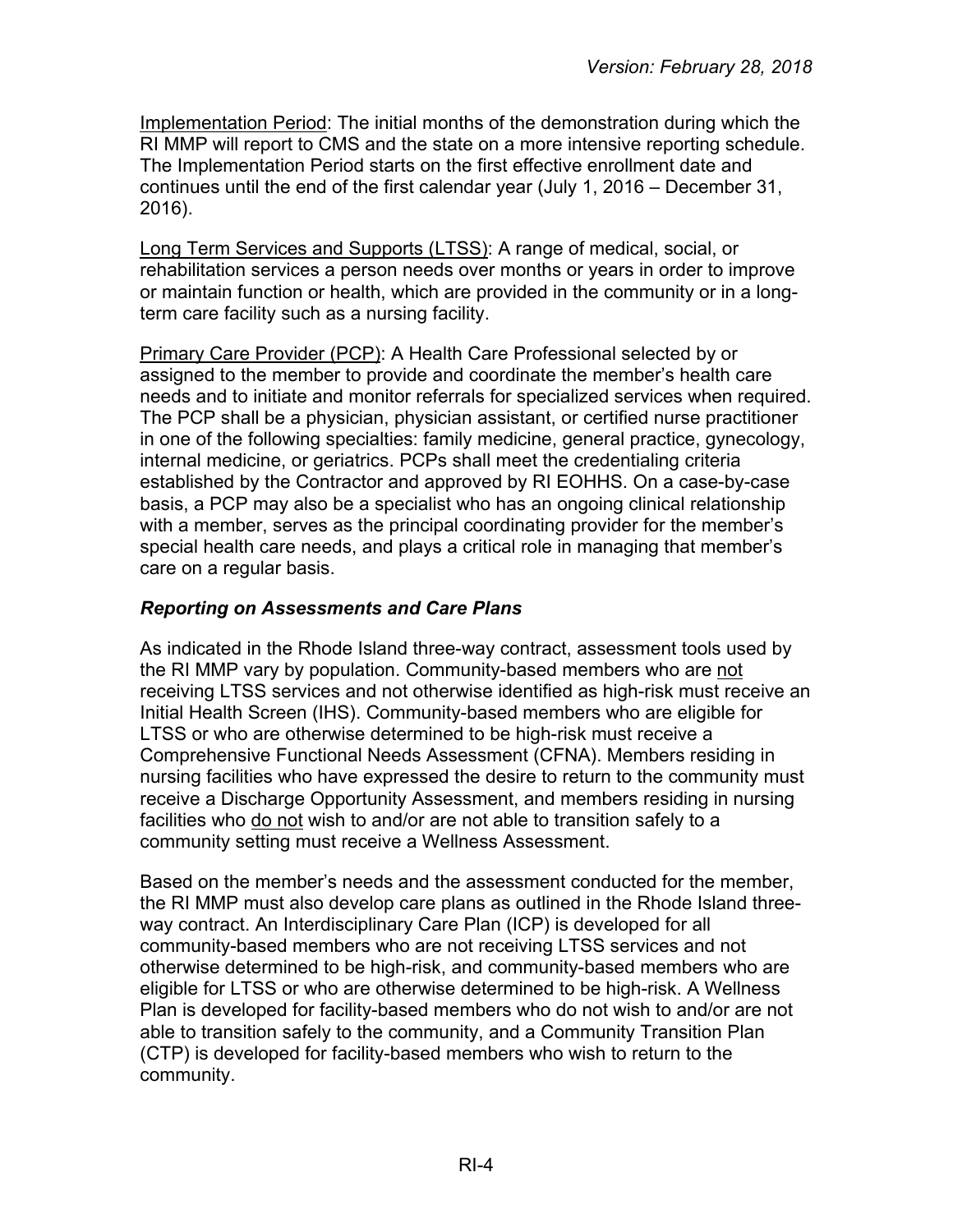Implementation Period: The initial months of the demonstration during which the RI MMP will report to CMS and the state on a more intensive reporting schedule. The Implementation Period starts on the first effective enrollment date and continues until the end of the first calendar year (July 1, 2016 – December 31, 2016).

Long Term Services and Supports (LTSS): A range of medical, social, or rehabilitation services a person needs over months or years in order to improve or maintain function or health, which are provided in the community or in a long-term care facility such as a nursing facility.

Primary Care Provider (PCP): A Health Care Professional selected by or assigned to the member to provide and coordinate the member's health care needs and to initiate and monitor referrals for specialized services when required. The PCP shall be a physician, physician assistant, or certified nurse practitioner in one of the following specialties: family medicine, general practice, gynecology, internal medicine, or geriatrics. PCPs shall meet the credentialing criteria established by the Contractor and approved by RI EOHHS. On a case-by-case basis, a PCP may also be a specialist who has an ongoing clinical relationship with a member, serves as the principal coordinating provider for the member's special health care needs, and plays a critical role in managing that member's care on a regular basis.

### *Reporting on Assessments and Care Plans*

As indicated in the Rhode Island three-way contract, assessment tools used by the RI MMP vary by population. Community-based members who are not receiving LTSS services and not otherwise identified as high-risk must receive an Initial Health Screen (IHS). Community-based members who are eligible for LTSS or who are otherwise determined to be high-risk must receive a Comprehensive Functional Needs Assessment (CFNA). Members residing in nursing facilities who have expressed the desire to return to the community must receive a Discharge Opportunity Assessment, and members residing in nursing facilities who do not wish to and/or are not able to transition safely to a community setting must receive a Wellness Assessment.

Based on the member's needs and the assessment conducted for the member, the RI MMP must also develop care plans as outlined in the Rhode Island three-way contract. An Interdisciplinary Care Plan (ICP) is developed for all community-based members who are not receiving LTSS services and not otherwise determined to be high-risk, and community-based members who are eligible for LTSS or who are otherwise determined to be high-risk. A Wellness Plan is developed for facility-based members who do not wish to and/or are not able to transition safely to the community, and a Community Transition Plan (CTP) is developed for facility-based members who wish to return to the community.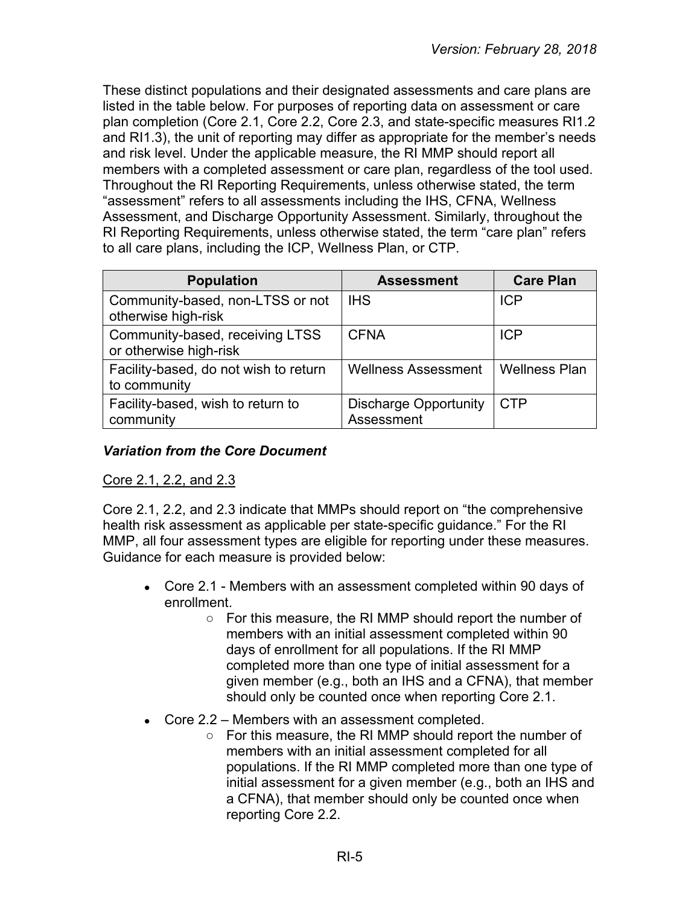These distinct populations and their designated assessments and care plans are listed in the table below. For purposes of reporting data on assessment or care plan completion (Core 2.1, Core 2.2, Core 2.3, and state-specific measures RI1.2 and RI1.3), the unit of reporting may differ as appropriate for the member's needs and risk level. Under the applicable measure, the RI MMP should report all members with a completed assessment or care plan, regardless of the tool used. Throughout the RI Reporting Requirements, unless otherwise stated, the term "assessment" refers to all assessments including the IHS, CFNA, Wellness Assessment, and Discharge Opportunity Assessment. Similarly, throughout the RI Reporting Requirements, unless otherwise stated, the term "care plan" refers to all care plans, including the ICP, Wellness Plan, or CTP.

| Population | Assessment | Care Plan |
|---|---|---|
| Community-based, non-LTSS or not otherwise high-risk | IHS | ICP |
| Community-based, receiving LTSS or otherwise high-risk | CFNA | ICP |
| Facility-based, do not wish to return to community | Wellness Assessment | Wellness Plan |
| Facility-based, wish to return to community | Discharge Opportunity Assessment | CTP |

### *Variation from the Core Document*

Core 2.1, 2.2, and 2.3

Core 2.1, 2.2, and 2.3 indicate that MMPs should report on "the comprehensive health risk assessment as applicable per state-specific guidance." For the RI MMP, all four assessment types are eligible for reporting under these measures. Guidance for each measure is provided below:

- Core 2.1 - Members with an assessment completed within 90 days of enrollment.
    - For this measure, the RI MMP should report the number of members with an initial assessment completed within 90 days of enrollment for all populations. If the RI MMP completed more than one type of initial assessment for a given member (e.g., both an IHS and a CFNA), that member should only be counted once when reporting Core 2.1.
- Core 2.2 – Members with an assessment completed.
    - For this measure, the RI MMP should report the number of members with an initial assessment completed for all populations. If the RI MMP completed more than one type of initial assessment for a given member (e.g., both an IHS and a CFNA), that member should only be counted once when reporting Core 2.2.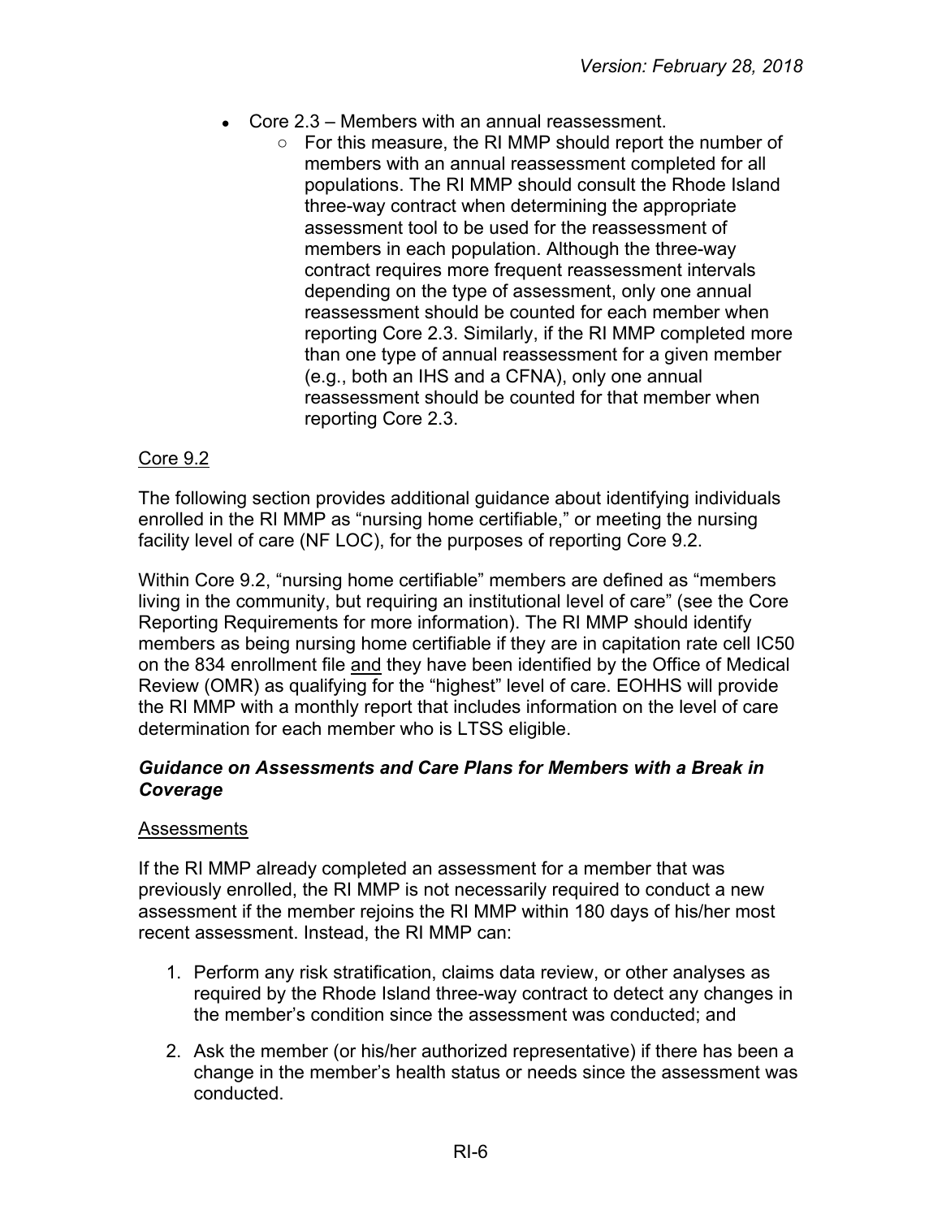- Core 2.3 – Members with an annual reassessment.
  - For this measure, the RI MMP should report the number of members with an annual reassessment completed for all populations. The RI MMP should consult the Rhode Island three-way contract when determining the appropriate assessment tool to be used for the reassessment of members in each population. Although the three-way contract requires more frequent reassessment intervals depending on the type of assessment, only one annual reassessment should be counted for each member when reporting Core 2.3. Similarly, if the RI MMP completed more than one type of annual reassessment for a given member (e.g., both an IHS and a CFNA), only one annual reassessment should be counted for that member when reporting Core 2.3.

<u>Core 9.2</u>

The following section provides additional guidance about identifying individuals enrolled in the RI MMP as "nursing home certifiable," or meeting the nursing facility level of care (NF LOC), for the purposes of reporting Core 9.2.

Within Core 9.2, "nursing home certifiable" members are defined as "members living in the community, but requiring an institutional level of care" (see the Core Reporting Requirements for more information). The RI MMP should identify members as being nursing home certifiable if they are in capitation rate cell IC50 on the 834 enrollment file <u>and</u> they have been identified by the Office of Medical Review (OMR) as qualifying for the "highest" level of care. EOHHS will provide the RI MMP with a monthly report that includes information on the level of care determination for each member who is LTSS eligible.

### *Guidance on Assessments and Care Plans for Members with a Break in Coverage*

<u>Assessments</u>

If the RI MMP already completed an assessment for a member that was previously enrolled, the RI MMP is not necessarily required to conduct a new assessment if the member rejoins the RI MMP within 180 days of his/her most recent assessment. Instead, the RI MMP can:

1. Perform any risk stratification, claims data review, or other analyses as required by the Rhode Island three-way contract to detect any changes in the member's condition since the assessment was conducted; and

2. Ask the member (or his/her authorized representative) if there has been a change in the member's health status or needs since the assessment was conducted.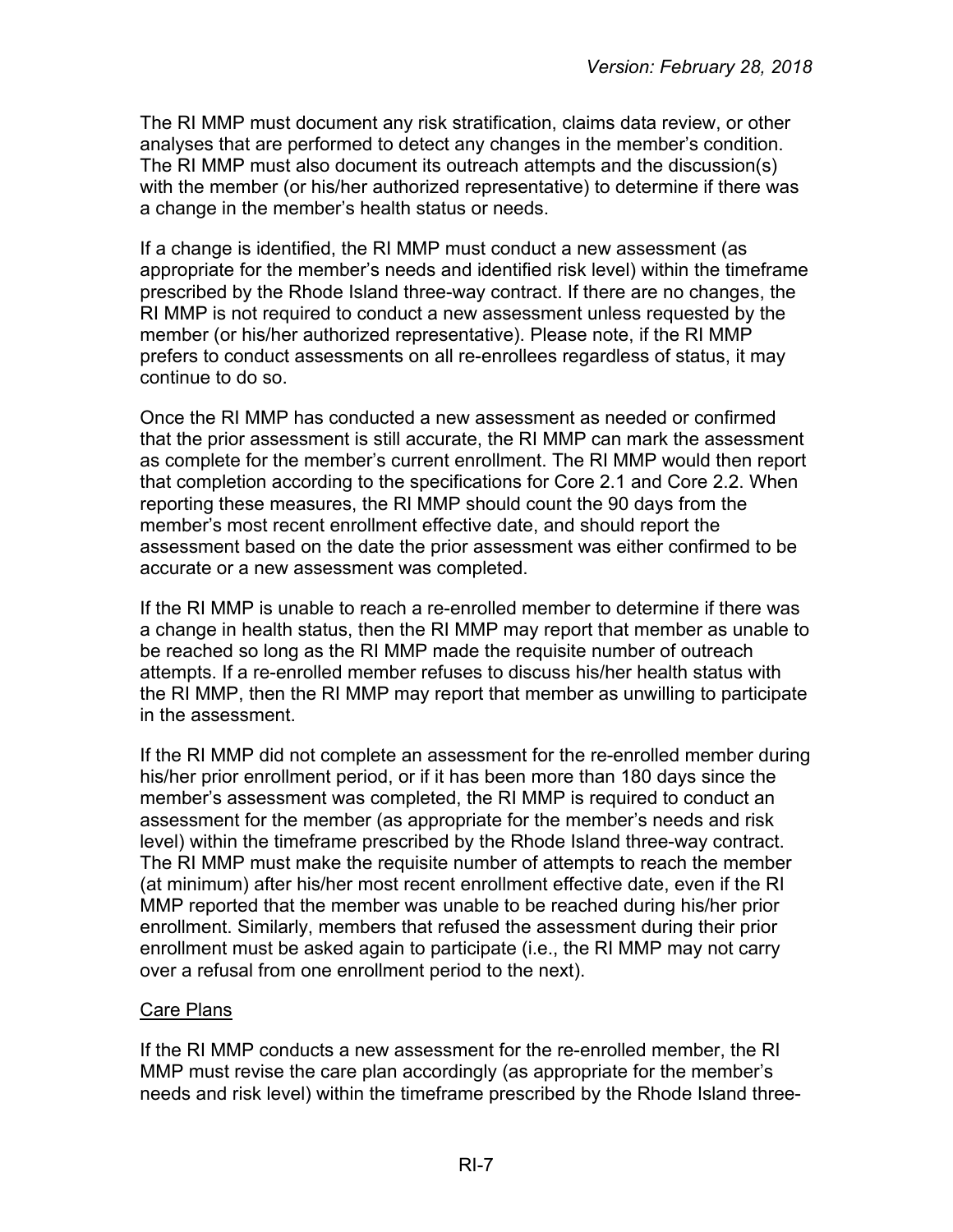The RI MMP must document any risk stratification, claims data review, or other analyses that are performed to detect any changes in the member's condition. The RI MMP must also document its outreach attempts and the discussion(s) with the member (or his/her authorized representative) to determine if there was a change in the member's health status or needs.

If a change is identified, the RI MMP must conduct a new assessment (as appropriate for the member's needs and identified risk level) within the timeframe prescribed by the Rhode Island three-way contract. If there are no changes, the RI MMP is not required to conduct a new assessment unless requested by the member (or his/her authorized representative). Please note, if the RI MMP prefers to conduct assessments on all re-enrollees regardless of status, it may continue to do so.

Once the RI MMP has conducted a new assessment as needed or confirmed that the prior assessment is still accurate, the RI MMP can mark the assessment as complete for the member's current enrollment. The RI MMP would then report that completion according to the specifications for Core 2.1 and Core 2.2. When reporting these measures, the RI MMP should count the 90 days from the member's most recent enrollment effective date, and should report the assessment based on the date the prior assessment was either confirmed to be accurate or a new assessment was completed.

If the RI MMP is unable to reach a re-enrolled member to determine if there was a change in health status, then the RI MMP may report that member as unable to be reached so long as the RI MMP made the requisite number of outreach attempts. If a re-enrolled member refuses to discuss his/her health status with the RI MMP, then the RI MMP may report that member as unwilling to participate in the assessment.

If the RI MMP did not complete an assessment for the re-enrolled member during his/her prior enrollment period, or if it has been more than 180 days since the member's assessment was completed, the RI MMP is required to conduct an assessment for the member (as appropriate for the member's needs and risk level) within the timeframe prescribed by the Rhode Island three-way contract. The RI MMP must make the requisite number of attempts to reach the member (at minimum) after his/her most recent enrollment effective date, even if the RI MMP reported that the member was unable to be reached during his/her prior enrollment. Similarly, members that refused the assessment during their prior enrollment must be asked again to participate (i.e., the RI MMP may not carry over a refusal from one enrollment period to the next).

Care Plans

If the RI MMP conducts a new assessment for the re-enrolled member, the RI MMP must revise the care plan accordingly (as appropriate for the member's needs and risk level) within the timeframe prescribed by the Rhode Island three-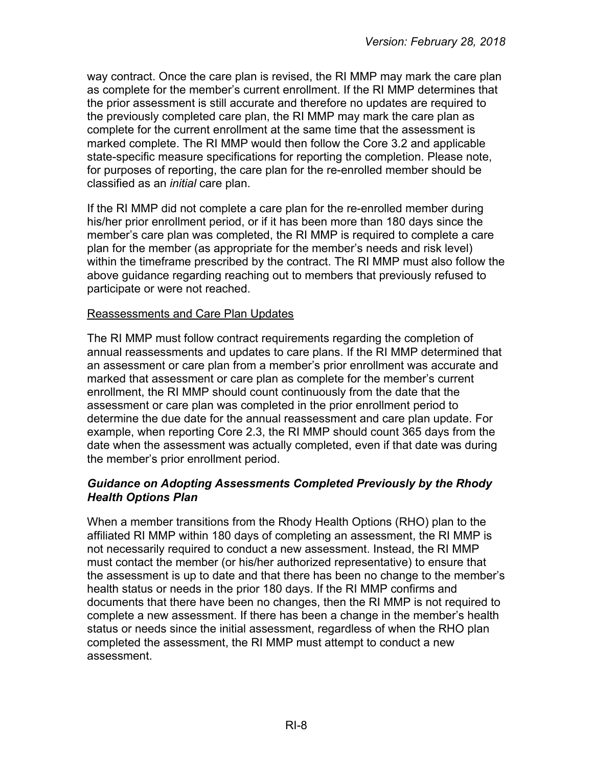way contract. Once the care plan is revised, the RI MMP may mark the care plan as complete for the member's current enrollment. If the RI MMP determines that the prior assessment is still accurate and therefore no updates are required to the previously completed care plan, the RI MMP may mark the care plan as complete for the current enrollment at the same time that the assessment is marked complete. The RI MMP would then follow the Core 3.2 and applicable state-specific measure specifications for reporting the completion. Please note, for purposes of reporting, the care plan for the re-enrolled member should be classified as an *initial* care plan.

If the RI MMP did not complete a care plan for the re-enrolled member during his/her prior enrollment period, or if it has been more than 180 days since the member's care plan was completed, the RI MMP is required to complete a care plan for the member (as appropriate for the member's needs and risk level) within the timeframe prescribed by the contract. The RI MMP must also follow the above guidance regarding reaching out to members that previously refused to participate or were not reached.

<u>Reassessments and Care Plan Updates</u>

The RI MMP must follow contract requirements regarding the completion of annual reassessments and updates to care plans. If the RI MMP determined that an assessment or care plan from a member's prior enrollment was accurate and marked that assessment or care plan as complete for the member's current enrollment, the RI MMP should count continuously from the date that the assessment or care plan was completed in the prior enrollment period to determine the due date for the annual reassessment and care plan update. For example, when reporting Core 2.3, the RI MMP should count 365 days from the date when the assessment was actually completed, even if that date was during the member's prior enrollment period.

***Guidance on Adopting Assessments Completed Previously by the Rhody Health Options Plan***

When a member transitions from the Rhody Health Options (RHO) plan to the affiliated RI MMP within 180 days of completing an assessment, the RI MMP is not necessarily required to conduct a new assessment. Instead, the RI MMP must contact the member (or his/her authorized representative) to ensure that the assessment is up to date and that there has been no change to the member's health status or needs in the prior 180 days. If the RI MMP confirms and documents that there have been no changes, then the RI MMP is not required to complete a new assessment. If there has been a change in the member's health status or needs since the initial assessment, regardless of when the RHO plan completed the assessment, the RI MMP must attempt to conduct a new assessment.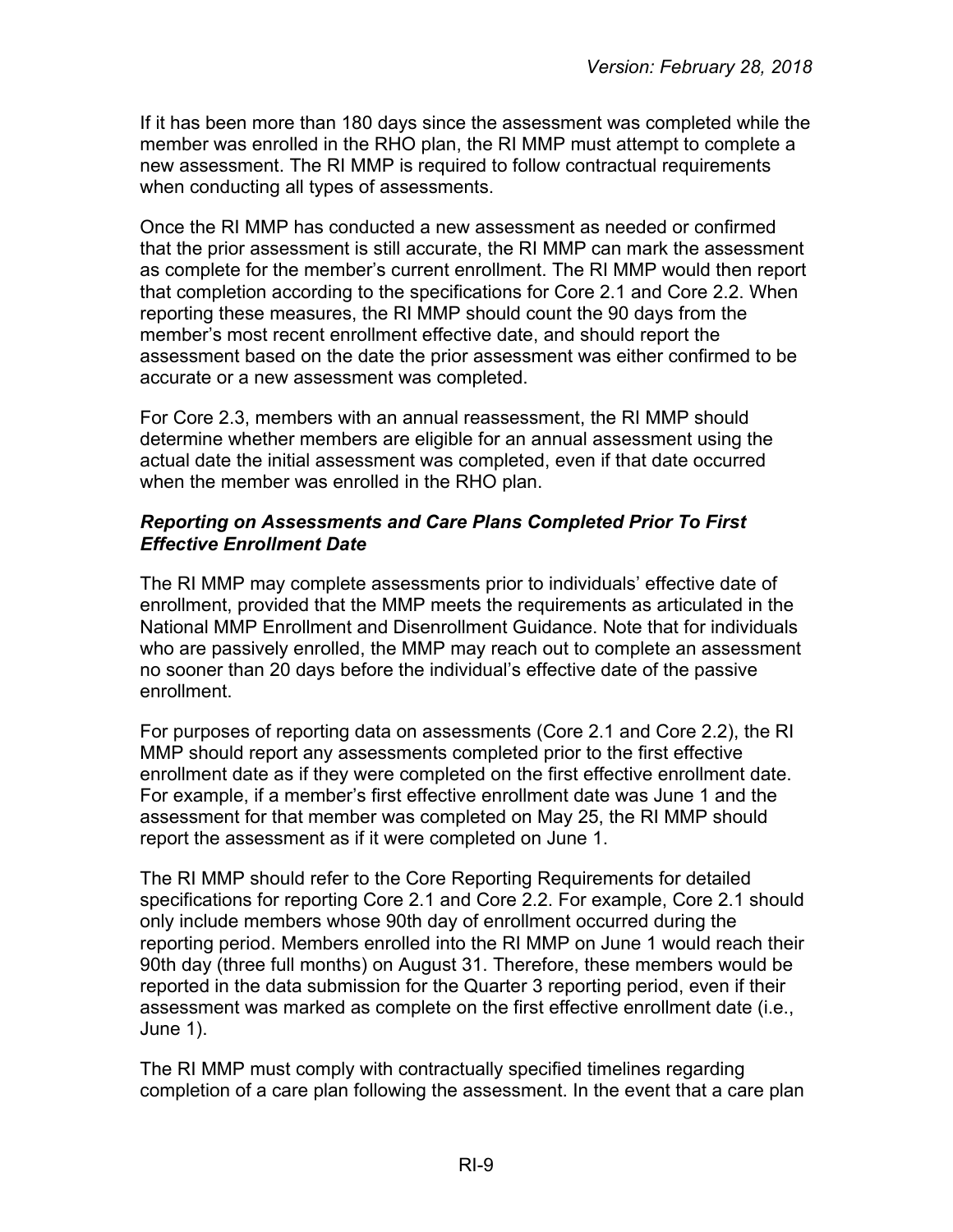If it has been more than 180 days since the assessment was completed while the member was enrolled in the RHO plan, the RI MMP must attempt to complete a new assessment. The RI MMP is required to follow contractual requirements when conducting all types of assessments.

Once the RI MMP has conducted a new assessment as needed or confirmed that the prior assessment is still accurate, the RI MMP can mark the assessment as complete for the member's current enrollment. The RI MMP would then report that completion according to the specifications for Core 2.1 and Core 2.2. When reporting these measures, the RI MMP should count the 90 days from the member's most recent enrollment effective date, and should report the assessment based on the date the prior assessment was either confirmed to be accurate or a new assessment was completed.

For Core 2.3, members with an annual reassessment, the RI MMP should determine whether members are eligible for an annual assessment using the actual date the initial assessment was completed, even if that date occurred when the member was enrolled in the RHO plan.

### *Reporting on Assessments and Care Plans Completed Prior To First Effective Enrollment Date*

The RI MMP may complete assessments prior to individuals' effective date of enrollment, provided that the MMP meets the requirements as articulated in the National MMP Enrollment and Disenrollment Guidance. Note that for individuals who are passively enrolled, the MMP may reach out to complete an assessment no sooner than 20 days before the individual's effective date of the passive enrollment.

For purposes of reporting data on assessments (Core 2.1 and Core 2.2), the RI MMP should report any assessments completed prior to the first effective enrollment date as if they were completed on the first effective enrollment date. For example, if a member's first effective enrollment date was June 1 and the assessment for that member was completed on May 25, the RI MMP should report the assessment as if it were completed on June 1.

The RI MMP should refer to the Core Reporting Requirements for detailed specifications for reporting Core 2.1 and Core 2.2. For example, Core 2.1 should only include members whose 90th day of enrollment occurred during the reporting period. Members enrolled into the RI MMP on June 1 would reach their 90th day (three full months) on August 31. Therefore, these members would be reported in the data submission for the Quarter 3 reporting period, even if their assessment was marked as complete on the first effective enrollment date (i.e., June 1).

The RI MMP must comply with contractually specified timelines regarding completion of a care plan following the assessment. In the event that a care plan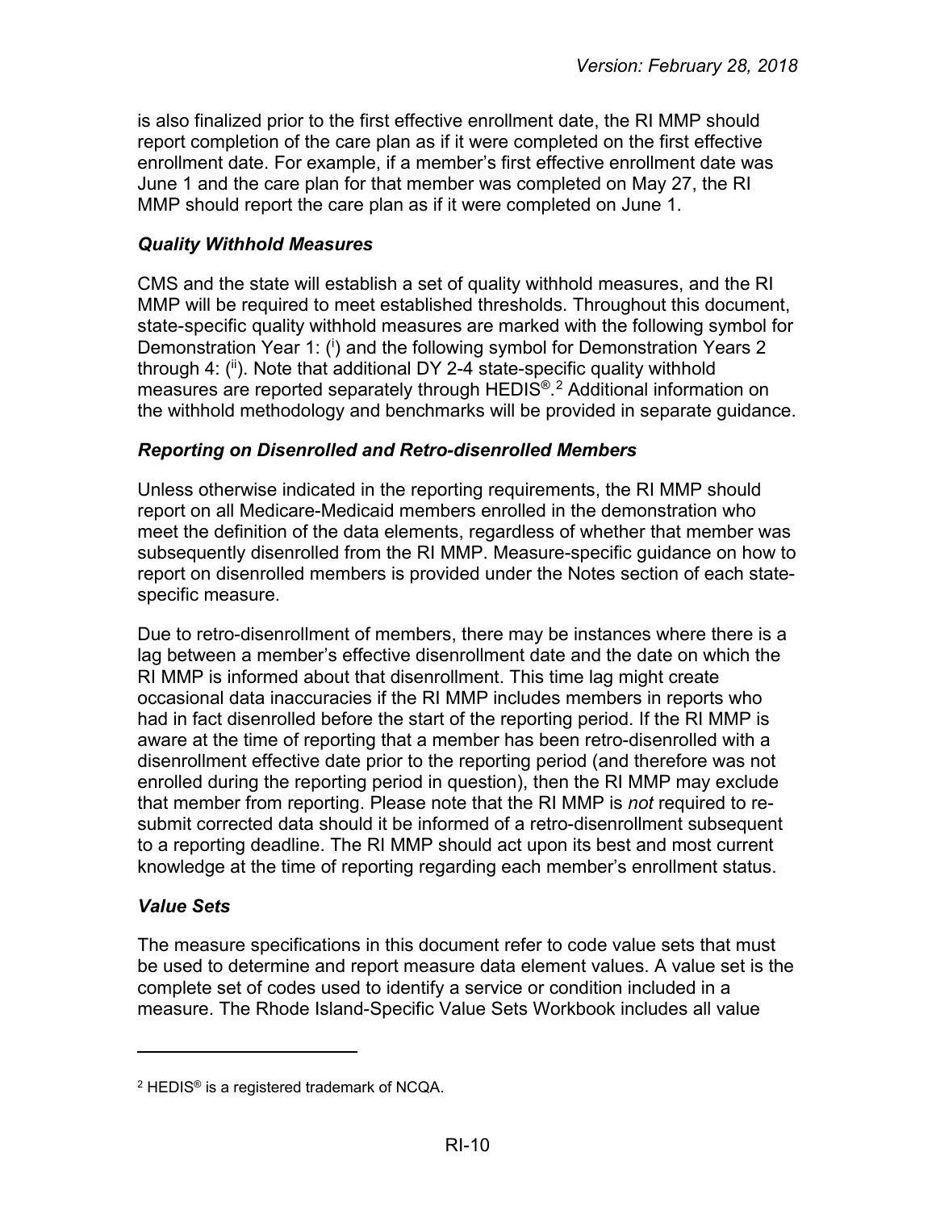is also finalized prior to the first effective enrollment date, the RI MMP should report completion of the care plan as if it were completed on the first effective enrollment date. For example, if a member's first effective enrollment date was June 1 and the care plan for that member was completed on May 27, the RI MMP should report the care plan as if it were completed on June 1.

### *Quality Withhold Measures*

CMS and the state will establish a set of quality withhold measures, and the RI MMP will be required to meet established thresholds. Throughout this document, state-specific quality withhold measures are marked with the following symbol for Demonstration Year 1: ([i]) and the following symbol for Demonstration Years 2 through 4: ([ii]). Note that additional DY 2-4 state-specific quality withhold measures are reported separately through HEDIS®.[2] Additional information on the withhold methodology and benchmarks will be provided in separate guidance.

### *Reporting on Disenrolled and Retro-disenrolled Members*

Unless otherwise indicated in the reporting requirements, the RI MMP should report on all Medicare-Medicaid members enrolled in the demonstration who meet the definition of the data elements, regardless of whether that member was subsequently disenrolled from the RI MMP. Measure-specific guidance on how to report on disenrolled members is provided under the Notes section of each state-specific measure.

Due to retro-disenrollment of members, there may be instances where there is a lag between a member's effective disenrollment date and the date on which the RI MMP is informed about that disenrollment. This time lag might create occasional data inaccuracies if the RI MMP includes members in reports who had in fact disenrolled before the start of the reporting period. If the RI MMP is aware at the time of reporting that a member has been retro-disenrolled with a disenrollment effective date prior to the reporting period (and therefore was not enrolled during the reporting period in question), then the RI MMP may exclude that member from reporting. Please note that the RI MMP is *not* required to re-submit corrected data should it be informed of a retro-disenrollment subsequent to a reporting deadline. The RI MMP should act upon its best and most current knowledge at the time of reporting regarding each member's enrollment status.

### *Value Sets*

The measure specifications in this document refer to code value sets that must be used to determine and report measure data element values. A value set is the complete set of codes used to identify a service or condition included in a measure. The Rhode Island-Specific Value Sets Workbook includes all value

---

[2] HEDIS® is a registered trademark of NCQA.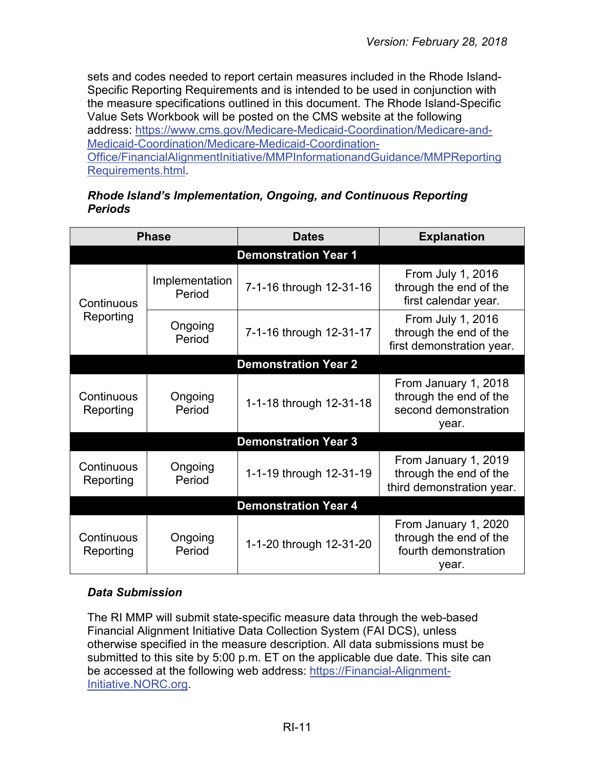sets and codes needed to report certain measures included in the Rhode Island-Specific Reporting Requirements and is intended to be used in conjunction with the measure specifications outlined in this document. The Rhode Island-Specific Value Sets Workbook will be posted on the CMS website at the following address: [https://www.cms.gov/Medicare-Medicaid-Coordination/Medicare-and-Medicaid-Coordination/Medicare-Medicaid-Coordination-Office/FinancialAlignmentInitiative/MMPInformationandGuidance/MMPReportingRequirements.html](https://www.cms.gov/Medicare-Medicaid-Coordination/Medicare-and-Medicaid-Coordination/Medicare-Medicaid-Coordination-Office/FinancialAlignmentInitiative/MMPInformationandGuidance/MMPReportingRequirements.html).

***Rhode Island's Implementation, Ongoing, and Continuous Reporting Periods***

| Phase | | Dates | Explanation |
|---|---|---|---|
| **Demonstration Year 1** | | | |
| Continuous Reporting | Implementation Period | 7-1-16 through 12-31-16 | From July 1, 2016 through the end of the first calendar year. |
| | Ongoing Period | 7-1-16 through 12-31-17 | From July 1, 2016 through the end of the first demonstration year. |
| **Demonstration Year 2** | | | |
| Continuous Reporting | Ongoing Period | 1-1-18 through 12-31-18 | From January 1, 2018 through the end of the second demonstration year. |
| **Demonstration Year 3** | | | |
| Continuous Reporting | Ongoing Period | 1-1-19 through 12-31-19 | From January 1, 2019 through the end of the third demonstration year. |
| **Demonstration Year 4** | | | |
| Continuous Reporting | Ongoing Period | 1-1-20 through 12-31-20 | From January 1, 2020 through the end of the fourth demonstration year. |

***Data Submission***

The RI MMP will submit state-specific measure data through the web-based Financial Alignment Initiative Data Collection System (FAI DCS), unless otherwise specified in the measure description. All data submissions must be submitted to this site by 5:00 p.m. ET on the applicable due date. This site can be accessed at the following web address: [https://Financial-Alignment-Initiative.NORC.org](https://Financial-Alignment-Initiative.NORC.org).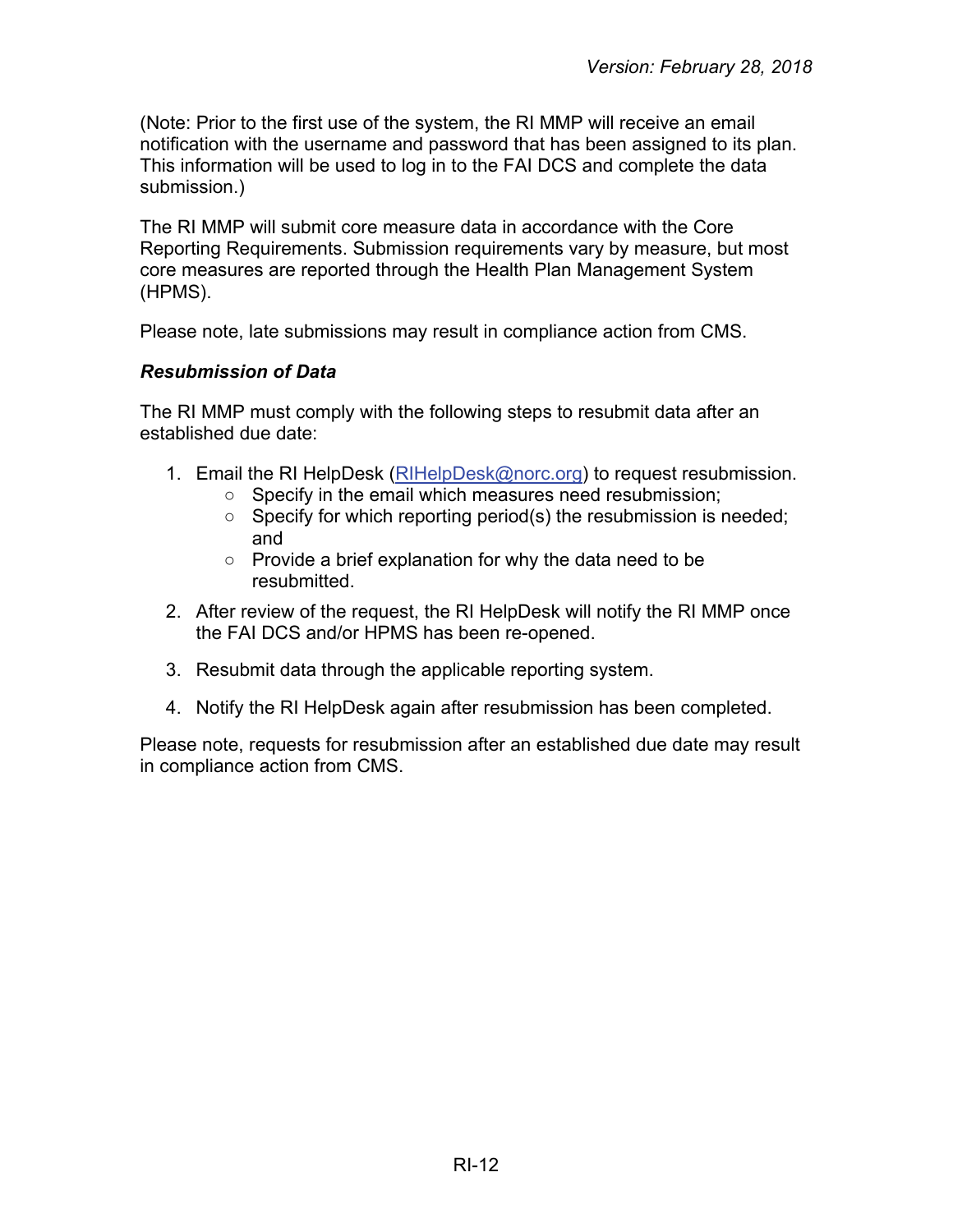(Note: Prior to the first use of the system, the RI MMP will receive an email notification with the username and password that has been assigned to its plan. This information will be used to log in to the FAI DCS and complete the data submission.)

The RI MMP will submit core measure data in accordance with the Core Reporting Requirements. Submission requirements vary by measure, but most core measures are reported through the Health Plan Management System (HPMS).

Please note, late submissions may result in compliance action from CMS.

### *Resubmission of Data*

The RI MMP must comply with the following steps to resubmit data after an established due date:

1. Email the RI HelpDesk (RIHelpDesk@norc.org) to request resubmission.
    - Specify in the email which measures need resubmission;
    - Specify for which reporting period(s) the resubmission is needed; and
    - Provide a brief explanation for why the data need to be resubmitted.
2. After review of the request, the RI HelpDesk will notify the RI MMP once the FAI DCS and/or HPMS has been re-opened.
3. Resubmit data through the applicable reporting system.
4. Notify the RI HelpDesk again after resubmission has been completed.

Please note, requests for resubmission after an established due date may result in compliance action from CMS.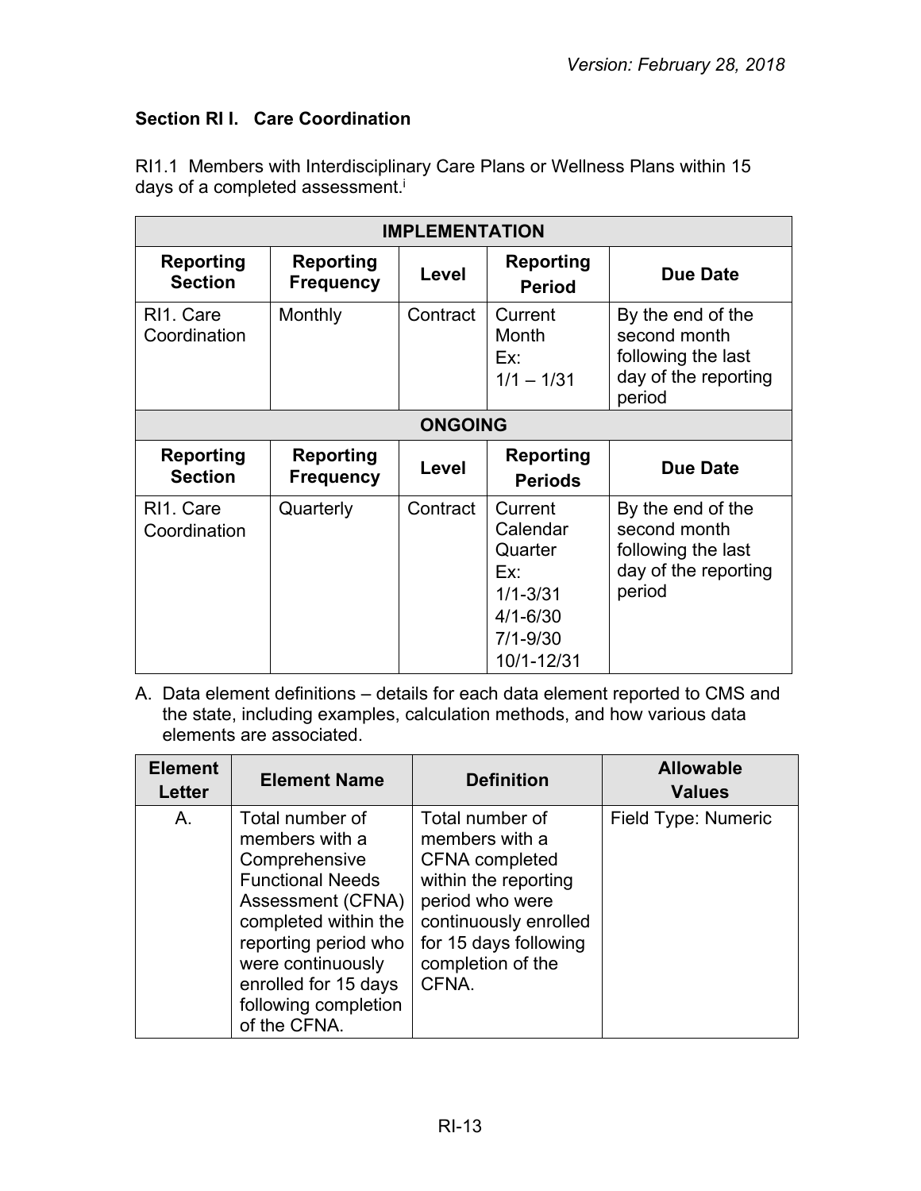*Version: February 28, 2018*

### Section RI I. Care Coordination

RI1.1 Members with Interdisciplinary Care Plans or Wellness Plans within 15 days of a completed assessment.[i]

| IMPLEMENTATION | | | | |
|---|---|---|---|---|
| **Reporting Section** | **Reporting Frequency** | **Level** | **Reporting Period** | **Due Date** |
| RI1. Care Coordination | Monthly | Contract | Current Month Ex: 1/1 – 1/31 | By the end of the second month following the last day of the reporting period |
| **ONGOING** | | | | |
| **Reporting Section** | **Reporting Frequency** | **Level** | **Reporting Periods** | **Due Date** |
| RI1. Care Coordination | Quarterly | Contract | Current Calendar Quarter Ex: 1/1-3/31 4/1-6/30 7/1-9/30 10/1-12/31 | By the end of the second month following the last day of the reporting period |

A. Data element definitions – details for each data element reported to CMS and the state, including examples, calculation methods, and how various data elements are associated.

| Element Letter | Element Name | Definition | Allowable Values |
|---|---|---|---|
| A. | Total number of members with a Comprehensive Functional Needs Assessment (CFNA) completed within the reporting period who were continuously enrolled for 15 days following completion of the CFNA. | Total number of members with a CFNA completed within the reporting period who were continuously enrolled for 15 days following completion of the CFNA. | Field Type: Numeric |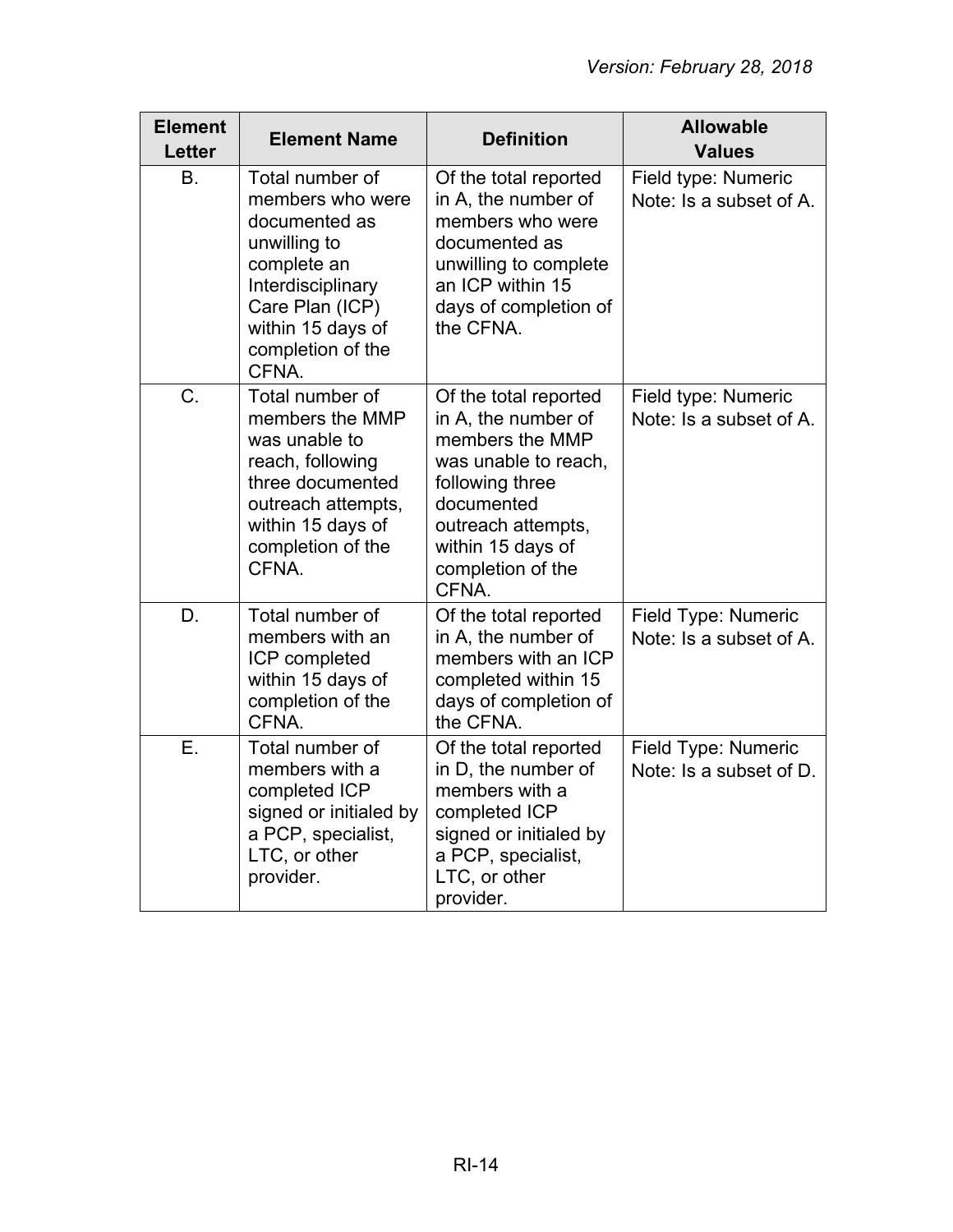| Element Letter | Element Name | Definition | Allowable Values |
|---|---|---|---|
| B. | Total number of members who were documented as unwilling to complete an Interdisciplinary Care Plan (ICP) within 15 days of completion of the CFNA. | Of the total reported in A, the number of members who were documented as unwilling to complete an ICP within 15 days of completion of the CFNA. | Field type: Numeric Note: Is a subset of A. |
| C. | Total number of members the MMP was unable to reach, following three documented outreach attempts, within 15 days of completion of the CFNA. | Of the total reported in A, the number of members the MMP was unable to reach, following three documented outreach attempts, within 15 days of completion of the CFNA. | Field type: Numeric Note: Is a subset of A. |
| D. | Total number of members with an ICP completed within 15 days of completion of the CFNA. | Of the total reported in A, the number of members with an ICP completed within 15 days of completion of the CFNA. | Field Type: Numeric Note: Is a subset of A. |
| E. | Total number of members with a completed ICP signed or initialed by a PCP, specialist, LTC, or other provider. | Of the total reported in D, the number of members with a completed ICP signed or initialed by a PCP, specialist, LTC, or other provider. | Field Type: Numeric Note: Is a subset of D. |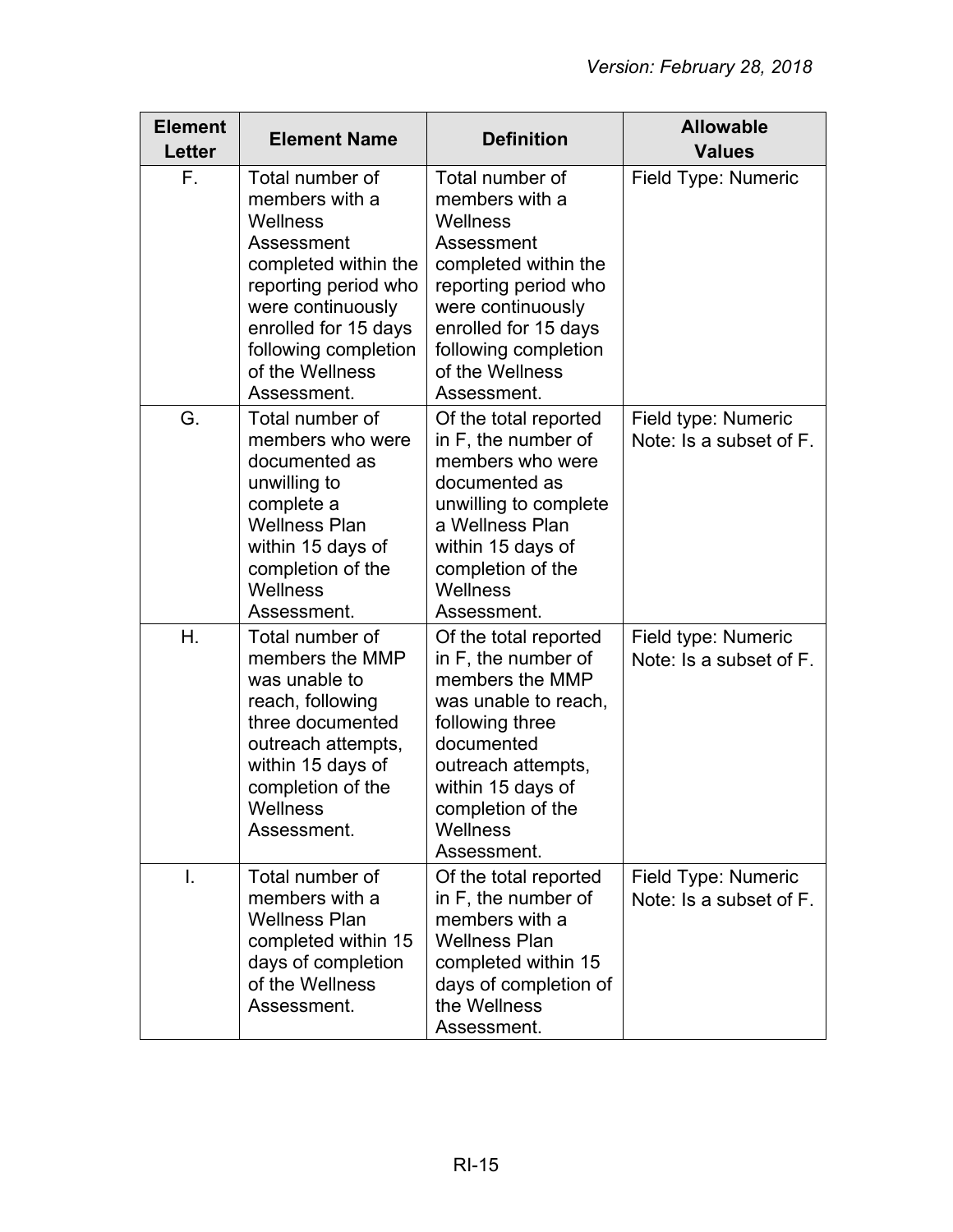| Element Letter | Element Name | Definition | Allowable Values |
|---|---|---|---|
| F. | Total number of members with a Wellness Assessment completed within the reporting period who were continuously enrolled for 15 days following completion of the Wellness Assessment. | Total number of members with a Wellness Assessment completed within the reporting period who were continuously enrolled for 15 days following completion of the Wellness Assessment. | Field Type: Numeric |
| G. | Total number of members who were documented as unwilling to complete a Wellness Plan within 15 days of completion of the Wellness Assessment. | Of the total reported in F, the number of members who were documented as unwilling to complete a Wellness Plan within 15 days of completion of the Wellness Assessment. | Field type: Numeric<br>Note: Is a subset of F. |
| H. | Total number of members the MMP was unable to reach, following three documented outreach attempts, within 15 days of completion of the Wellness Assessment. | Of the total reported in F, the number of members the MMP was unable to reach, following three documented outreach attempts, within 15 days of completion of the Wellness Assessment. | Field type: Numeric<br>Note: Is a subset of F. |
| I. | Total number of members with a Wellness Plan completed within 15 days of completion of the Wellness Assessment. | Of the total reported in F, the number of members with a Wellness Plan completed within 15 days of completion of the Wellness Assessment. | Field Type: Numeric<br>Note: Is a subset of F. |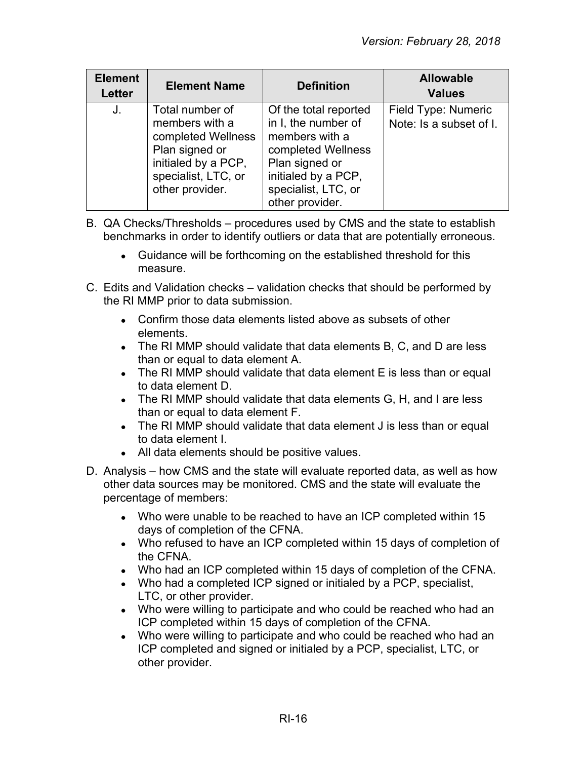| Element Letter | Element Name | Definition | Allowable Values |
|---|---|---|---|
| J. | Total number of members with a completed Wellness Plan signed or initialed by a PCP, specialist, LTC, or other provider. | Of the total reported in I, the number of members with a completed Wellness Plan signed or initialed by a PCP, specialist, LTC, or other provider. | Field Type: Numeric<br>Note: Is a subset of I. |

B. QA Checks/Thresholds – procedures used by CMS and the state to establish benchmarks in order to identify outliers or data that are potentially erroneous.

- Guidance will be forthcoming on the established threshold for this measure.

C. Edits and Validation checks – validation checks that should be performed by the RI MMP prior to data submission.

- Confirm those data elements listed above as subsets of other elements.
- The RI MMP should validate that data elements B, C, and D are less than or equal to data element A.
- The RI MMP should validate that data element E is less than or equal to data element D.
- The RI MMP should validate that data elements G, H, and I are less than or equal to data element F.
- The RI MMP should validate that data element J is less than or equal to data element I.
- All data elements should be positive values.

D. Analysis – how CMS and the state will evaluate reported data, as well as how other data sources may be monitored. CMS and the state will evaluate the percentage of members:

- Who were unable to be reached to have an ICP completed within 15 days of completion of the CFNA.
- Who refused to have an ICP completed within 15 days of completion of the CFNA.
- Who had an ICP completed within 15 days of completion of the CFNA.
- Who had a completed ICP signed or initialed by a PCP, specialist, LTC, or other provider.
- Who were willing to participate and who could be reached who had an ICP completed within 15 days of completion of the CFNA.
- Who were willing to participate and who could be reached who had an ICP completed and signed or initialed by a PCP, specialist, LTC, or other provider.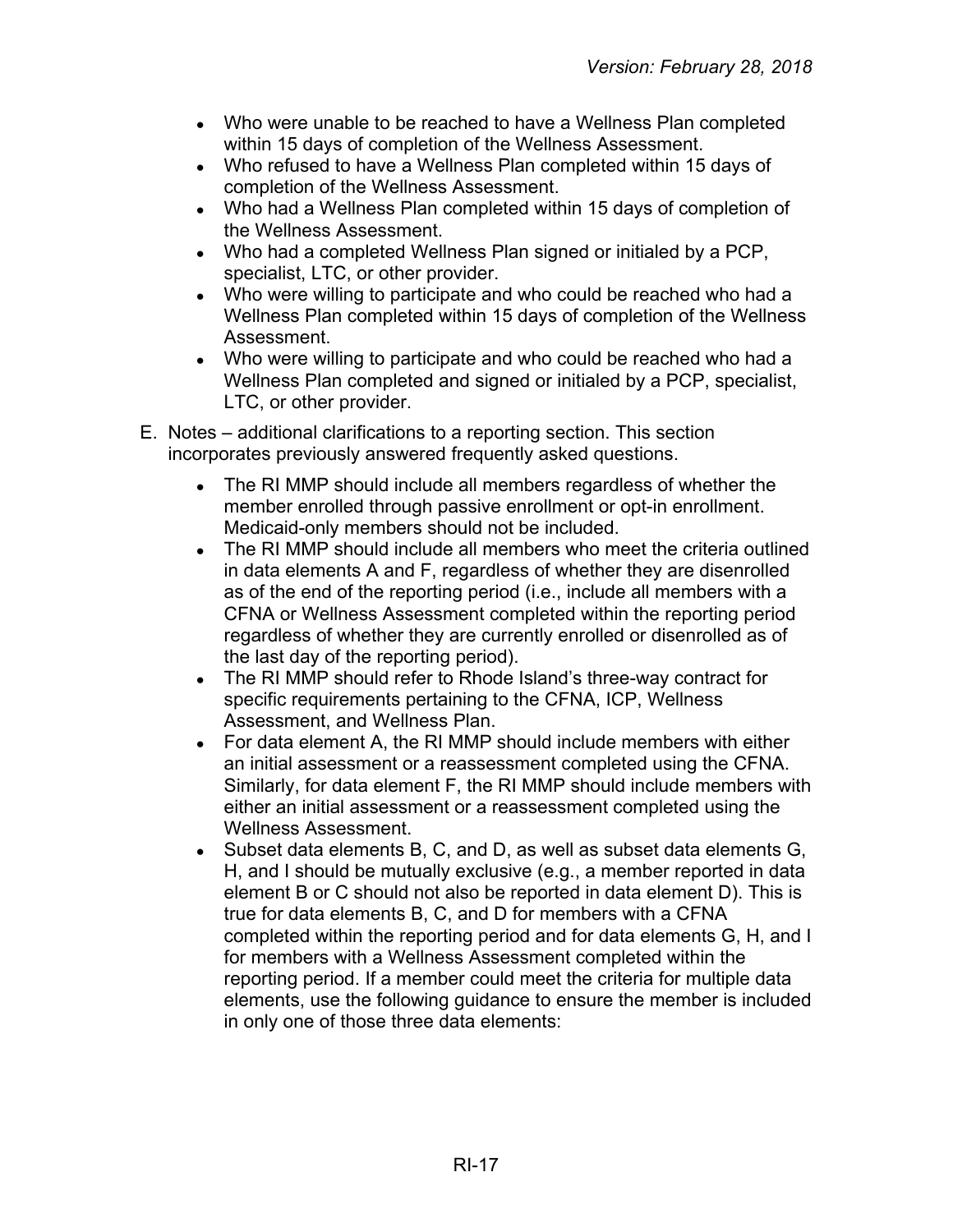- Who were unable to be reached to have a Wellness Plan completed within 15 days of completion of the Wellness Assessment.
- Who refused to have a Wellness Plan completed within 15 days of completion of the Wellness Assessment.
- Who had a Wellness Plan completed within 15 days of completion of the Wellness Assessment.
- Who had a completed Wellness Plan signed or initialed by a PCP, specialist, LTC, or other provider.
- Who were willing to participate and who could be reached who had a Wellness Plan completed within 15 days of completion of the Wellness Assessment.
- Who were willing to participate and who could be reached who had a Wellness Plan completed and signed or initialed by a PCP, specialist, LTC, or other provider.

E. Notes – additional clarifications to a reporting section. This section incorporates previously answered frequently asked questions.

- The RI MMP should include all members regardless of whether the member enrolled through passive enrollment or opt-in enrollment. Medicaid-only members should not be included.
- The RI MMP should include all members who meet the criteria outlined in data elements A and F, regardless of whether they are disenrolled as of the end of the reporting period (i.e., include all members with a CFNA or Wellness Assessment completed within the reporting period regardless of whether they are currently enrolled or disenrolled as of the last day of the reporting period).
- The RI MMP should refer to Rhode Island's three-way contract for specific requirements pertaining to the CFNA, ICP, Wellness Assessment, and Wellness Plan.
- For data element A, the RI MMP should include members with either an initial assessment or a reassessment completed using the CFNA. Similarly, for data element F, the RI MMP should include members with either an initial assessment or a reassessment completed using the Wellness Assessment.
- Subset data elements B, C, and D, as well as subset data elements G, H, and I should be mutually exclusive (e.g., a member reported in data element B or C should not also be reported in data element D). This is true for data elements B, C, and D for members with a CFNA completed within the reporting period and for data elements G, H, and I for members with a Wellness Assessment completed within the reporting period. If a member could meet the criteria for multiple data elements, use the following guidance to ensure the member is included in only one of those three data elements: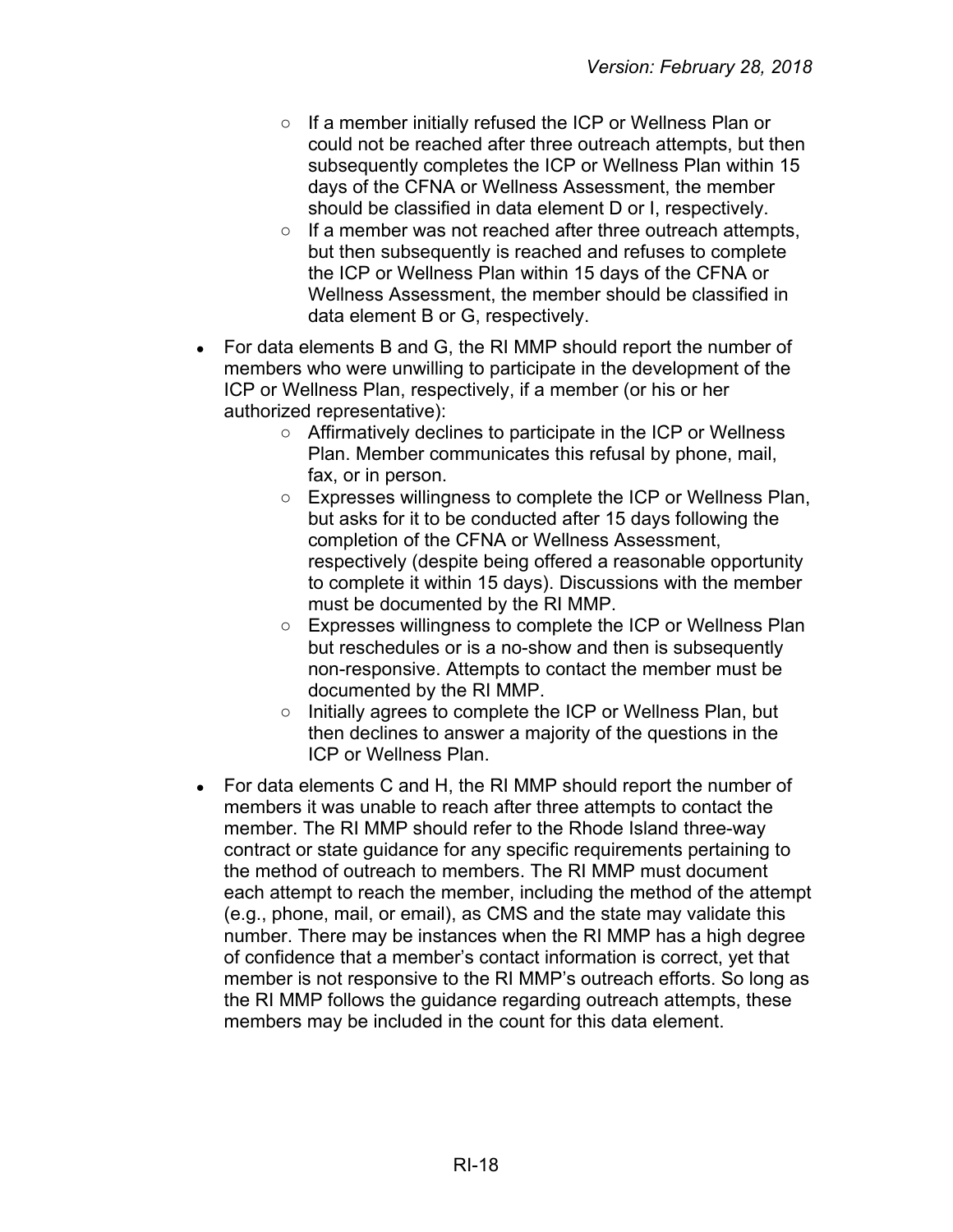- If a member initially refused the ICP or Wellness Plan or could not be reached after three outreach attempts, but then subsequently completes the ICP or Wellness Plan within 15 days of the CFNA or Wellness Assessment, the member should be classified in data element D or I, respectively.
  - If a member was not reached after three outreach attempts, but then subsequently is reached and refuses to complete the ICP or Wellness Plan within 15 days of the CFNA or Wellness Assessment, the member should be classified in data element B or G, respectively.

- For data elements B and G, the RI MMP should report the number of members who were unwilling to participate in the development of the ICP or Wellness Plan, respectively, if a member (or his or her authorized representative):
  - Affirmatively declines to participate in the ICP or Wellness Plan. Member communicates this refusal by phone, mail, fax, or in person.
  - Expresses willingness to complete the ICP or Wellness Plan, but asks for it to be conducted after 15 days following the completion of the CFNA or Wellness Assessment, respectively (despite being offered a reasonable opportunity to complete it within 15 days). Discussions with the member must be documented by the RI MMP.
  - Expresses willingness to complete the ICP or Wellness Plan but reschedules or is a no-show and then is subsequently non-responsive. Attempts to contact the member must be documented by the RI MMP.
  - Initially agrees to complete the ICP or Wellness Plan, but then declines to answer a majority of the questions in the ICP or Wellness Plan.

- For data elements C and H, the RI MMP should report the number of members it was unable to reach after three attempts to contact the member. The RI MMP should refer to the Rhode Island three-way contract or state guidance for any specific requirements pertaining to the method of outreach to members. The RI MMP must document each attempt to reach the member, including the method of the attempt (e.g., phone, mail, or email), as CMS and the state may validate this number. There may be instances when the RI MMP has a high degree of confidence that a member's contact information is correct, yet that member is not responsive to the RI MMP's outreach efforts. So long as the RI MMP follows the guidance regarding outreach attempts, these members may be included in the count for this data element.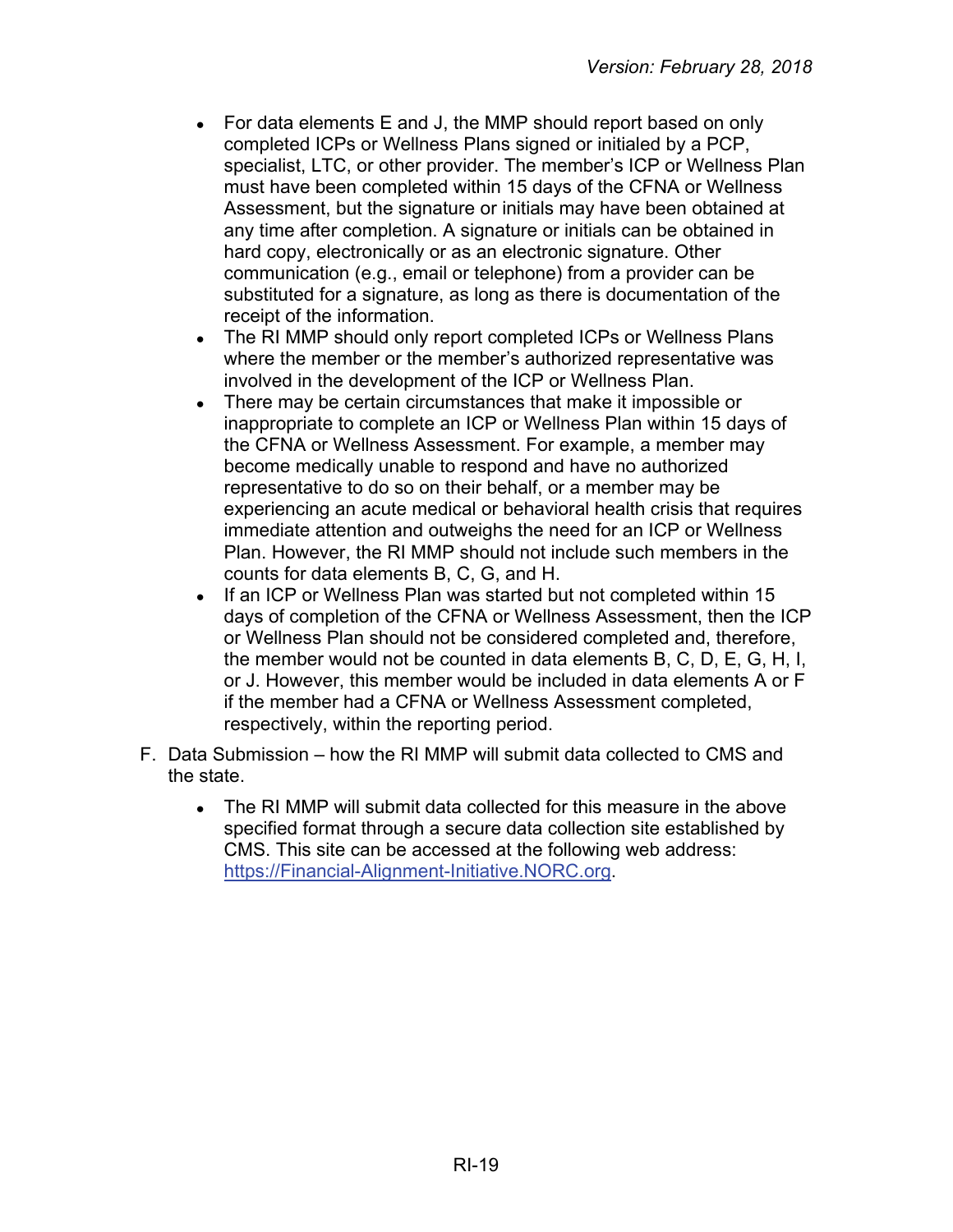- For data elements E and J, the MMP should report based on only completed ICPs or Wellness Plans signed or initialed by a PCP, specialist, LTC, or other provider. The member's ICP or Wellness Plan must have been completed within 15 days of the CFNA or Wellness Assessment, but the signature or initials may have been obtained at any time after completion. A signature or initials can be obtained in hard copy, electronically or as an electronic signature. Other communication (e.g., email or telephone) from a provider can be substituted for a signature, as long as there is documentation of the receipt of the information.
- The RI MMP should only report completed ICPs or Wellness Plans where the member or the member's authorized representative was involved in the development of the ICP or Wellness Plan.
- There may be certain circumstances that make it impossible or inappropriate to complete an ICP or Wellness Plan within 15 days of the CFNA or Wellness Assessment. For example, a member may become medically unable to respond and have no authorized representative to do so on their behalf, or a member may be experiencing an acute medical or behavioral health crisis that requires immediate attention and outweighs the need for an ICP or Wellness Plan. However, the RI MMP should not include such members in the counts for data elements B, C, G, and H.
- If an ICP or Wellness Plan was started but not completed within 15 days of completion of the CFNA or Wellness Assessment, then the ICP or Wellness Plan should not be considered completed and, therefore, the member would not be counted in data elements B, C, D, E, G, H, I, or J. However, this member would be included in data elements A or F if the member had a CFNA or Wellness Assessment completed, respectively, within the reporting period.

F. Data Submission – how the RI MMP will submit data collected to CMS and the state.

- The RI MMP will submit data collected for this measure in the above specified format through a secure data collection site established by CMS. This site can be accessed at the following web address: [https://Financial-Alignment-Initiative.NORC.org](https://Financial-Alignment-Initiative.NORC.org).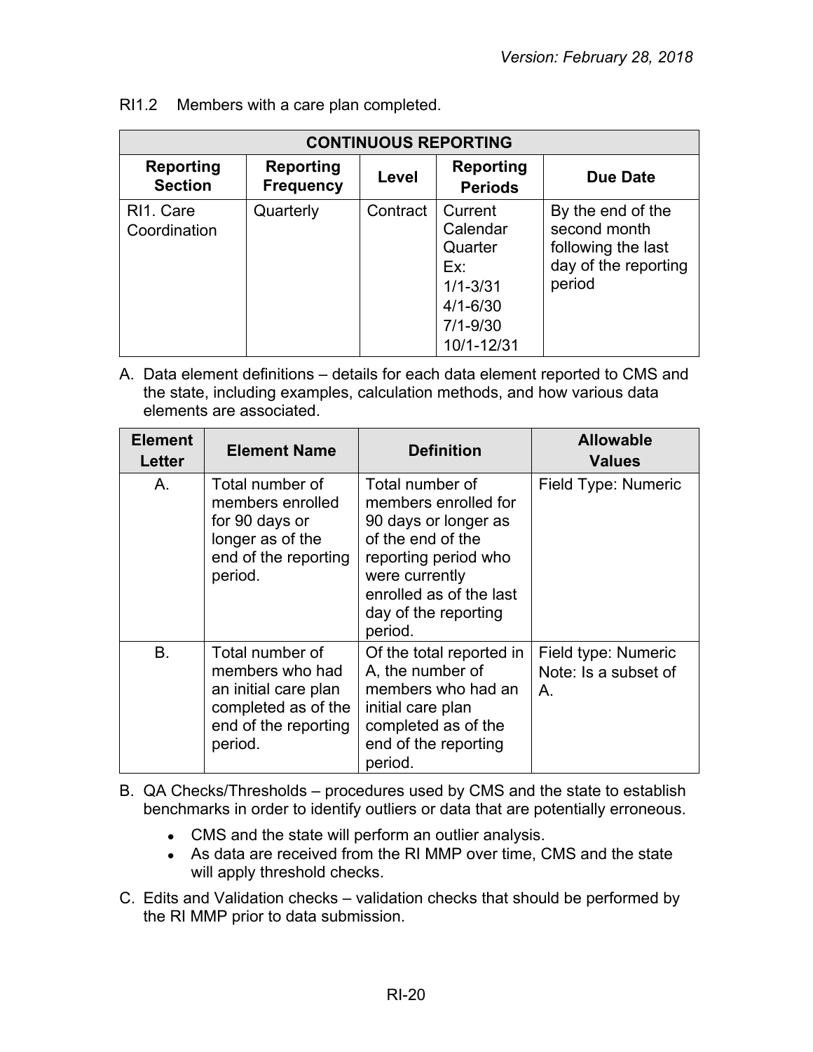RI1.2 Members with a care plan completed.

| CONTINUOUS REPORTING | | | | |
|---|---|---|---|---|
| **Reporting Section** | **Reporting Frequency** | **Level** | **Reporting Periods** | **Due Date** |
| RI1. Care Coordination | Quarterly | Contract | Current Calendar Quarter Ex: 1/1-3/31 4/1-6/30 7/1-9/30 10/1-12/31 | By the end of the second month following the last day of the reporting period |

A. Data element definitions – details for each data element reported to CMS and the state, including examples, calculation methods, and how various data elements are associated.

| Element Letter | Element Name | Definition | Allowable Values |
|---|---|---|---|
| A. | Total number of members enrolled for 90 days or longer as of the end of the reporting period. | Total number of members enrolled for 90 days or longer as of the end of the reporting period who were currently enrolled as of the last day of the reporting period. | Field Type: Numeric |
| B. | Total number of members who had an initial care plan completed as of the end of the reporting period. | Of the total reported in A, the number of members who had an initial care plan completed as of the end of the reporting period. | Field type: Numeric Note: Is a subset of A. |

B. QA Checks/Thresholds – procedures used by CMS and the state to establish benchmarks in order to identify outliers or data that are potentially erroneous.

- CMS and the state will perform an outlier analysis.
- As data are received from the RI MMP over time, CMS and the state will apply threshold checks.

C. Edits and Validation checks – validation checks that should be performed by the RI MMP prior to data submission.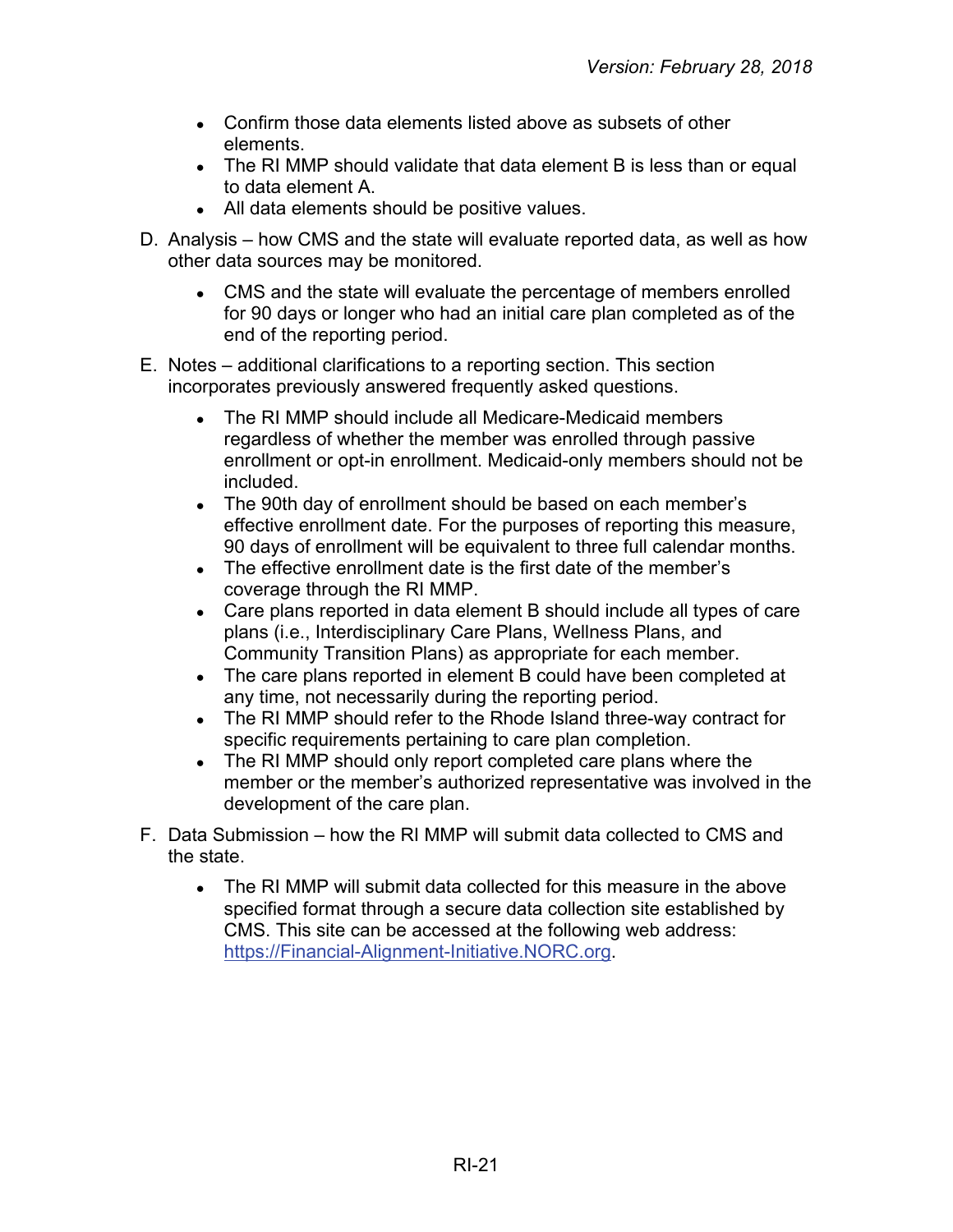- Confirm those data elements listed above as subsets of other elements.
- The RI MMP should validate that data element B is less than or equal to data element A.
- All data elements should be positive values.

D. Analysis – how CMS and the state will evaluate reported data, as well as how other data sources may be monitored.

- CMS and the state will evaluate the percentage of members enrolled for 90 days or longer who had an initial care plan completed as of the end of the reporting period.

E. Notes – additional clarifications to a reporting section. This section incorporates previously answered frequently asked questions.

- The RI MMP should include all Medicare-Medicaid members regardless of whether the member was enrolled through passive enrollment or opt-in enrollment. Medicaid-only members should not be included.
- The 90th day of enrollment should be based on each member's effective enrollment date. For the purposes of reporting this measure, 90 days of enrollment will be equivalent to three full calendar months.
- The effective enrollment date is the first date of the member's coverage through the RI MMP.
- Care plans reported in data element B should include all types of care plans (i.e., Interdisciplinary Care Plans, Wellness Plans, and Community Transition Plans) as appropriate for each member.
- The care plans reported in element B could have been completed at any time, not necessarily during the reporting period.
- The RI MMP should refer to the Rhode Island three-way contract for specific requirements pertaining to care plan completion.
- The RI MMP should only report completed care plans where the member or the member's authorized representative was involved in the development of the care plan.

F. Data Submission – how the RI MMP will submit data collected to CMS and the state.

- The RI MMP will submit data collected for this measure in the above specified format through a secure data collection site established by CMS. This site can be accessed at the following web address: [https://Financial-Alignment-Initiative.NORC.org](https://Financial-Alignment-Initiative.NORC.org).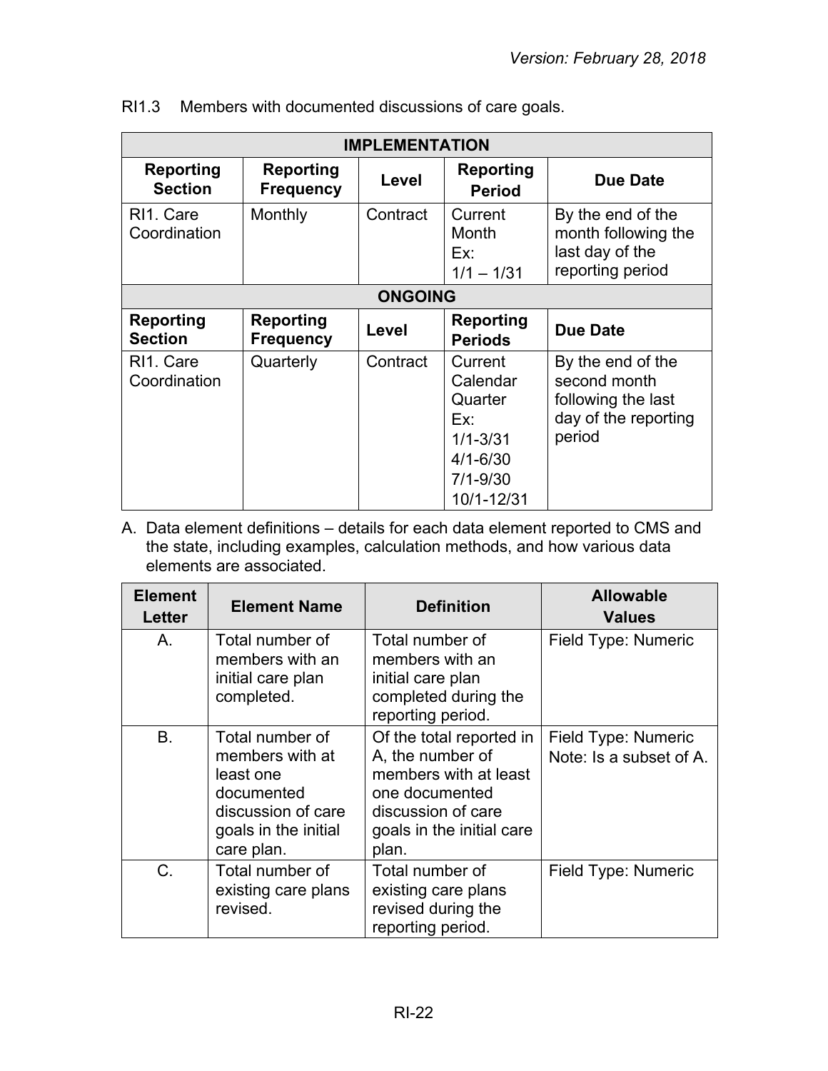RI1.3 Members with documented discussions of care goals.

| IMPLEMENTATION | | | | |
|---|---|---|---|---|
| **Reporting Section** | **Reporting Frequency** | **Level** | **Reporting Period** | **Due Date** |
| RI1. Care Coordination | Monthly | Contract | Current Month Ex: 1/1 – 1/31 | By the end of the month following the last day of the reporting period |
| **ONGOING** | | | | |
| **Reporting Section** | **Reporting Frequency** | **Level** | **Reporting Periods** | **Due Date** |
| RI1. Care Coordination | Quarterly | Contract | Current Calendar Quarter Ex: 1/1-3/31 4/1-6/30 7/1-9/30 10/1-12/31 | By the end of the second month following the last day of the reporting period |

A. Data element definitions – details for each data element reported to CMS and the state, including examples, calculation methods, and how various data elements are associated.

| Element Letter | Element Name | Definition | Allowable Values |
|---|---|---|---|
| A. | Total number of members with an initial care plan completed. | Total number of members with an initial care plan completed during the reporting period. | Field Type: Numeric |
| B. | Total number of members with at least one documented discussion of care goals in the initial care plan. | Of the total reported in A, the number of members with at least one documented discussion of care goals in the initial care plan. | Field Type: Numeric<br>Note: Is a subset of A. |
| C. | Total number of existing care plans revised. | Total number of existing care plans revised during the reporting period. | Field Type: Numeric |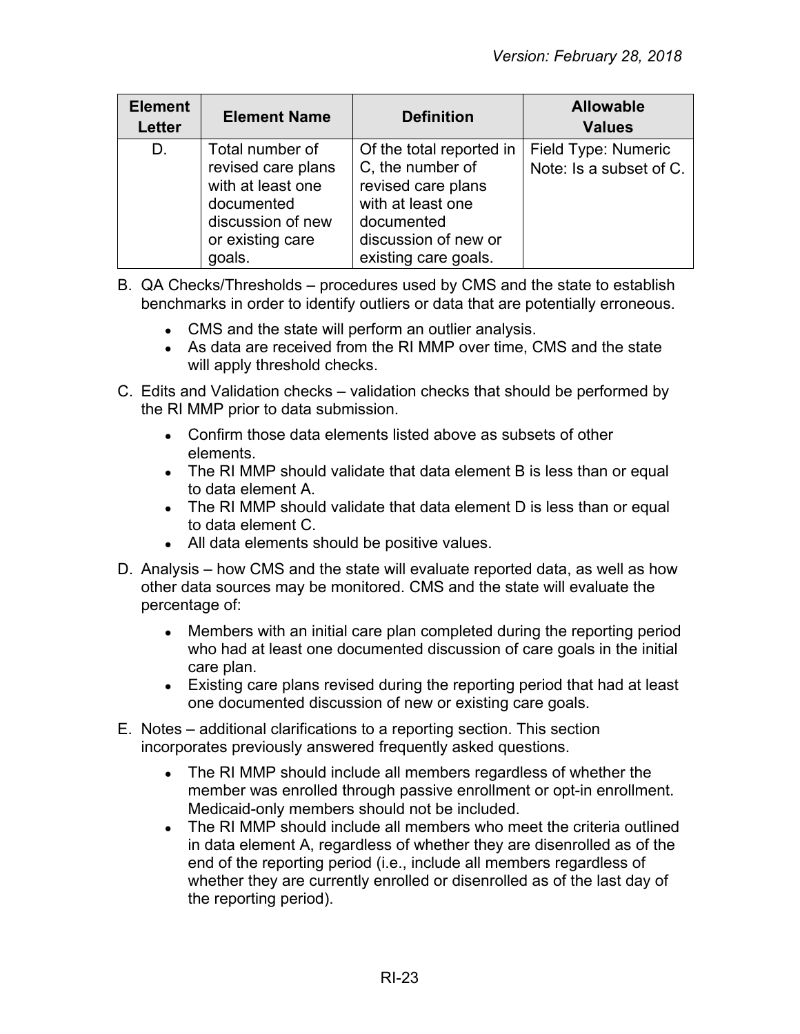| Element Letter | Element Name | Definition | Allowable Values |
|---|---|---|---|
| D. | Total number of revised care plans with at least one documented discussion of new or existing care goals. | Of the total reported in C, the number of revised care plans with at least one documented discussion of new or existing care goals. | Field Type: Numeric<br>Note: Is a subset of C. |

B. QA Checks/Thresholds – procedures used by CMS and the state to establish benchmarks in order to identify outliers or data that are potentially erroneous.

- CMS and the state will perform an outlier analysis.
- As data are received from the RI MMP over time, CMS and the state will apply threshold checks.

C. Edits and Validation checks – validation checks that should be performed by the RI MMP prior to data submission.

- Confirm those data elements listed above as subsets of other elements.
- The RI MMP should validate that data element B is less than or equal to data element A.
- The RI MMP should validate that data element D is less than or equal to data element C.
- All data elements should be positive values.

D. Analysis – how CMS and the state will evaluate reported data, as well as how other data sources may be monitored. CMS and the state will evaluate the percentage of:

- Members with an initial care plan completed during the reporting period who had at least one documented discussion of care goals in the initial care plan.
- Existing care plans revised during the reporting period that had at least one documented discussion of new or existing care goals.

E. Notes – additional clarifications to a reporting section. This section incorporates previously answered frequently asked questions.

- The RI MMP should include all members regardless of whether the member was enrolled through passive enrollment or opt-in enrollment. Medicaid-only members should not be included.
- The RI MMP should include all members who meet the criteria outlined in data element A, regardless of whether they are disenrolled as of the end of the reporting period (i.e., include all members regardless of whether they are currently enrolled or disenrolled as of the last day of the reporting period).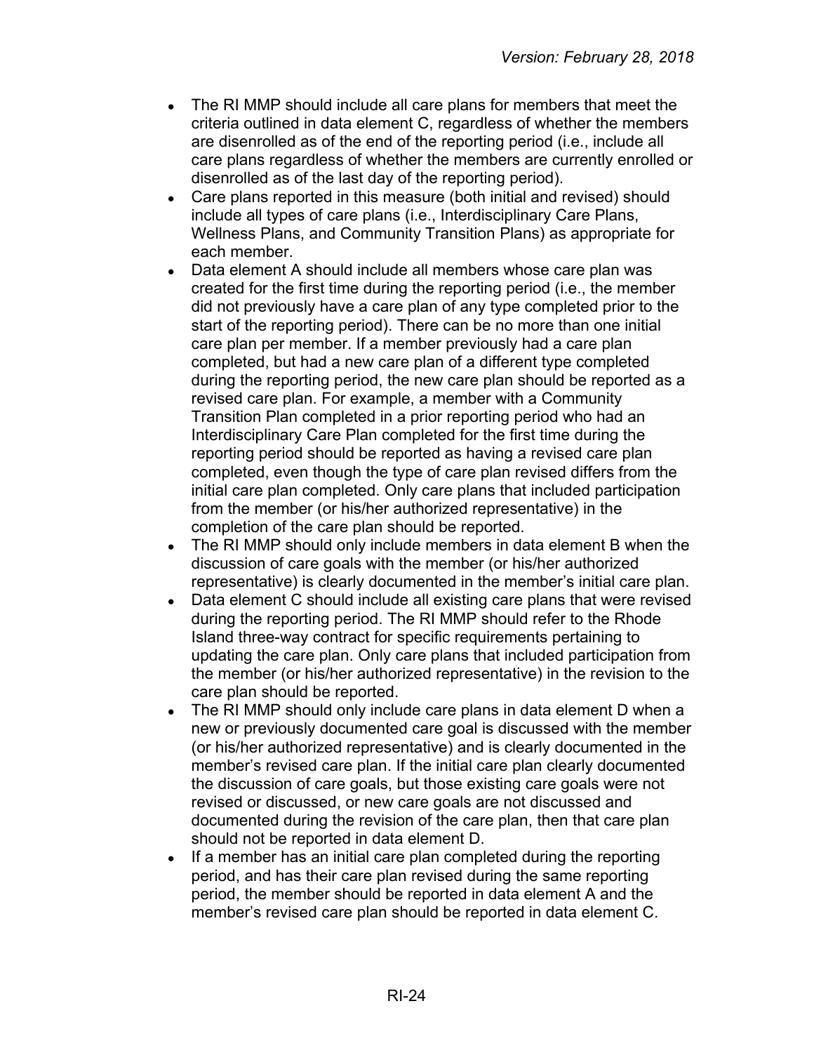- The RI MMP should include all care plans for members that meet the criteria outlined in data element C, regardless of whether the members are disenrolled as of the end of the reporting period (i.e., include all care plans regardless of whether the members are currently enrolled or disenrolled as of the last day of the reporting period).
- Care plans reported in this measure (both initial and revised) should include all types of care plans (i.e., Interdisciplinary Care Plans, Wellness Plans, and Community Transition Plans) as appropriate for each member.
- Data element A should include all members whose care plan was created for the first time during the reporting period (i.e., the member did not previously have a care plan of any type completed prior to the start of the reporting period). There can be no more than one initial care plan per member. If a member previously had a care plan completed, but had a new care plan of a different type completed during the reporting period, the new care plan should be reported as a revised care plan. For example, a member with a Community Transition Plan completed in a prior reporting period who had an Interdisciplinary Care Plan completed for the first time during the reporting period should be reported as having a revised care plan completed, even though the type of care plan revised differs from the initial care plan completed. Only care plans that included participation from the member (or his/her authorized representative) in the completion of the care plan should be reported.
- The RI MMP should only include members in data element B when the discussion of care goals with the member (or his/her authorized representative) is clearly documented in the member's initial care plan.
- Data element C should include all existing care plans that were revised during the reporting period. The RI MMP should refer to the Rhode Island three-way contract for specific requirements pertaining to updating the care plan. Only care plans that included participation from the member (or his/her authorized representative) in the revision to the care plan should be reported.
- The RI MMP should only include care plans in data element D when a new or previously documented care goal is discussed with the member (or his/her authorized representative) and is clearly documented in the member's revised care plan. If the initial care plan clearly documented the discussion of care goals, but those existing care goals were not revised or discussed, or new care goals are not discussed and documented during the revision of the care plan, then that care plan should not be reported in data element D.
- If a member has an initial care plan completed during the reporting period, and has their care plan revised during the same reporting period, the member should be reported in data element A and the member's revised care plan should be reported in data element C.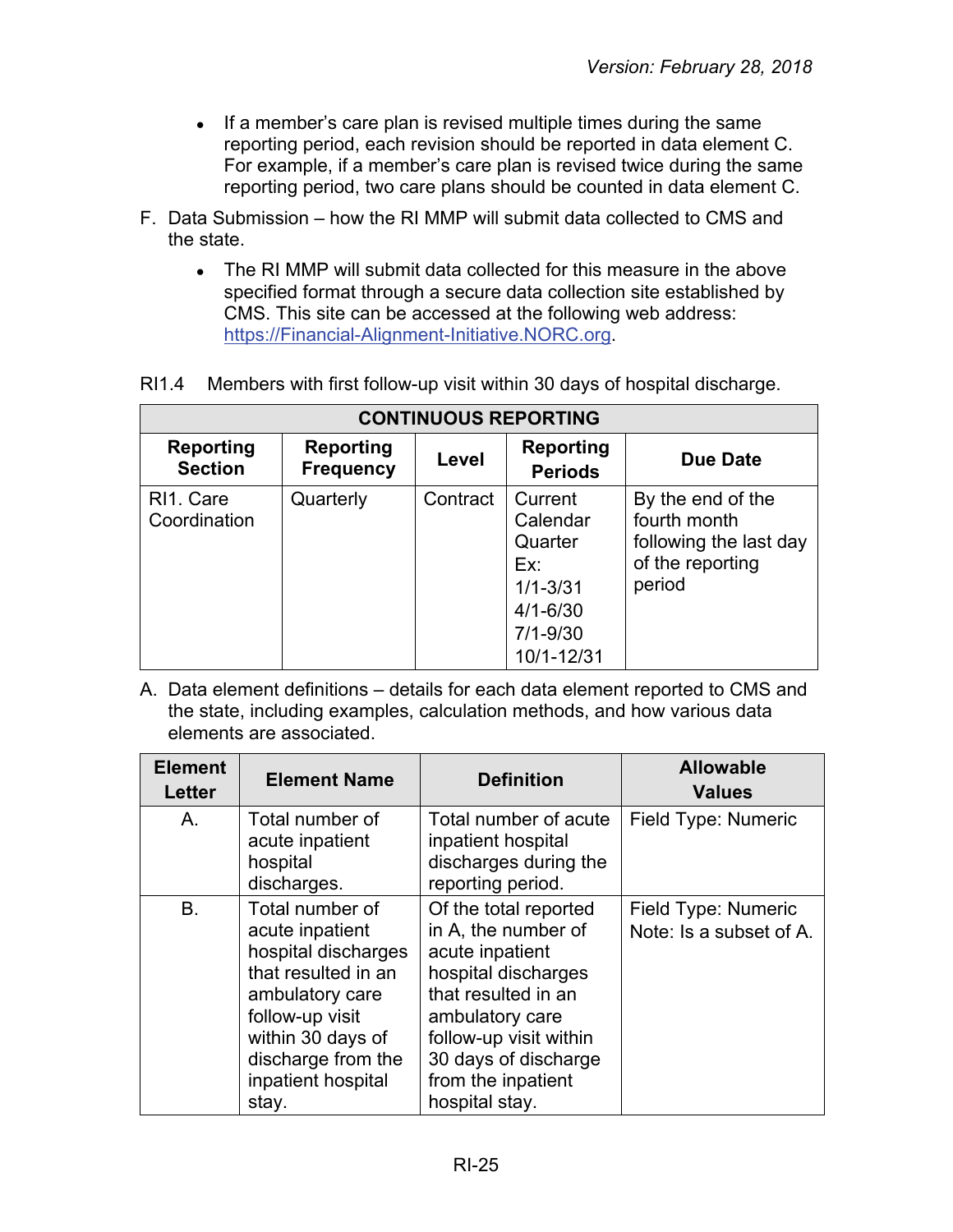- If a member's care plan is revised multiple times during the same reporting period, each revision should be reported in data element C. For example, if a member's care plan is revised twice during the same reporting period, two care plans should be counted in data element C.

F. Data Submission – how the RI MMP will submit data collected to CMS and the state.

- The RI MMP will submit data collected for this measure in the above specified format through a secure data collection site established by CMS. This site can be accessed at the following web address: https://Financial-Alignment-Initiative.NORC.org.

RI1.4 Members with first follow-up visit within 30 days of hospital discharge.

| CONTINUOUS REPORTING | | | | |
|---|---|---|---|---|
| **Reporting Section** | **Reporting Frequency** | **Level** | **Reporting Periods** | **Due Date** |
| RI1. Care Coordination | Quarterly | Contract | Current Calendar Quarter Ex: 1/1-3/31 4/1-6/30 7/1-9/30 10/1-12/31 | By the end of the fourth month following the last day of the reporting period |

A. Data element definitions – details for each data element reported to CMS and the state, including examples, calculation methods, and how various data elements are associated.

| Element Letter | Element Name | Definition | Allowable Values |
|---|---|---|---|
| A. | Total number of acute inpatient hospital discharges. | Total number of acute inpatient hospital discharges during the reporting period. | Field Type: Numeric |
| B. | Total number of acute inpatient hospital discharges that resulted in an ambulatory care follow-up visit within 30 days of discharge from the inpatient hospital stay. | Of the total reported in A, the number of acute inpatient hospital discharges that resulted in an ambulatory care follow-up visit within 30 days of discharge from the inpatient hospital stay. | Field Type: Numeric<br>Note: Is a subset of A. |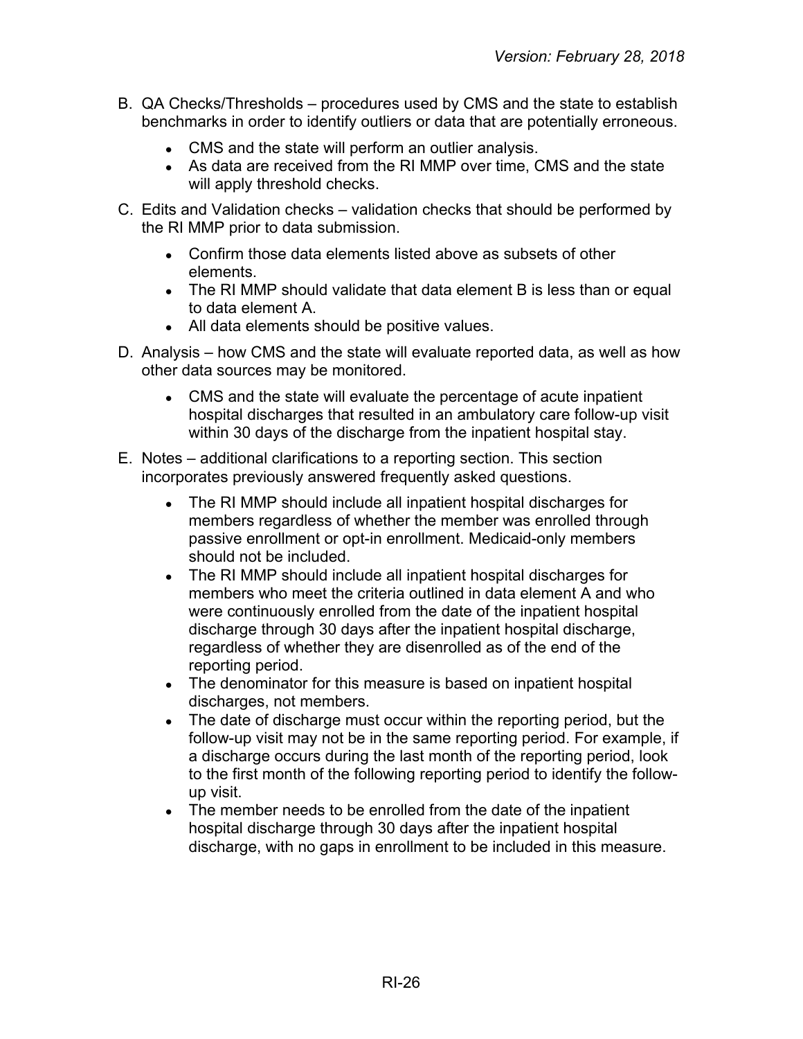B. QA Checks/Thresholds – procedures used by CMS and the state to establish benchmarks in order to identify outliers or data that are potentially erroneous.

- CMS and the state will perform an outlier analysis.
- As data are received from the RI MMP over time, CMS and the state will apply threshold checks.

C. Edits and Validation checks – validation checks that should be performed by the RI MMP prior to data submission.

- Confirm those data elements listed above as subsets of other elements.
- The RI MMP should validate that data element B is less than or equal to data element A.
- All data elements should be positive values.

D. Analysis – how CMS and the state will evaluate reported data, as well as how other data sources may be monitored.

- CMS and the state will evaluate the percentage of acute inpatient hospital discharges that resulted in an ambulatory care follow-up visit within 30 days of the discharge from the inpatient hospital stay.

E. Notes – additional clarifications to a reporting section. This section incorporates previously answered frequently asked questions.

- The RI MMP should include all inpatient hospital discharges for members regardless of whether the member was enrolled through passive enrollment or opt-in enrollment. Medicaid-only members should not be included.
- The RI MMP should include all inpatient hospital discharges for members who meet the criteria outlined in data element A and who were continuously enrolled from the date of the inpatient hospital discharge through 30 days after the inpatient hospital discharge, regardless of whether they are disenrolled as of the end of the reporting period.
- The denominator for this measure is based on inpatient hospital discharges, not members.
- The date of discharge must occur within the reporting period, but the follow-up visit may not be in the same reporting period. For example, if a discharge occurs during the last month of the reporting period, look to the first month of the following reporting period to identify the follow-up visit.
- The member needs to be enrolled from the date of the inpatient hospital discharge through 30 days after the inpatient hospital discharge, with no gaps in enrollment to be included in this measure.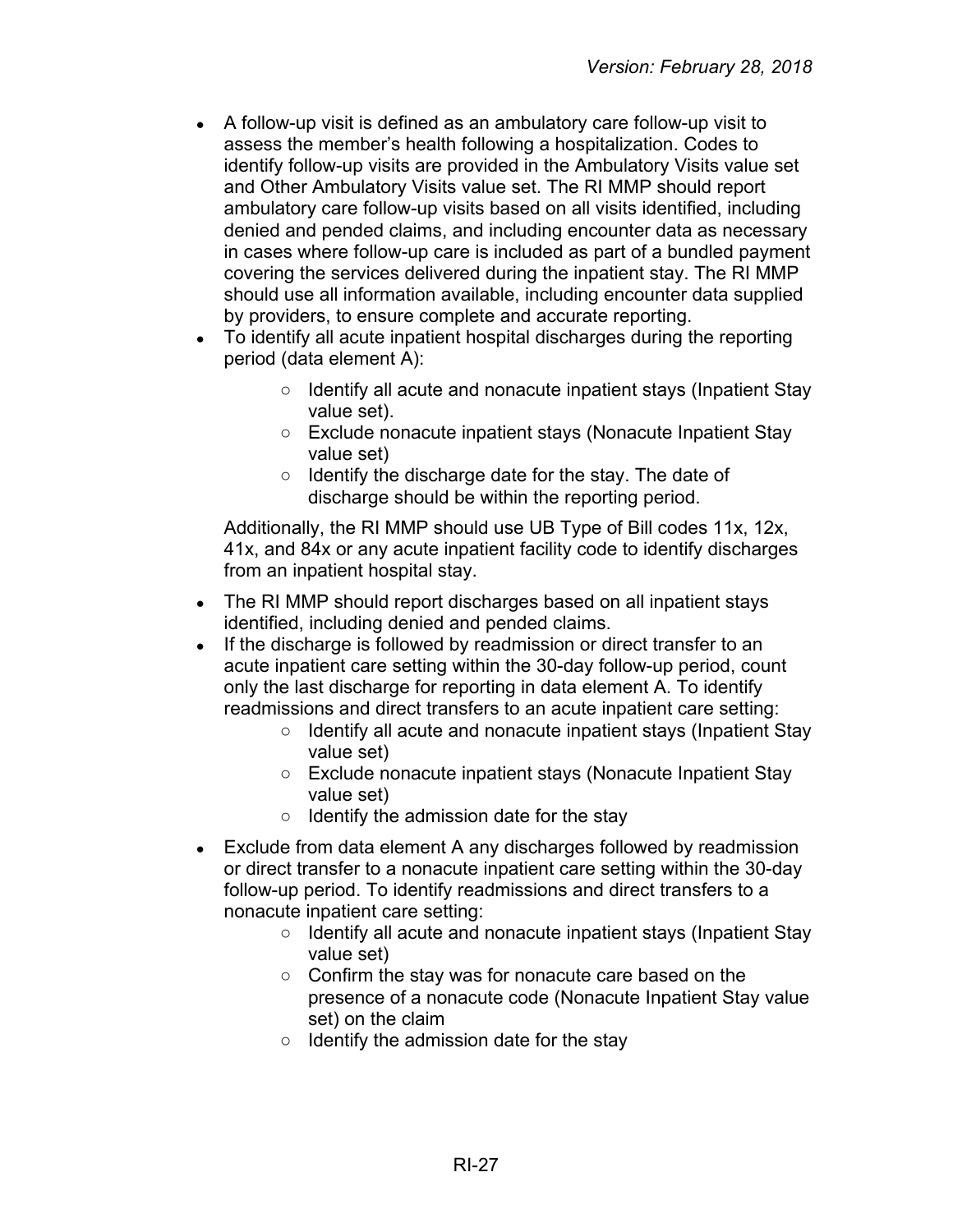- A follow-up visit is defined as an ambulatory care follow-up visit to assess the member's health following a hospitalization. Codes to identify follow-up visits are provided in the Ambulatory Visits value set and Other Ambulatory Visits value set. The RI MMP should report ambulatory care follow-up visits based on all visits identified, including denied and pended claims, and including encounter data as necessary in cases where follow-up care is included as part of a bundled payment covering the services delivered during the inpatient stay. The RI MMP should use all information available, including encounter data supplied by providers, to ensure complete and accurate reporting.
- To identify all acute inpatient hospital discharges during the reporting period (data element A):
  - Identify all acute and nonacute inpatient stays (Inpatient Stay value set).
  - Exclude nonacute inpatient stays (Nonacute Inpatient Stay value set)
  - Identify the discharge date for the stay. The date of discharge should be within the reporting period.

  Additionally, the RI MMP should use UB Type of Bill codes 11x, 12x, 41x, and 84x or any acute inpatient facility code to identify discharges from an inpatient hospital stay.
- The RI MMP should report discharges based on all inpatient stays identified, including denied and pended claims.
- If the discharge is followed by readmission or direct transfer to an acute inpatient care setting within the 30-day follow-up period, count only the last discharge for reporting in data element A. To identify readmissions and direct transfers to an acute inpatient care setting:
  - Identify all acute and nonacute inpatient stays (Inpatient Stay value set)
  - Exclude nonacute inpatient stays (Nonacute Inpatient Stay value set)
  - Identify the admission date for the stay
- Exclude from data element A any discharges followed by readmission or direct transfer to a nonacute inpatient care setting within the 30-day follow-up period. To identify readmissions and direct transfers to a nonacute inpatient care setting:
  - Identify all acute and nonacute inpatient stays (Inpatient Stay value set)
  - Confirm the stay was for nonacute care based on the presence of a nonacute code (Nonacute Inpatient Stay value set) on the claim
  - Identify the admission date for the stay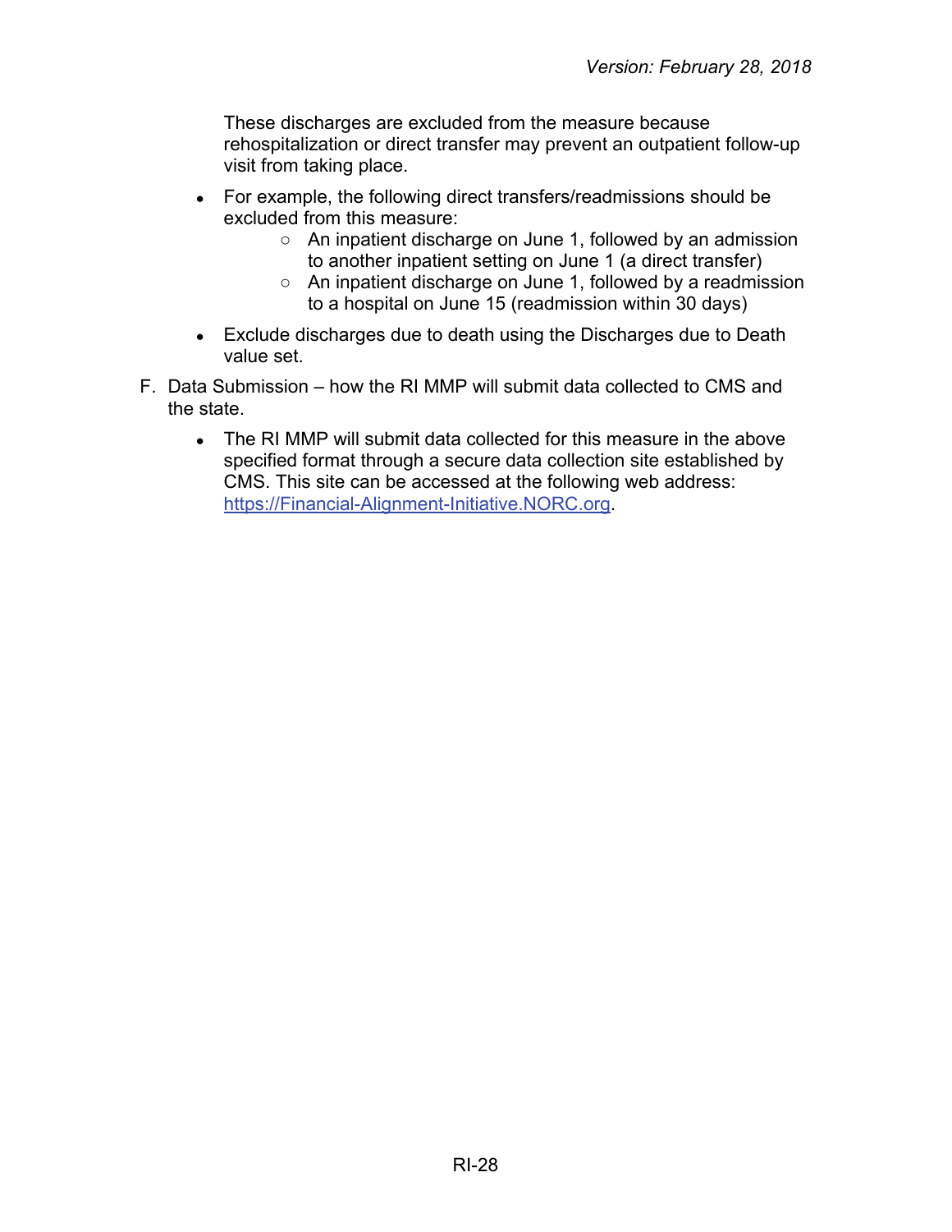These discharges are excluded from the measure because rehospitalization or direct transfer may prevent an outpatient follow-up visit from taking place.

- For example, the following direct transfers/readmissions should be excluded from this measure:
  - An inpatient discharge on June 1, followed by an admission to another inpatient setting on June 1 (a direct transfer)
  - An inpatient discharge on June 1, followed by a readmission to a hospital on June 15 (readmission within 30 days)
- Exclude discharges due to death using the Discharges due to Death value set.

F. Data Submission – how the RI MMP will submit data collected to CMS and the state.

- The RI MMP will submit data collected for this measure in the above specified format through a secure data collection site established by CMS. This site can be accessed at the following web address: [https://Financial-Alignment-Initiative.NORC.org](https://Financial-Alignment-Initiative.NORC.org).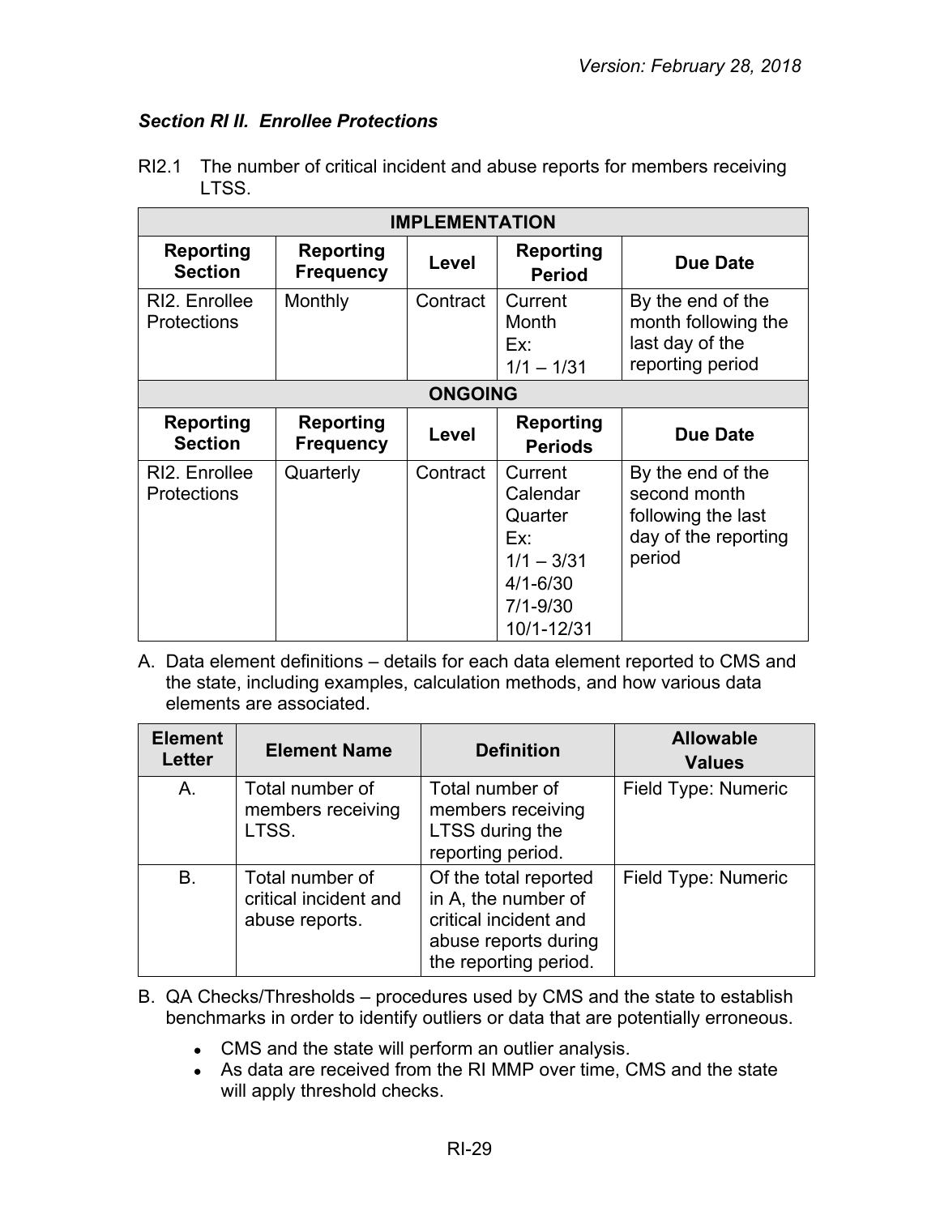### *Section RI II. Enrollee Protections*

RI2.1 The number of critical incident and abuse reports for members receiving LTSS.

| IMPLEMENTATION | | | | |
|---|---|---|---|---|
| **Reporting Section** | **Reporting Frequency** | **Level** | **Reporting Period** | **Due Date** |
| RI2. Enrollee Protections | Monthly | Contract | Current Month<br>Ex:<br>1/1 – 1/31 | By the end of the month following the last day of the reporting period |
| **ONGOING** | | | | |
| **Reporting Section** | **Reporting Frequency** | **Level** | **Reporting Periods** | **Due Date** |
| RI2. Enrollee Protections | Quarterly | Contract | Current Calendar Quarter<br>Ex:<br>1/1 – 3/31<br>4/1-6/30<br>7/1-9/30<br>10/1-12/31 | By the end of the second month following the last day of the reporting period |

A. Data element definitions – details for each data element reported to CMS and the state, including examples, calculation methods, and how various data elements are associated.

| Element Letter | Element Name | Definition | Allowable Values |
|---|---|---|---|
| A. | Total number of members receiving LTSS. | Total number of members receiving LTSS during the reporting period. | Field Type: Numeric |
| B. | Total number of critical incident and abuse reports. | Of the total reported in A, the number of critical incident and abuse reports during the reporting period. | Field Type: Numeric |

B. QA Checks/Thresholds – procedures used by CMS and the state to establish benchmarks in order to identify outliers or data that are potentially erroneous.

- CMS and the state will perform an outlier analysis.
- As data are received from the RI MMP over time, CMS and the state will apply threshold checks.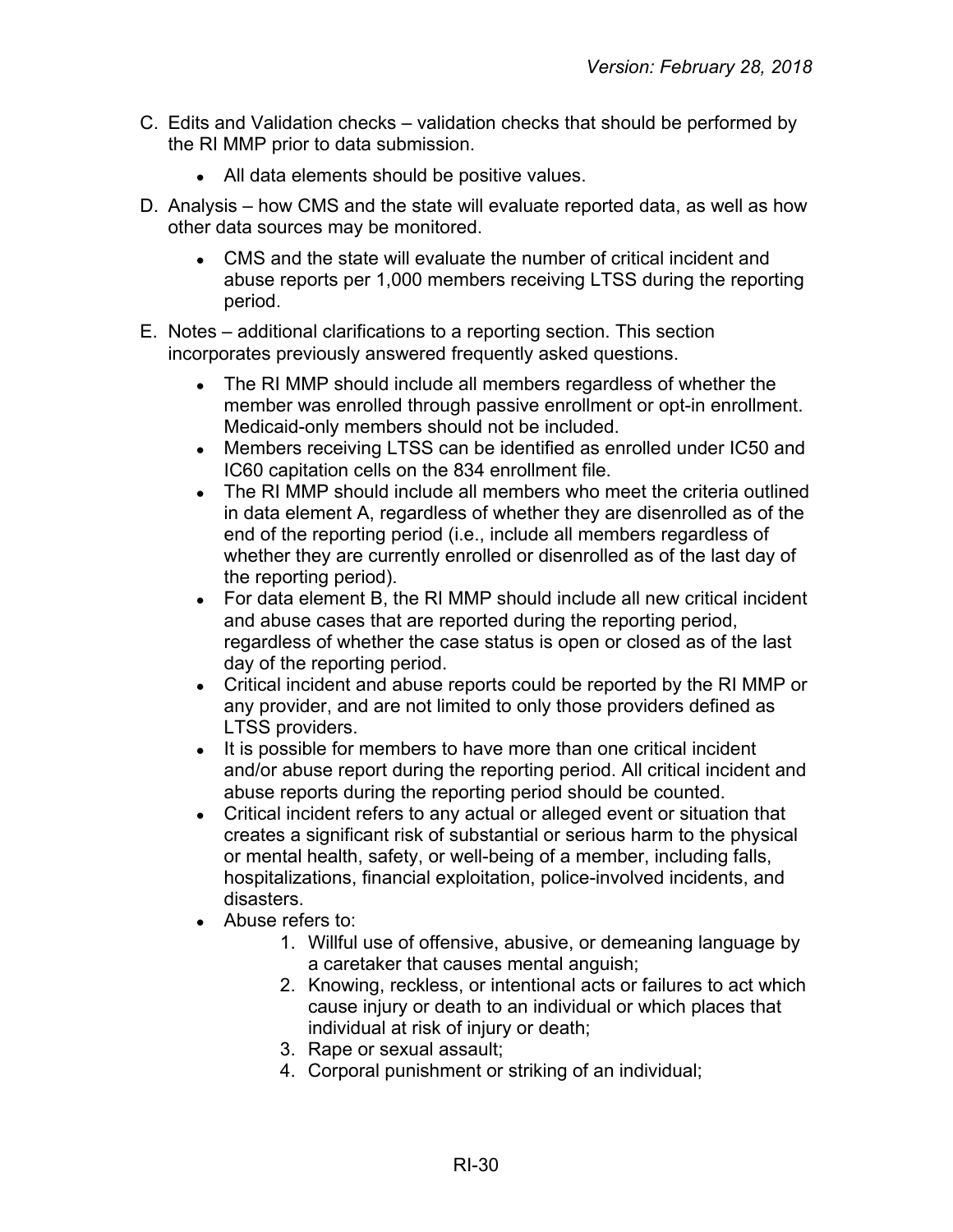C. Edits and Validation checks – validation checks that should be performed by the RI MMP prior to data submission.

   - All data elements should be positive values.

D. Analysis – how CMS and the state will evaluate reported data, as well as how other data sources may be monitored.

   - CMS and the state will evaluate the number of critical incident and abuse reports per 1,000 members receiving LTSS during the reporting period.

E. Notes – additional clarifications to a reporting section. This section incorporates previously answered frequently asked questions.

   - The RI MMP should include all members regardless of whether the member was enrolled through passive enrollment or opt-in enrollment. Medicaid-only members should not be included.
   - Members receiving LTSS can be identified as enrolled under IC50 and IC60 capitation cells on the 834 enrollment file.
   - The RI MMP should include all members who meet the criteria outlined in data element A, regardless of whether they are disenrolled as of the end of the reporting period (i.e., include all members regardless of whether they are currently enrolled or disenrolled as of the last day of the reporting period).
   - For data element B, the RI MMP should include all new critical incident and abuse cases that are reported during the reporting period, regardless of whether the case status is open or closed as of the last day of the reporting period.
   - Critical incident and abuse reports could be reported by the RI MMP or any provider, and are not limited to only those providers defined as LTSS providers.
   - It is possible for members to have more than one critical incident and/or abuse report during the reporting period. All critical incident and abuse reports during the reporting period should be counted.
   - Critical incident refers to any actual or alleged event or situation that creates a significant risk of substantial or serious harm to the physical or mental health, safety, or well-being of a member, including falls, hospitalizations, financial exploitation, police-involved incidents, and disasters.
   - Abuse refers to:
     1. Willful use of offensive, abusive, or demeaning language by a caretaker that causes mental anguish;
     2. Knowing, reckless, or intentional acts or failures to act which cause injury or death to an individual or which places that individual at risk of injury or death;
     3. Rape or sexual assault;
     4. Corporal punishment or striking of an individual;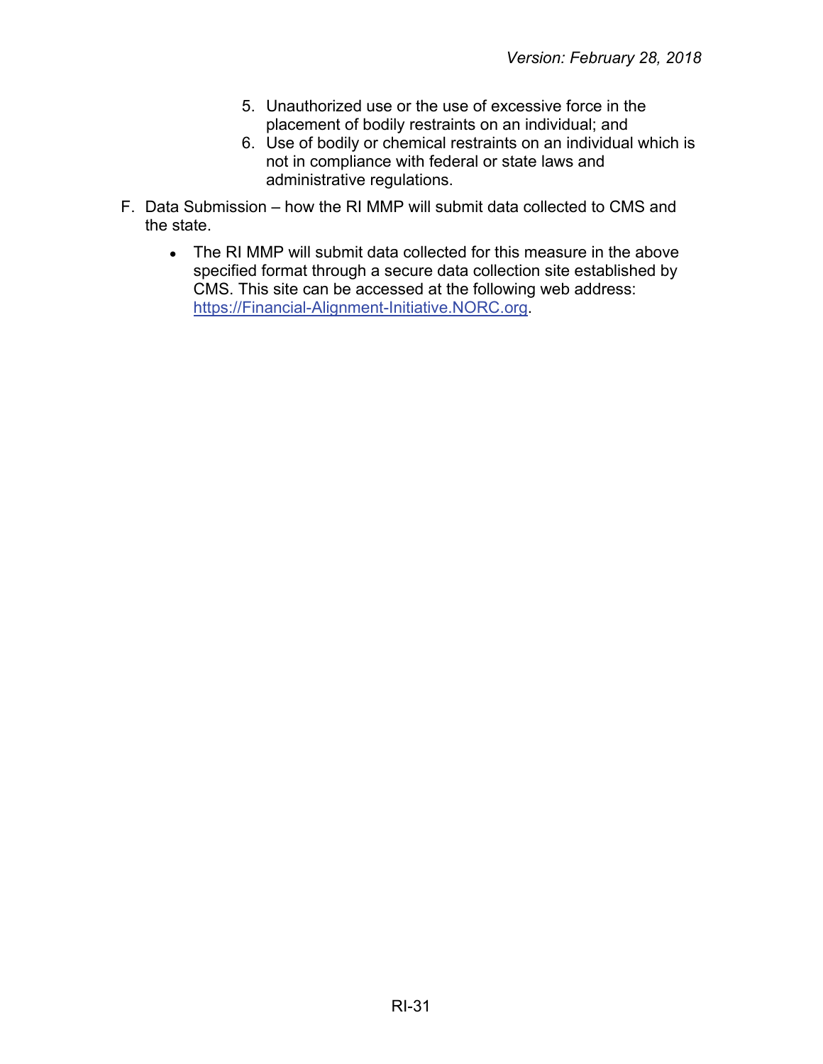5. Unauthorized use or the use of excessive force in the placement of bodily restraints on an individual; and
6. Use of bodily or chemical restraints on an individual which is not in compliance with federal or state laws and administrative regulations.

F. Data Submission – how the RI MMP will submit data collected to CMS and the state.

- The RI MMP will submit data collected for this measure in the above specified format through a secure data collection site established by CMS. This site can be accessed at the following web address: https://Financial-Alignment-Initiative.NORC.org.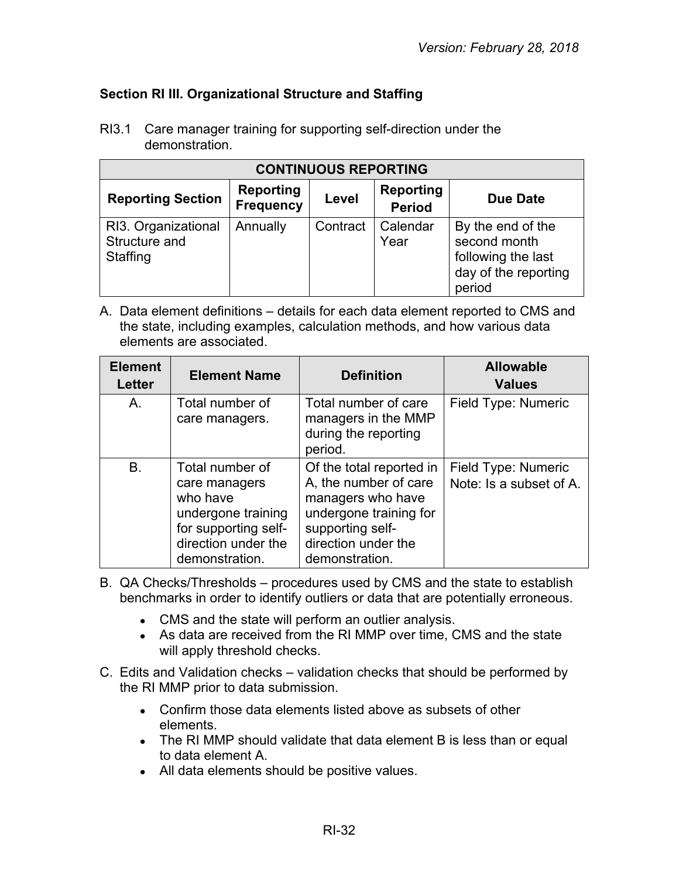### Section RI III. Organizational Structure and Staffing

RI3.1 Care manager training for supporting self-direction under the demonstration.

| CONTINUOUS REPORTING | | | | |
|---|---|---|---|---|
| **Reporting Section** | **Reporting Frequency** | **Level** | **Reporting Period** | **Due Date** |
| RI3. Organizational Structure and Staffing | Annually | Contract | Calendar Year | By the end of the second month following the last day of the reporting period |

A. Data element definitions – details for each data element reported to CMS and the state, including examples, calculation methods, and how various data elements are associated.

| Element Letter | Element Name | Definition | Allowable Values |
|---|---|---|---|
| A. | Total number of care managers. | Total number of care managers in the MMP during the reporting period. | Field Type: Numeric |
| B. | Total number of care managers who have undergone training for supporting self-direction under the demonstration. | Of the total reported in A, the number of care managers who have undergone training for supporting self-direction under the demonstration. | Field Type: Numeric<br>Note: Is a subset of A. |

B. QA Checks/Thresholds – procedures used by CMS and the state to establish benchmarks in order to identify outliers or data that are potentially erroneous.

- CMS and the state will perform an outlier analysis.
- As data are received from the RI MMP over time, CMS and the state will apply threshold checks.

C. Edits and Validation checks – validation checks that should be performed by the RI MMP prior to data submission.

- Confirm those data elements listed above as subsets of other elements.
- The RI MMP should validate that data element B is less than or equal to data element A.
- All data elements should be positive values.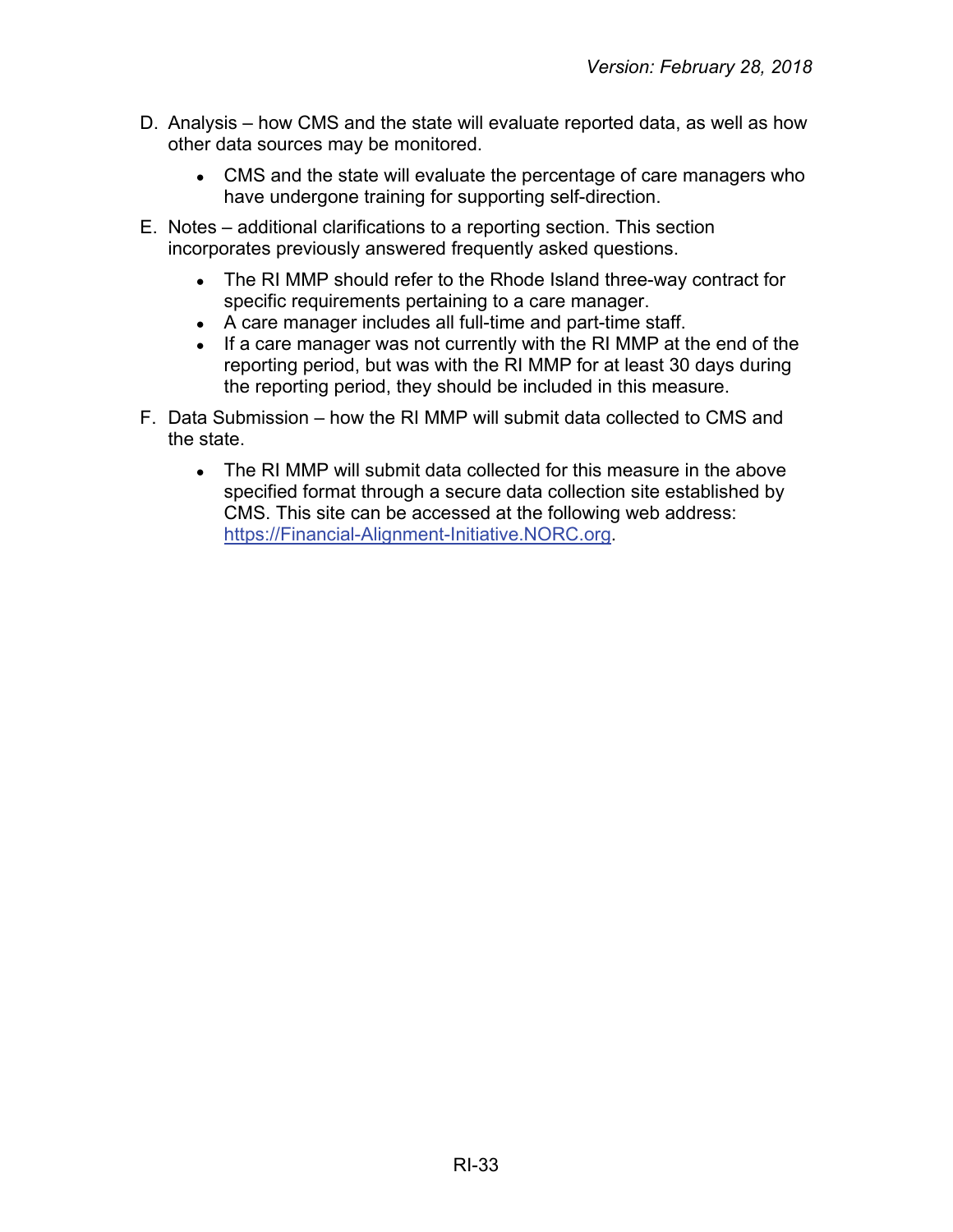D. Analysis – how CMS and the state will evaluate reported data, as well as how other data sources may be monitored.

- CMS and the state will evaluate the percentage of care managers who have undergone training for supporting self-direction.

E. Notes – additional clarifications to a reporting section. This section incorporates previously answered frequently asked questions.

- The RI MMP should refer to the Rhode Island three-way contract for specific requirements pertaining to a care manager.
- A care manager includes all full-time and part-time staff.
- If a care manager was not currently with the RI MMP at the end of the reporting period, but was with the RI MMP for at least 30 days during the reporting period, they should be included in this measure.

F. Data Submission – how the RI MMP will submit data collected to CMS and the state.

- The RI MMP will submit data collected for this measure in the above specified format through a secure data collection site established by CMS. This site can be accessed at the following web address: [https://Financial-Alignment-Initiative.NORC.org](https://Financial-Alignment-Initiative.NORC.org).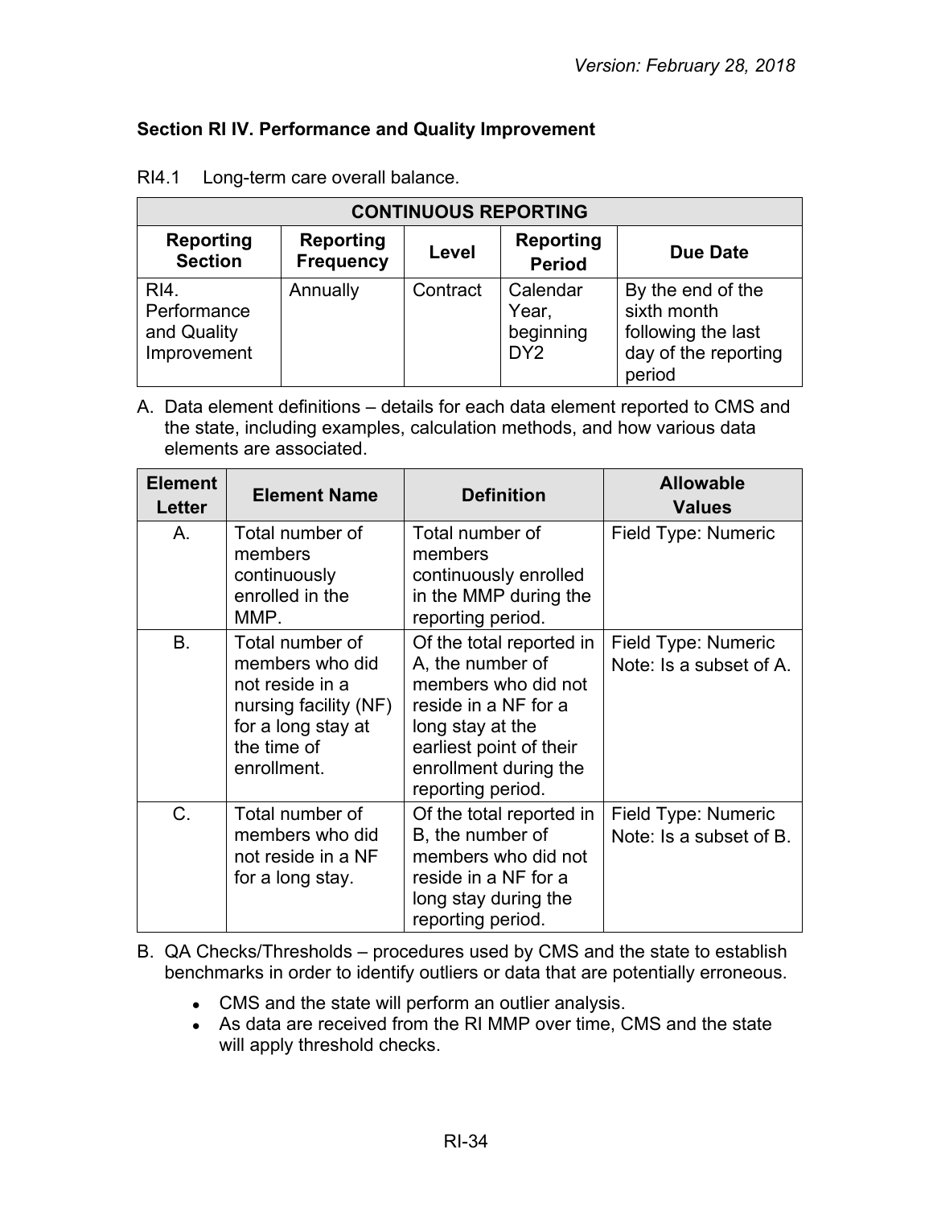### Section RI IV. Performance and Quality Improvement

RI4.1 Long-term care overall balance.

| CONTINUOUS REPORTING | | | | |
|---|---|---|---|---|
| **Reporting Section** | **Reporting Frequency** | **Level** | **Reporting Period** | **Due Date** |
| RI4. Performance and Quality Improvement | Annually | Contract | Calendar Year, beginning DY2 | By the end of the sixth month following the last day of the reporting period |

A. Data element definitions – details for each data element reported to CMS and the state, including examples, calculation methods, and how various data elements are associated.

| Element Letter | Element Name | Definition | Allowable Values |
|---|---|---|---|
| A. | Total number of members continuously enrolled in the MMP. | Total number of members continuously enrolled in the MMP during the reporting period. | Field Type: Numeric |
| B. | Total number of members who did not reside in a nursing facility (NF) for a long stay at the time of enrollment. | Of the total reported in A, the number of members who did not reside in a NF for a long stay at the earliest point of their enrollment during the reporting period. | Field Type: Numeric<br>Note: Is a subset of A. |
| C. | Total number of members who did not reside in a NF for a long stay. | Of the total reported in B, the number of members who did not reside in a NF for a long stay during the reporting period. | Field Type: Numeric<br>Note: Is a subset of B. |

B. QA Checks/Thresholds – procedures used by CMS and the state to establish benchmarks in order to identify outliers or data that are potentially erroneous.

- CMS and the state will perform an outlier analysis.
- As data are received from the RI MMP over time, CMS and the state will apply threshold checks.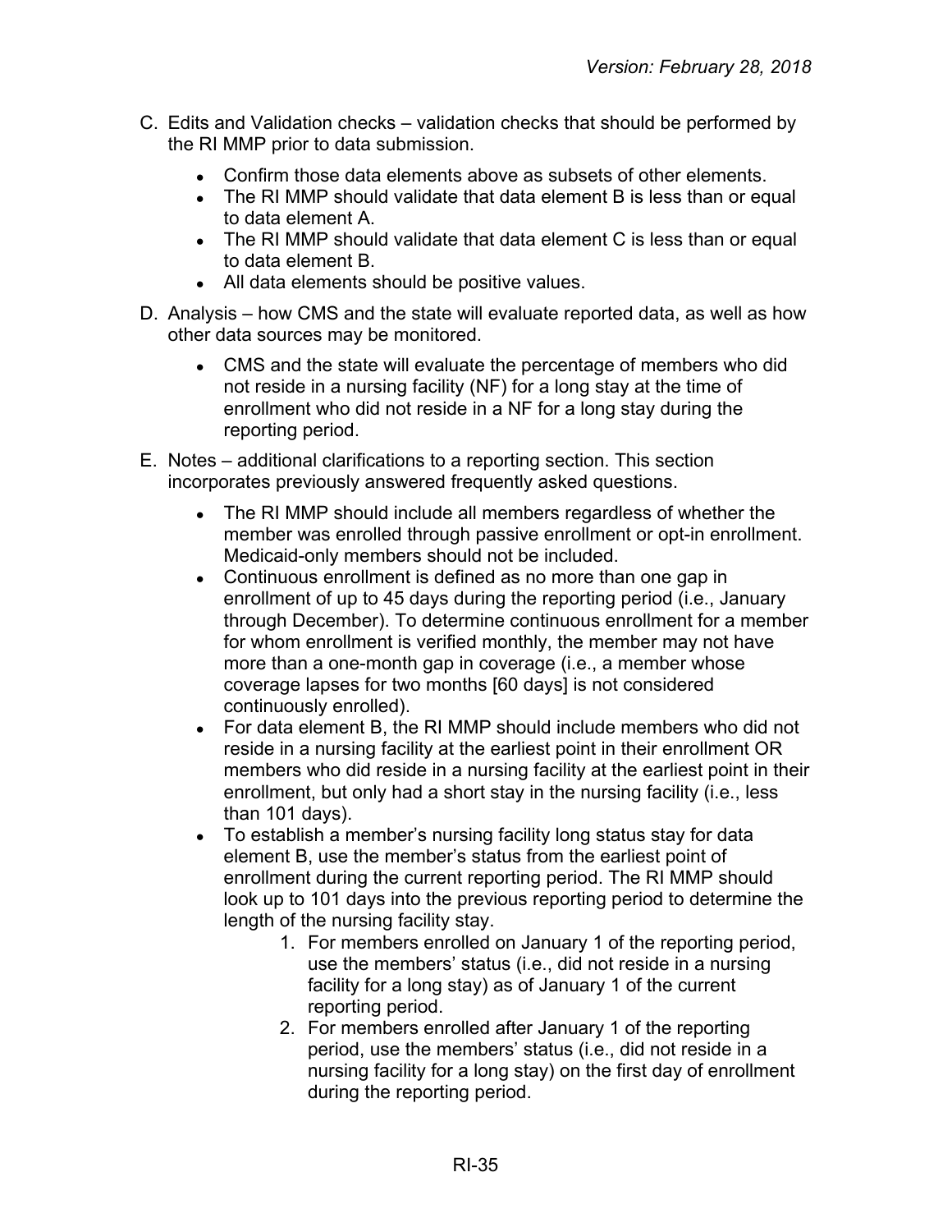C. Edits and Validation checks – validation checks that should be performed by the RI MMP prior to data submission.

- Confirm those data elements above as subsets of other elements.
- The RI MMP should validate that data element B is less than or equal to data element A.
- The RI MMP should validate that data element C is less than or equal to data element B.
- All data elements should be positive values.

D. Analysis – how CMS and the state will evaluate reported data, as well as how other data sources may be monitored.

- CMS and the state will evaluate the percentage of members who did not reside in a nursing facility (NF) for a long stay at the time of enrollment who did not reside in a NF for a long stay during the reporting period.

E. Notes – additional clarifications to a reporting section. This section incorporates previously answered frequently asked questions.

- The RI MMP should include all members regardless of whether the member was enrolled through passive enrollment or opt-in enrollment. Medicaid-only members should not be included.
- Continuous enrollment is defined as no more than one gap in enrollment of up to 45 days during the reporting period (i.e., January through December). To determine continuous enrollment for a member for whom enrollment is verified monthly, the member may not have more than a one-month gap in coverage (i.e., a member whose coverage lapses for two months [60 days] is not considered continuously enrolled).
- For data element B, the RI MMP should include members who did not reside in a nursing facility at the earliest point in their enrollment OR members who did reside in a nursing facility at the earliest point in their enrollment, but only had a short stay in the nursing facility (i.e., less than 101 days).
- To establish a member's nursing facility long status stay for data element B, use the member's status from the earliest point of enrollment during the current reporting period. The RI MMP should look up to 101 days into the previous reporting period to determine the length of the nursing facility stay.
    1. For members enrolled on January 1 of the reporting period, use the members' status (i.e., did not reside in a nursing facility for a long stay) as of January 1 of the current reporting period.
    2. For members enrolled after January 1 of the reporting period, use the members' status (i.e., did not reside in a nursing facility for a long stay) on the first day of enrollment during the reporting period.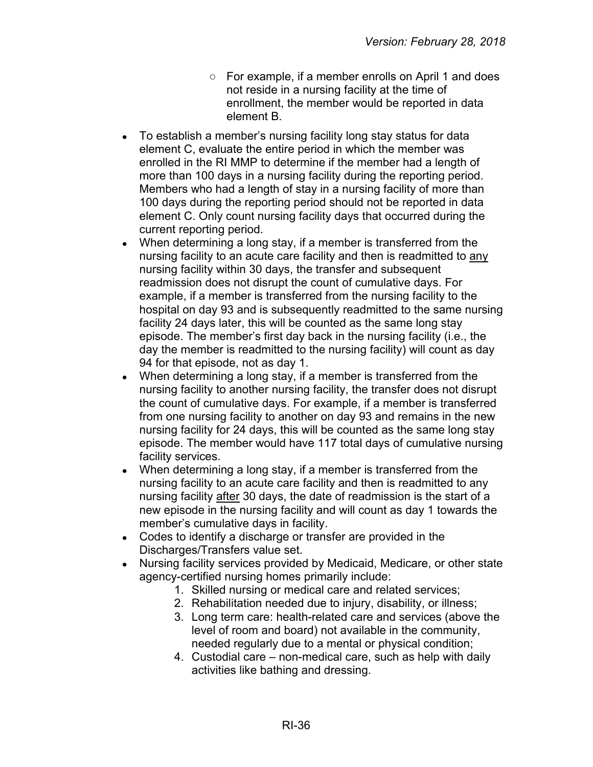- For example, if a member enrolls on April 1 and does not reside in a nursing facility at the time of enrollment, the member would be reported in data element B.

- To establish a member's nursing facility long stay status for data element C, evaluate the entire period in which the member was enrolled in the RI MMP to determine if the member had a length of more than 100 days in a nursing facility during the reporting period. Members who had a length of stay in a nursing facility of more than 100 days during the reporting period should not be reported in data element C. Only count nursing facility days that occurred during the current reporting period.
- When determining a long stay, if a member is transferred from the nursing facility to an acute care facility and then is readmitted to <u>any</u> nursing facility within 30 days, the transfer and subsequent readmission does not disrupt the count of cumulative days. For example, if a member is transferred from the nursing facility to the hospital on day 93 and is subsequently readmitted to the same nursing facility 24 days later, this will be counted as the same long stay episode. The member's first day back in the nursing facility (i.e., the day the member is readmitted to the nursing facility) will count as day 94 for that episode, not as day 1.
- When determining a long stay, if a member is transferred from the nursing facility to another nursing facility, the transfer does not disrupt the count of cumulative days. For example, if a member is transferred from one nursing facility to another on day 93 and remains in the new nursing facility for 24 days, this will be counted as the same long stay episode. The member would have 117 total days of cumulative nursing facility services.
- When determining a long stay, if a member is transferred from the nursing facility to an acute care facility and then is readmitted to any nursing facility <u>after</u> 30 days, the date of readmission is the start of a new episode in the nursing facility and will count as day 1 towards the member's cumulative days in facility.
- Codes to identify a discharge or transfer are provided in the Discharges/Transfers value set.
- Nursing facility services provided by Medicaid, Medicare, or other state agency-certified nursing homes primarily include:
    1. Skilled nursing or medical care and related services;
    2. Rehabilitation needed due to injury, disability, or illness;
    3. Long term care: health-related care and services (above the level of room and board) not available in the community, needed regularly due to a mental or physical condition;
    4. Custodial care – non-medical care, such as help with daily activities like bathing and dressing.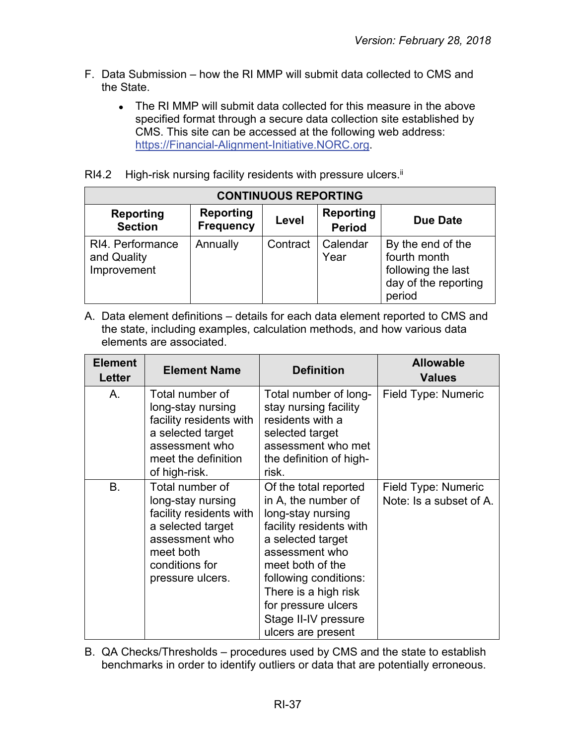F. Data Submission – how the RI MMP will submit data collected to CMS and the State.

- The RI MMP will submit data collected for this measure in the above specified format through a secure data collection site established by CMS. This site can be accessed at the following web address: https://Financial-Alignment-Initiative.NORC.org.

RI4.2 High-risk nursing facility residents with pressure ulcers.[ii]

| CONTINUOUS REPORTING | | | | |
|---|---|---|---|---|
| **Reporting Section** | **Reporting Frequency** | **Level** | **Reporting Period** | **Due Date** |
| RI4. Performance and Quality Improvement | Annually | Contract | Calendar Year | By the end of the fourth month following the last day of the reporting period |

A. Data element definitions – details for each data element reported to CMS and the state, including examples, calculation methods, and how various data elements are associated.

| Element Letter | Element Name | Definition | Allowable Values |
|---|---|---|---|
| A. | Total number of long-stay nursing facility residents with a selected target assessment who meet the definition of high-risk. | Total number of long-stay nursing facility residents with a selected target assessment who met the definition of high-risk. | Field Type: Numeric |
| B. | Total number of long-stay nursing facility residents with a selected target assessment who meet both conditions for pressure ulcers. | Of the total reported in A, the number of long-stay nursing facility residents with a selected target assessment who meet both of the following conditions: There is a high risk for pressure ulcers Stage II-IV pressure ulcers are present | Field Type: Numeric<br>Note: Is a subset of A. |

B. QA Checks/Thresholds – procedures used by CMS and the state to establish benchmarks in order to identify outliers or data that are potentially erroneous.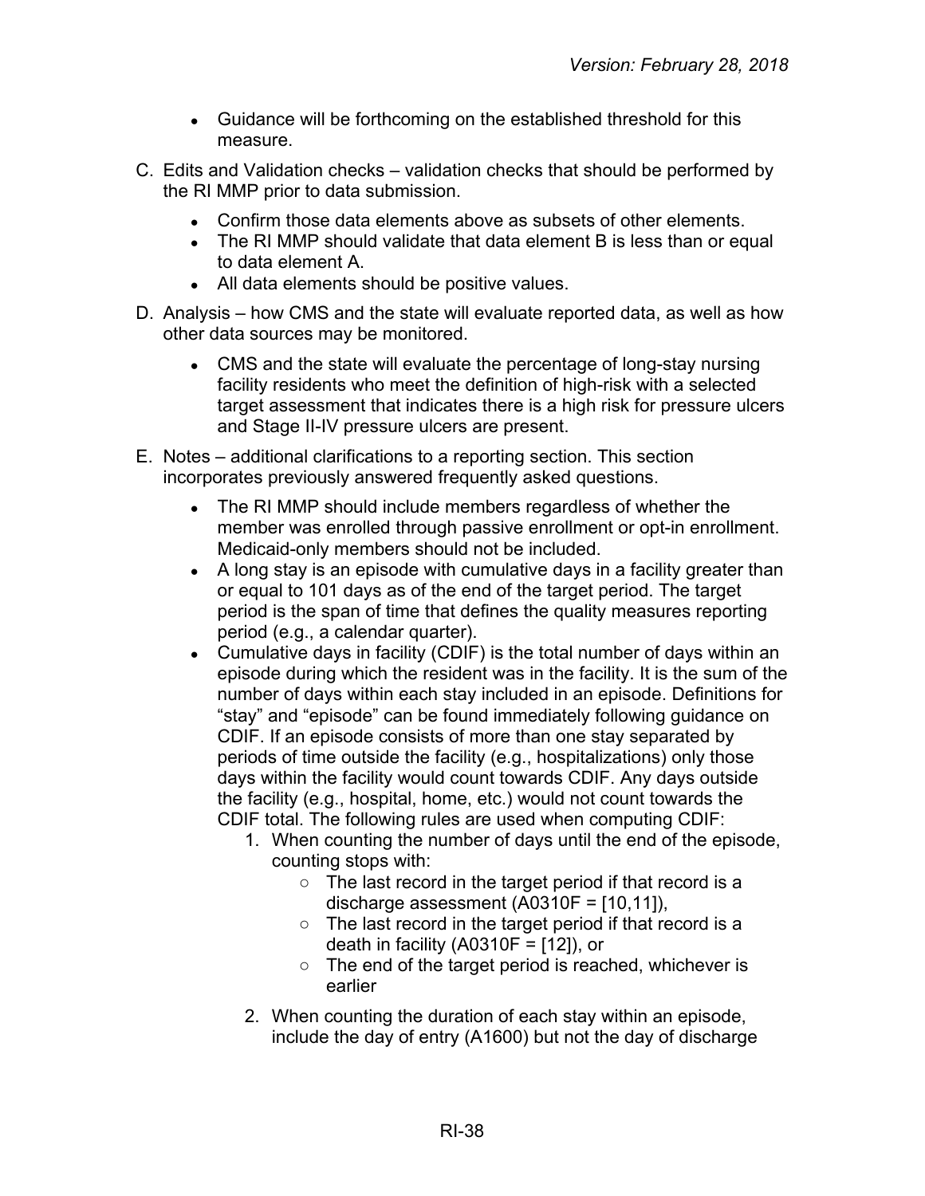- Guidance will be forthcoming on the established threshold for this measure.

C. Edits and Validation checks – validation checks that should be performed by the RI MMP prior to data submission.

  - Confirm those data elements above as subsets of other elements.
  - The RI MMP should validate that data element B is less than or equal to data element A.
  - All data elements should be positive values.

D. Analysis – how CMS and the state will evaluate reported data, as well as how other data sources may be monitored.

  - CMS and the state will evaluate the percentage of long-stay nursing facility residents who meet the definition of high-risk with a selected target assessment that indicates there is a high risk for pressure ulcers and Stage II-IV pressure ulcers are present.

E. Notes – additional clarifications to a reporting section. This section incorporates previously answered frequently asked questions.

  - The RI MMP should include members regardless of whether the member was enrolled through passive enrollment or opt-in enrollment. Medicaid-only members should not be included.
  - A long stay is an episode with cumulative days in a facility greater than or equal to 101 days as of the end of the target period. The target period is the span of time that defines the quality measures reporting period (e.g., a calendar quarter).
  - Cumulative days in facility (CDIF) is the total number of days within an episode during which the resident was in the facility. It is the sum of the number of days within each stay included in an episode. Definitions for "stay" and "episode" can be found immediately following guidance on CDIF. If an episode consists of more than one stay separated by periods of time outside the facility (e.g., hospitalizations) only those days within the facility would count towards CDIF. Any days outside the facility (e.g., hospital, home, etc.) would not count towards the CDIF total. The following rules are used when computing CDIF:
    1. When counting the number of days until the end of the episode, counting stops with:
       - The last record in the target period if that record is a discharge assessment (A0310F = [10,11]),
       - The last record in the target period if that record is a death in facility (A0310F = [12]), or
       - The end of the target period is reached, whichever is earlier
    2. When counting the duration of each stay within an episode, include the day of entry (A1600) but not the day of discharge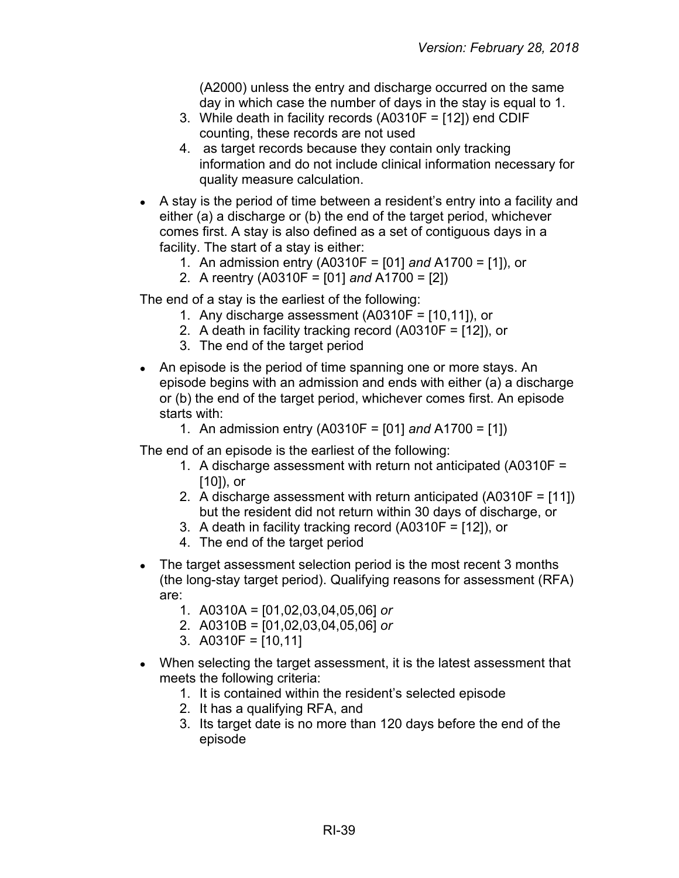(A2000) unless the entry and discharge occurred on the same day in which case the number of days in the stay is equal to 1.

3. While death in facility records (A0310F = [12]) end CDIF counting, these records are not used
4. as target records because they contain only tracking information and do not include clinical information necessary for quality measure calculation.

- A stay is the period of time between a resident's entry into a facility and either (a) a discharge or (b) the end of the target period, whichever comes first. A stay is also defined as a set of contiguous days in a facility. The start of a stay is either:
  1. An admission entry (A0310F = [01] *and* A1700 = [1]), or
  2. A reentry (A0310F = [01] *and* A1700 = [2])

The end of a stay is the earliest of the following:

1. Any discharge assessment (A0310F = [10,11]), or
2. A death in facility tracking record (A0310F = [12]), or
3. The end of the target period

- An episode is the period of time spanning one or more stays. An episode begins with an admission and ends with either (a) a discharge or (b) the end of the target period, whichever comes first. An episode starts with:
  1. An admission entry (A0310F = [01] *and* A1700 = [1])

The end of an episode is the earliest of the following:

1. A discharge assessment with return not anticipated (A0310F = [10]), or
2. A discharge assessment with return anticipated (A0310F = [11]) but the resident did not return within 30 days of discharge, or
3. A death in facility tracking record (A0310F = [12]), or
4. The end of the target period

- The target assessment selection period is the most recent 3 months (the long-stay target period). Qualifying reasons for assessment (RFA) are:
  1. A0310A = [01,02,03,04,05,06] *or*
  2. A0310B = [01,02,03,04,05,06] *or*
  3. A0310F = [10,11]

- When selecting the target assessment, it is the latest assessment that meets the following criteria:
  1. It is contained within the resident's selected episode
  2. It has a qualifying RFA, and
  3. Its target date is no more than 120 days before the end of the episode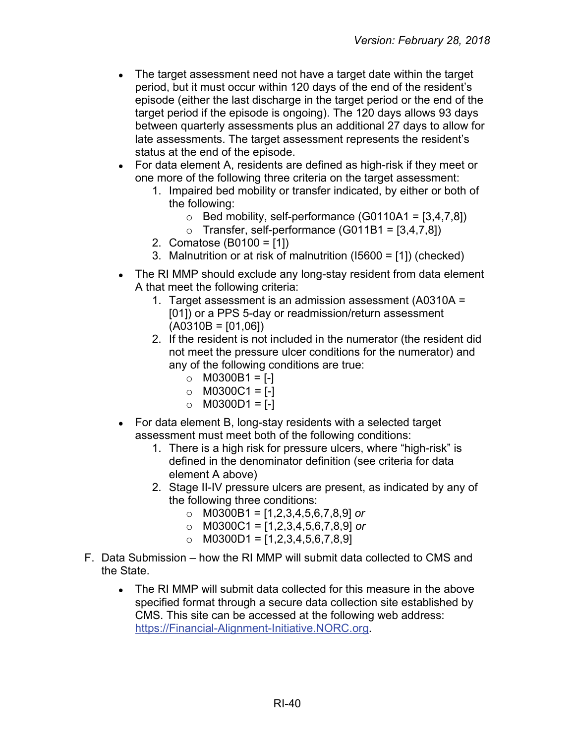- The target assessment need not have a target date within the target period, but it must occur within 120 days of the end of the resident's episode (either the last discharge in the target period or the end of the target period if the episode is ongoing). The 120 days allows 93 days between quarterly assessments plus an additional 27 days to allow for late assessments. The target assessment represents the resident's status at the end of the episode.
- For data element A, residents are defined as high-risk if they meet or one more of the following three criteria on the target assessment:
    1. Impaired bed mobility or transfer indicated, by either or both of the following:
        - Bed mobility, self-performance (G0110A1 = [3,4,7,8])
        - Transfer, self-performance (G011B1 = [3,4,7,8])
    2. Comatose (B0100 = [1])
    3. Malnutrition or at risk of malnutrition (I5600 = [1]) (checked)
- The RI MMP should exclude any long-stay resident from data element A that meet the following criteria:
    1. Target assessment is an admission assessment (A0310A = [01]) or a PPS 5-day or readmission/return assessment (A0310B = [01,06])
    2. If the resident is not included in the numerator (the resident did not meet the pressure ulcer conditions for the numerator) and any of the following conditions are true:
        - M0300B1 = [-]
        - M0300C1 = [-]
        - M0300D1 = [-]
- For data element B, long-stay residents with a selected target assessment must meet both of the following conditions:
    1. There is a high risk for pressure ulcers, where "high-risk" is defined in the denominator definition (see criteria for data element A above)
    2. Stage II-IV pressure ulcers are present, as indicated by any of the following three conditions:
        - M0300B1 = [1,2,3,4,5,6,7,8,9] *or*
        - M0300C1 = [1,2,3,4,5,6,7,8,9] *or*
        - M0300D1 = [1,2,3,4,5,6,7,8,9]

F. Data Submission – how the RI MMP will submit data collected to CMS and the State.

- The RI MMP will submit data collected for this measure in the above specified format through a secure data collection site established by CMS. This site can be accessed at the following web address: https://Financial-Alignment-Initiative.NORC.org.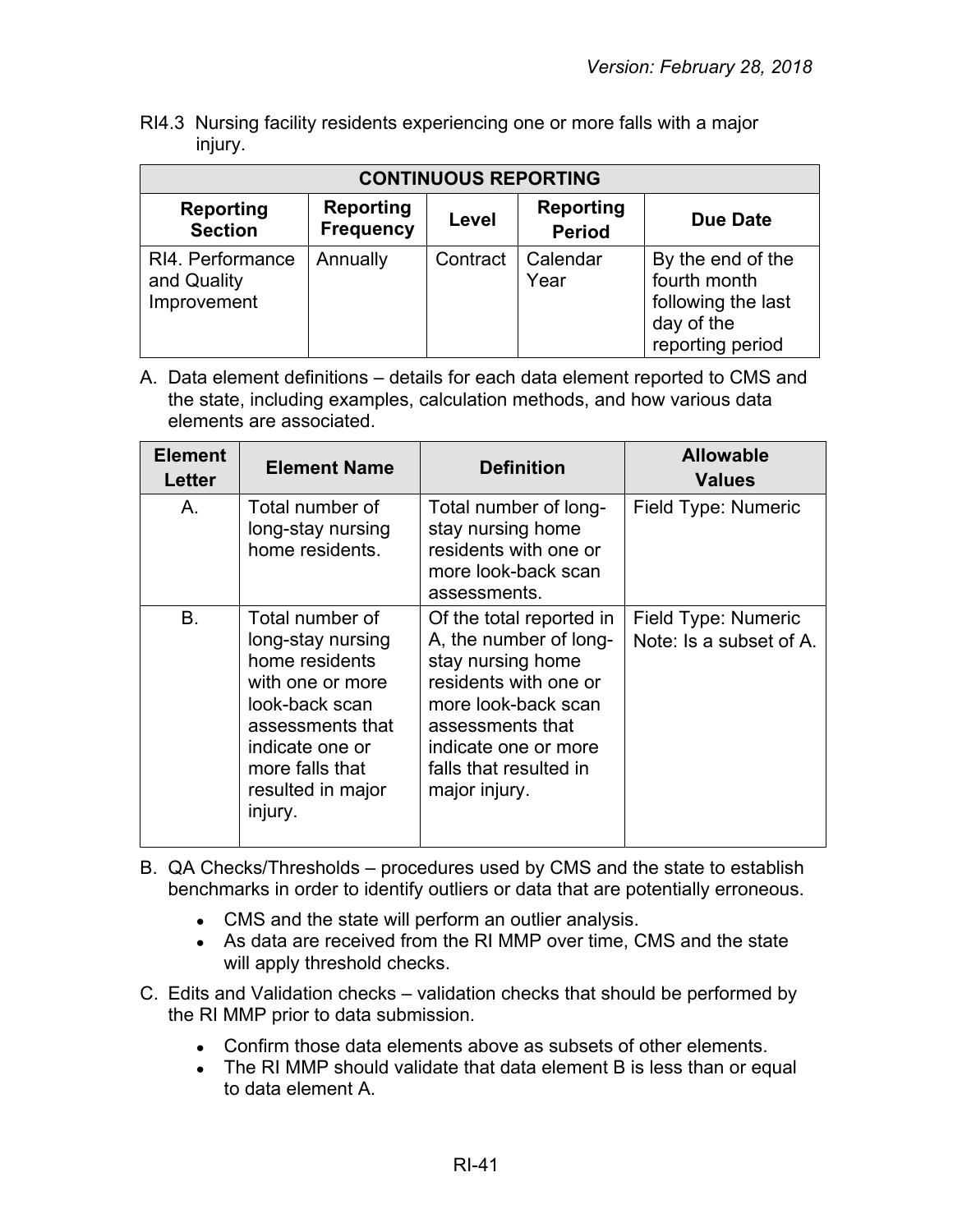RI4.3 Nursing facility residents experiencing one or more falls with a major injury.

| CONTINUOUS REPORTING | | | | |
|---|---|---|---|---|
| **Reporting Section** | **Reporting Frequency** | **Level** | **Reporting Period** | **Due Date** |
| RI4. Performance and Quality Improvement | Annually | Contract | Calendar Year | By the end of the fourth month following the last day of the reporting period |

A. Data element definitions – details for each data element reported to CMS and the state, including examples, calculation methods, and how various data elements are associated.

| Element Letter | Element Name | Definition | Allowable Values |
|---|---|---|---|
| A. | Total number of long-stay nursing home residents. | Total number of long-stay nursing home residents with one or more look-back scan assessments. | Field Type: Numeric |
| B. | Total number of long-stay nursing home residents with one or more look-back scan assessments that indicate one or more falls that resulted in major injury. | Of the total reported in A, the number of long-stay nursing home residents with one or more look-back scan assessments that indicate one or more falls that resulted in major injury. | Field Type: Numeric<br>Note: Is a subset of A. |

B. QA Checks/Thresholds – procedures used by CMS and the state to establish benchmarks in order to identify outliers or data that are potentially erroneous.

- CMS and the state will perform an outlier analysis.
- As data are received from the RI MMP over time, CMS and the state will apply threshold checks.

C. Edits and Validation checks – validation checks that should be performed by the RI MMP prior to data submission.

- Confirm those data elements above as subsets of other elements.
- The RI MMP should validate that data element B is less than or equal to data element A.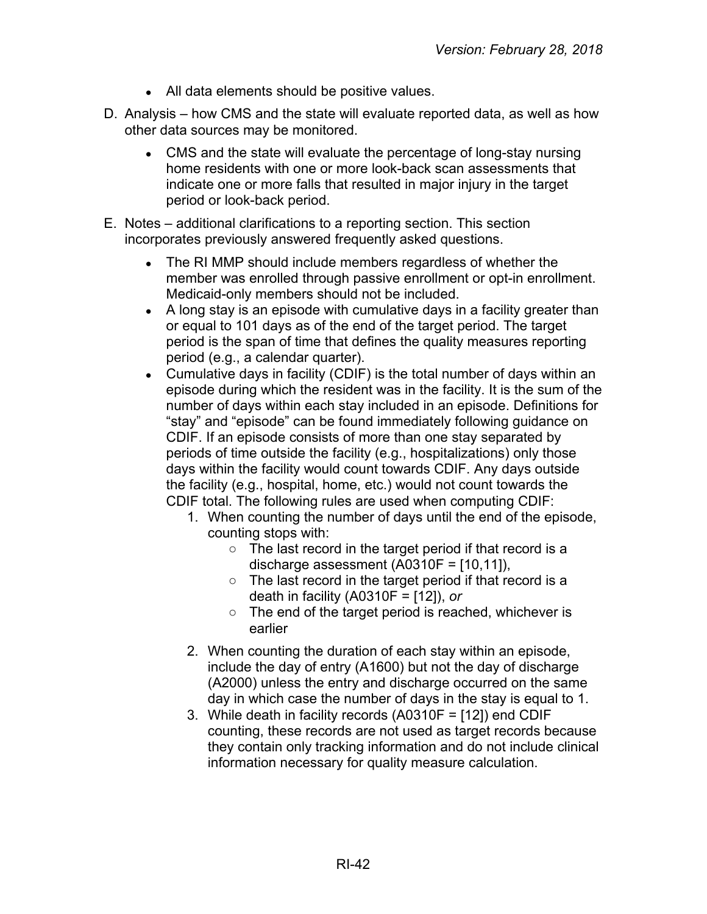- All data elements should be positive values.

D. Analysis – how CMS and the state will evaluate reported data, as well as how other data sources may be monitored.

  - CMS and the state will evaluate the percentage of long-stay nursing home residents with one or more look-back scan assessments that indicate one or more falls that resulted in major injury in the target period or look-back period.

E. Notes – additional clarifications to a reporting section. This section incorporates previously answered frequently asked questions.

  - The RI MMP should include members regardless of whether the member was enrolled through passive enrollment or opt-in enrollment. Medicaid-only members should not be included.
  - A long stay is an episode with cumulative days in a facility greater than or equal to 101 days as of the end of the target period. The target period is the span of time that defines the quality measures reporting period (e.g., a calendar quarter).
  - Cumulative days in facility (CDIF) is the total number of days within an episode during which the resident was in the facility. It is the sum of the number of days within each stay included in an episode. Definitions for "stay" and "episode" can be found immediately following guidance on CDIF. If an episode consists of more than one stay separated by periods of time outside the facility (e.g., hospitalizations) only those days within the facility would count towards CDIF. Any days outside the facility (e.g., hospital, home, etc.) would not count towards the CDIF total. The following rules are used when computing CDIF:
    1. When counting the number of days until the end of the episode, counting stops with:
       - The last record in the target period if that record is a discharge assessment (A0310F = [10,11]),
       - The last record in the target period if that record is a death in facility (A0310F = [12]), *or*
       - The end of the target period is reached, whichever is earlier
    2. When counting the duration of each stay within an episode, include the day of entry (A1600) but not the day of discharge (A2000) unless the entry and discharge occurred on the same day in which case the number of days in the stay is equal to 1.
    3. While death in facility records (A0310F = [12]) end CDIF counting, these records are not used as target records because they contain only tracking information and do not include clinical information necessary for quality measure calculation.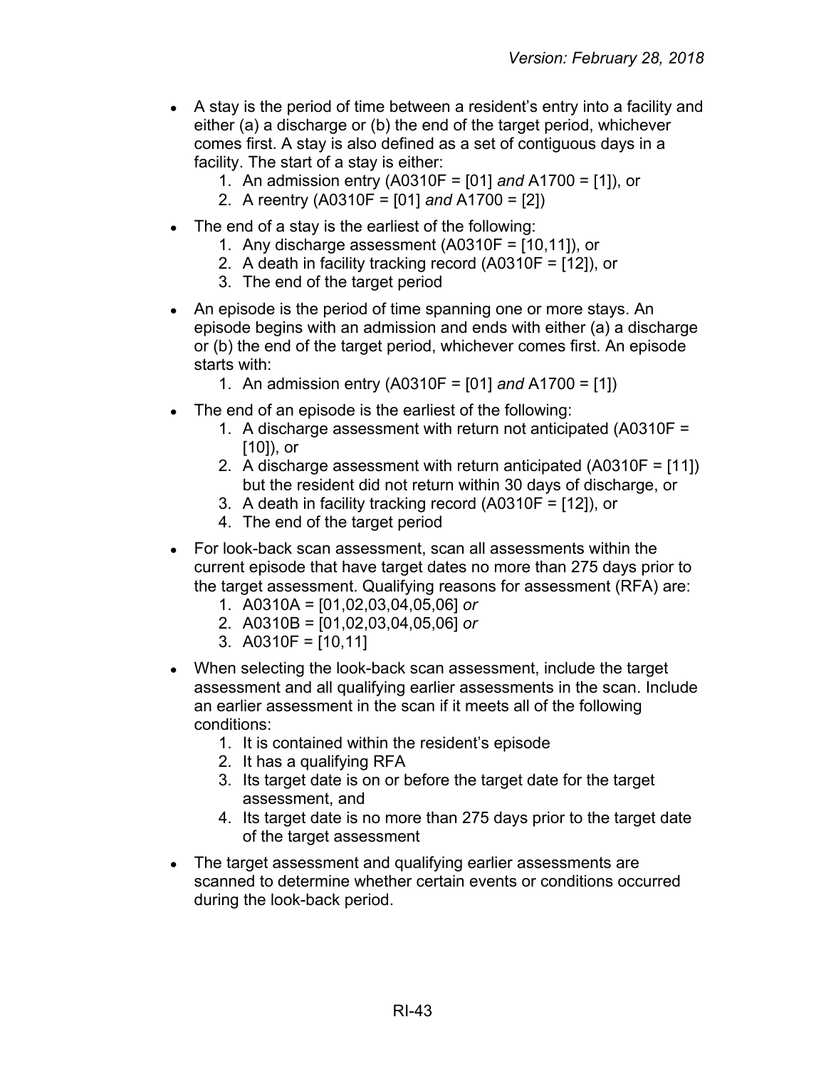- A stay is the period of time between a resident's entry into a facility and either (a) a discharge or (b) the end of the target period, whichever comes first. A stay is also defined as a set of contiguous days in a facility. The start of a stay is either:
    1. An admission entry (A0310F = [01] *and* A1700 = [1]), or
    2. A reentry (A0310F = [01] *and* A1700 = [2])
- The end of a stay is the earliest of the following:
    1. Any discharge assessment (A0310F = [10,11]), or
    2. A death in facility tracking record (A0310F = [12]), or
    3. The end of the target period
- An episode is the period of time spanning one or more stays. An episode begins with an admission and ends with either (a) a discharge or (b) the end of the target period, whichever comes first. An episode starts with:
    1. An admission entry (A0310F = [01] *and* A1700 = [1])
- The end of an episode is the earliest of the following:
    1. A discharge assessment with return not anticipated (A0310F = [10]), or
    2. A discharge assessment with return anticipated (A0310F = [11]) but the resident did not return within 30 days of discharge, or
    3. A death in facility tracking record (A0310F = [12]), or
    4. The end of the target period
- For look-back scan assessment, scan all assessments within the current episode that have target dates no more than 275 days prior to the target assessment. Qualifying reasons for assessment (RFA) are:
    1. A0310A = [01,02,03,04,05,06] *or*
    2. A0310B = [01,02,03,04,05,06] *or*
    3. A0310F = [10,11]
- When selecting the look-back scan assessment, include the target assessment and all qualifying earlier assessments in the scan. Include an earlier assessment in the scan if it meets all of the following conditions:
    1. It is contained within the resident's episode
    2. It has a qualifying RFA
    3. Its target date is on or before the target date for the target assessment, and
    4. Its target date is no more than 275 days prior to the target date of the target assessment
- The target assessment and qualifying earlier assessments are scanned to determine whether certain events or conditions occurred during the look-back period.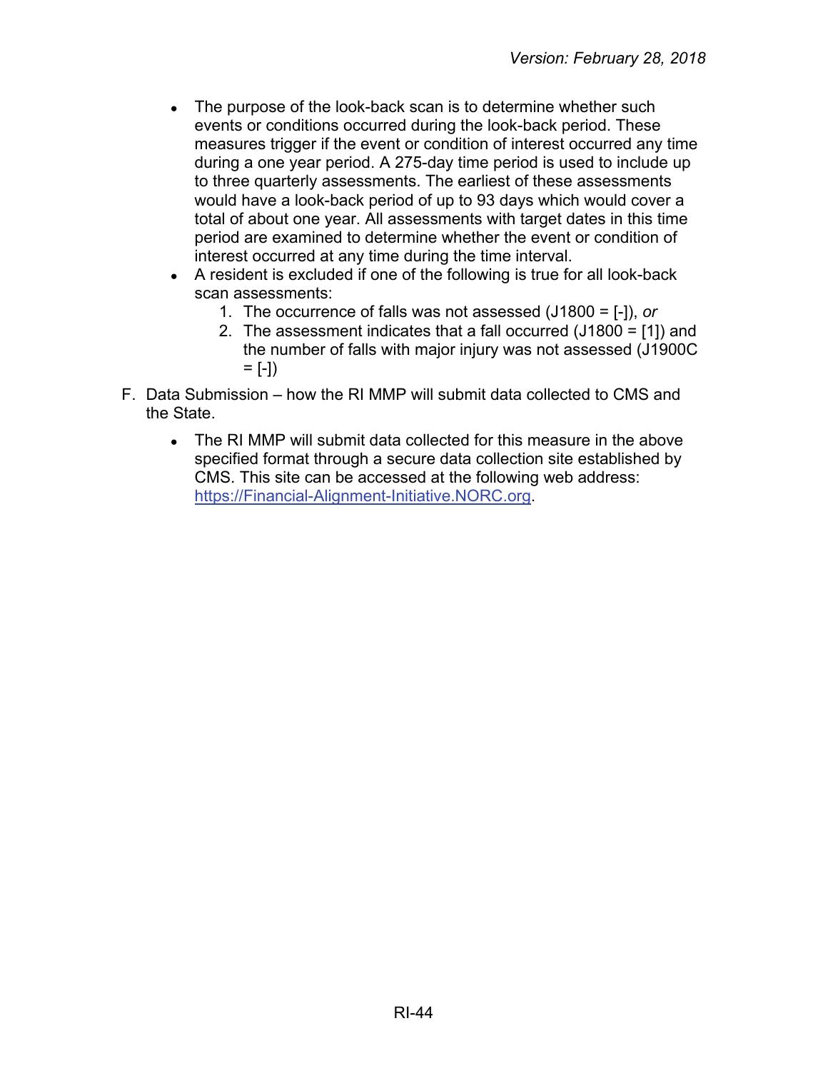- The purpose of the look-back scan is to determine whether such events or conditions occurred during the look-back period. These measures trigger if the event or condition of interest occurred any time during a one year period. A 275-day time period is used to include up to three quarterly assessments. The earliest of these assessments would have a look-back period of up to 93 days which would cover a total of about one year. All assessments with target dates in this time period are examined to determine whether the event or condition of interest occurred at any time during the time interval.
- A resident is excluded if one of the following is true for all look-back scan assessments:
    1. The occurrence of falls was not assessed (J1800 = [-]), *or*
    2. The assessment indicates that a fall occurred (J1800 = [1]) and the number of falls with major injury was not assessed (J1900C = [-])

F. Data Submission – how the RI MMP will submit data collected to CMS and the State.

- The RI MMP will submit data collected for this measure in the above specified format through a secure data collection site established by CMS. This site can be accessed at the following web address: https://Financial-Alignment-Initiative.NORC.org.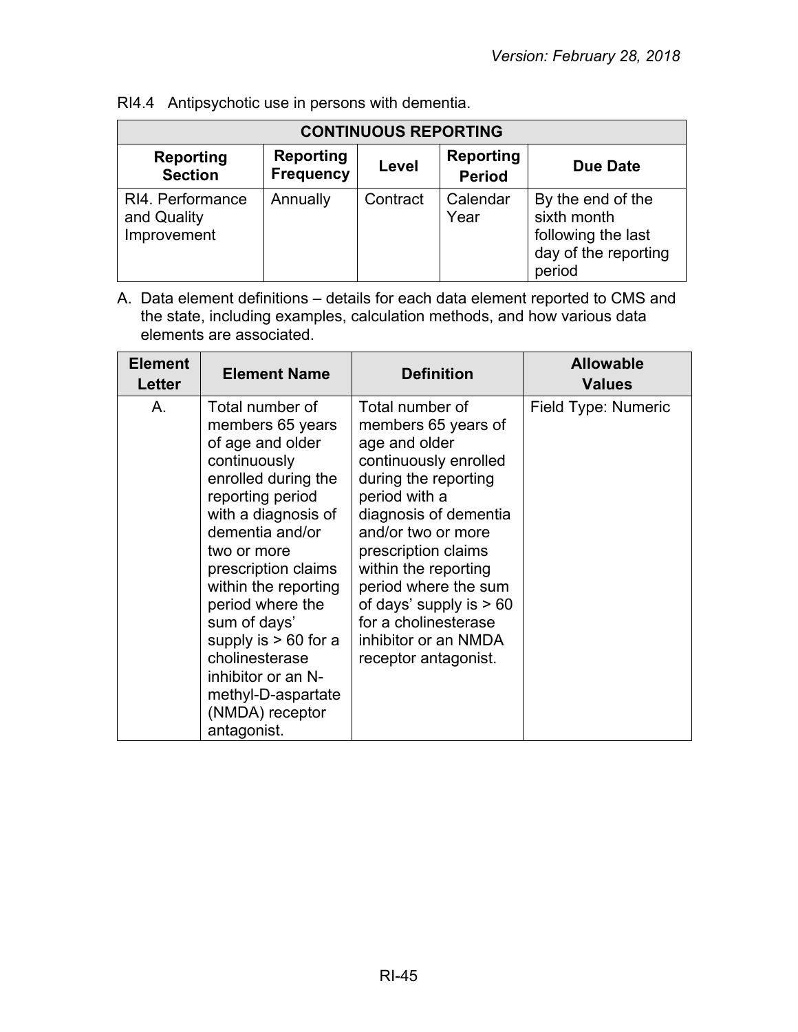RI4.4 Antipsychotic use in persons with dementia.

| CONTINUOUS REPORTING | | | | |
|---|---|---|---|---|
| **Reporting Section** | **Reporting Frequency** | **Level** | **Reporting Period** | **Due Date** |
| RI4. Performance and Quality Improvement | Annually | Contract | Calendar Year | By the end of the sixth month following the last day of the reporting period |

A. Data element definitions – details for each data element reported to CMS and the state, including examples, calculation methods, and how various data elements are associated.

| Element Letter | Element Name | Definition | Allowable Values |
|---|---|---|---|
| A. | Total number of members 65 years of age and older continuously enrolled during the reporting period with a diagnosis of dementia and/or two or more prescription claims within the reporting period where the sum of days' supply is > 60 for a cholinesterase inhibitor or an N-methyl-D-aspartate (NMDA) receptor antagonist. | Total number of members 65 years of age and older continuously enrolled during the reporting period with a diagnosis of dementia and/or two or more prescription claims within the reporting period where the sum of days' supply is > 60 for a cholinesterase inhibitor or an NMDA receptor antagonist. | Field Type: Numeric |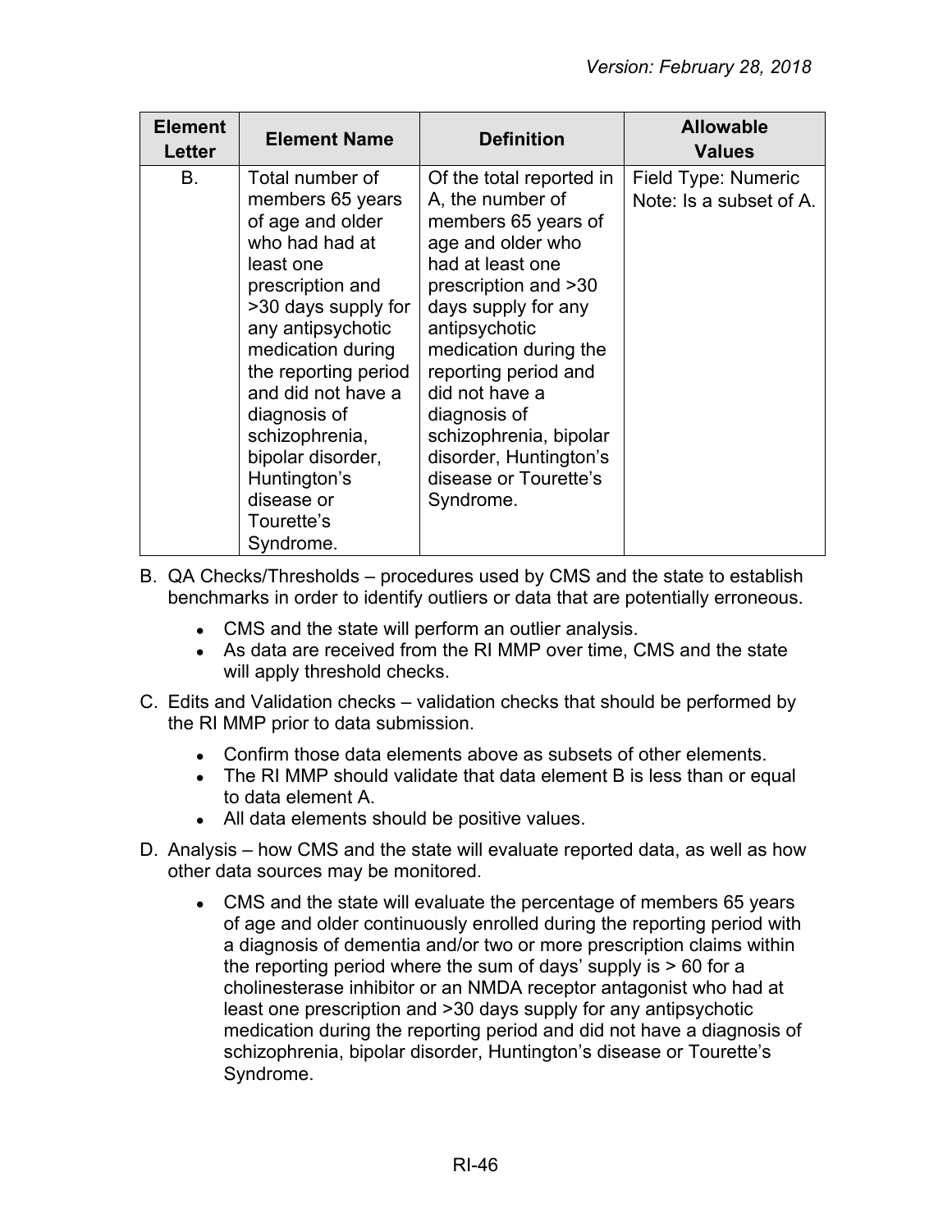| Element Letter | Element Name | Definition | Allowable Values |
|---|---|---|---|
| B. | Total number of members 65 years of age and older who had had at least one prescription and >30 days supply for any antipsychotic medication during the reporting period and did not have a diagnosis of schizophrenia, bipolar disorder, Huntington's disease or Tourette's Syndrome. | Of the total reported in A, the number of members 65 years of age and older who had at least one prescription and >30 days supply for any antipsychotic medication during the reporting period and did not have a diagnosis of schizophrenia, bipolar disorder, Huntington's disease or Tourette's Syndrome. | Field Type: Numeric<br>Note: Is a subset of A. |

B. QA Checks/Thresholds – procedures used by CMS and the state to establish benchmarks in order to identify outliers or data that are potentially erroneous.

- CMS and the state will perform an outlier analysis.
- As data are received from the RI MMP over time, CMS and the state will apply threshold checks.

C. Edits and Validation checks – validation checks that should be performed by the RI MMP prior to data submission.

- Confirm those data elements above as subsets of other elements.
- The RI MMP should validate that data element B is less than or equal to data element A.
- All data elements should be positive values.

D. Analysis – how CMS and the state will evaluate reported data, as well as how other data sources may be monitored.

- CMS and the state will evaluate the percentage of members 65 years of age and older continuously enrolled during the reporting period with a diagnosis of dementia and/or two or more prescription claims within the reporting period where the sum of days' supply is > 60 for a cholinesterase inhibitor or an NMDA receptor antagonist who had at least one prescription and >30 days supply for any antipsychotic medication during the reporting period and did not have a diagnosis of schizophrenia, bipolar disorder, Huntington's disease or Tourette's Syndrome.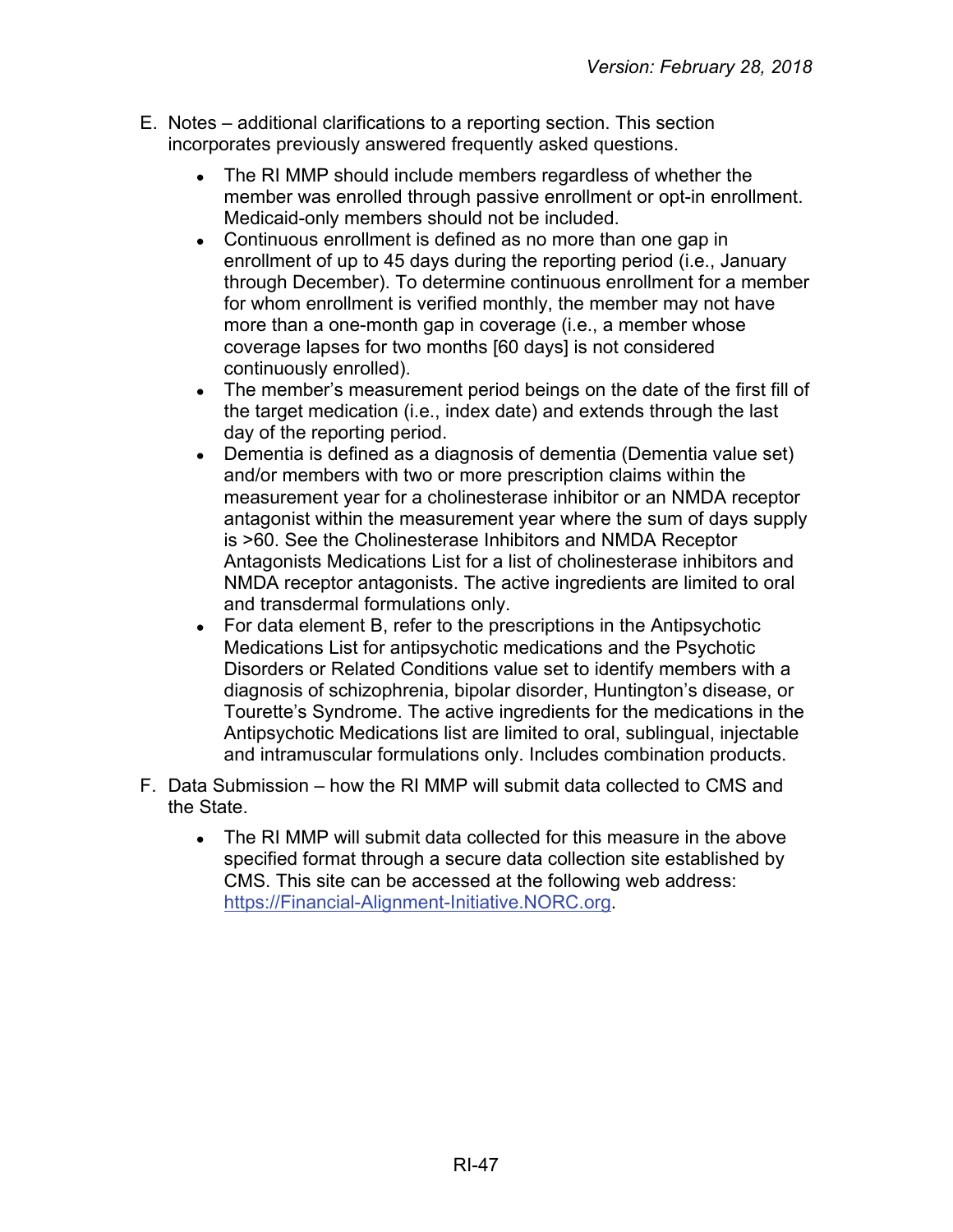E. Notes – additional clarifications to a reporting section. This section incorporates previously answered frequently asked questions.

- The RI MMP should include members regardless of whether the member was enrolled through passive enrollment or opt-in enrollment. Medicaid-only members should not be included.
- Continuous enrollment is defined as no more than one gap in enrollment of up to 45 days during the reporting period (i.e., January through December). To determine continuous enrollment for a member for whom enrollment is verified monthly, the member may not have more than a one-month gap in coverage (i.e., a member whose coverage lapses for two months [60 days] is not considered continuously enrolled).
- The member's measurement period beings on the date of the first fill of the target medication (i.e., index date) and extends through the last day of the reporting period.
- Dementia is defined as a diagnosis of dementia (Dementia value set) and/or members with two or more prescription claims within the measurement year for a cholinesterase inhibitor or an NMDA receptor antagonist within the measurement year where the sum of days supply is >60. See the Cholinesterase Inhibitors and NMDA Receptor Antagonists Medications List for a list of cholinesterase inhibitors and NMDA receptor antagonists. The active ingredients are limited to oral and transdermal formulations only.
- For data element B, refer to the prescriptions in the Antipsychotic Medications List for antipsychotic medications and the Psychotic Disorders or Related Conditions value set to identify members with a diagnosis of schizophrenia, bipolar disorder, Huntington's disease, or Tourette's Syndrome. The active ingredients for the medications in the Antipsychotic Medications list are limited to oral, sublingual, injectable and intramuscular formulations only. Includes combination products.

F. Data Submission – how the RI MMP will submit data collected to CMS and the State.

- The RI MMP will submit data collected for this measure in the above specified format through a secure data collection site established by CMS. This site can be accessed at the following web address: [https://Financial-Alignment-Initiative.NORC.org](https://Financial-Alignment-Initiative.NORC.org).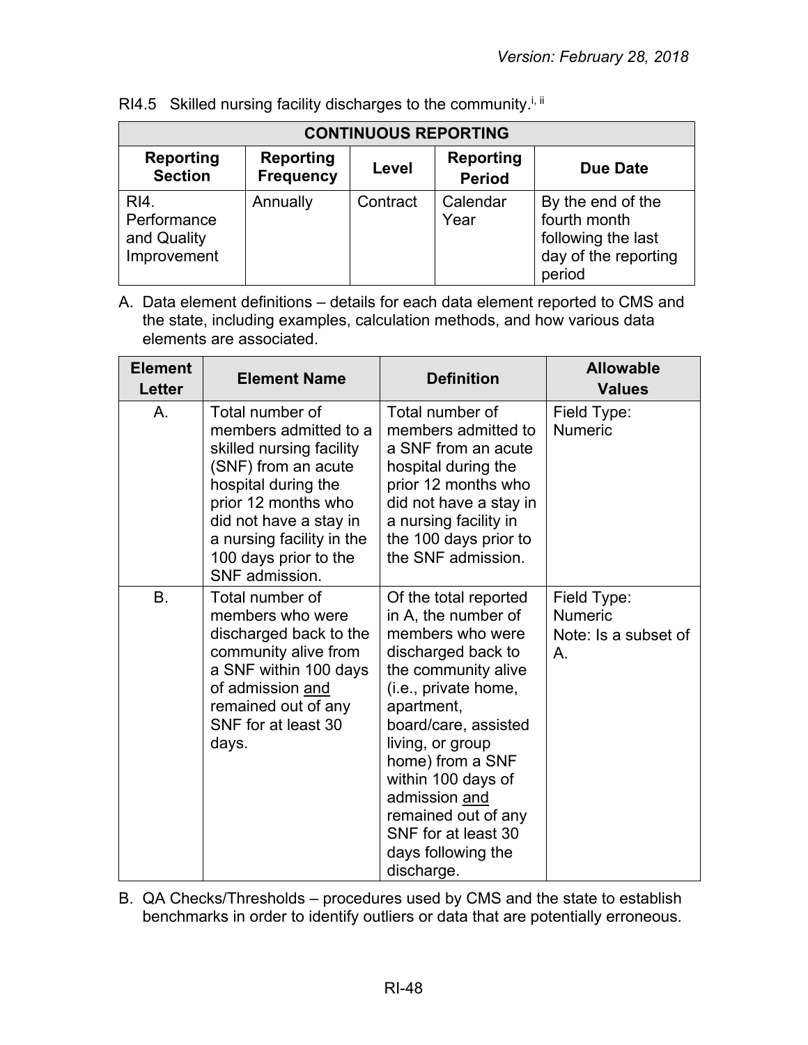RI4.5 Skilled nursing facility discharges to the community.[i, ii]

| CONTINUOUS REPORTING | | | | |
|---|---|---|---|---|
| **Reporting Section** | **Reporting Frequency** | **Level** | **Reporting Period** | **Due Date** |
| RI4. Performance and Quality Improvement | Annually | Contract | Calendar Year | By the end of the fourth month following the last day of the reporting period |

A. Data element definitions – details for each data element reported to CMS and the state, including examples, calculation methods, and how various data elements are associated.

| Element Letter | Element Name | Definition | Allowable Values |
|---|---|---|---|
| A. | Total number of members admitted to a skilled nursing facility (SNF) from an acute hospital during the prior 12 months who did not have a stay in a nursing facility in the 100 days prior to the SNF admission. | Total number of members admitted to a SNF from an acute hospital during the prior 12 months who did not have a stay in a nursing facility in the 100 days prior to the SNF admission. | Field Type: Numeric |
| B. | Total number of members who were discharged back to the community alive from a SNF within 100 days of admission and remained out of any SNF for at least 30 days. | Of the total reported in A, the number of members who were discharged back to the community alive (i.e., private home, apartment, board/care, assisted living, or group home) from a SNF within 100 days of admission and remained out of any SNF for at least 30 days following the discharge. | Field Type: Numeric<br>Note: Is a subset of A. |

B. QA Checks/Thresholds – procedures used by CMS and the state to establish benchmarks in order to identify outliers or data that are potentially erroneous.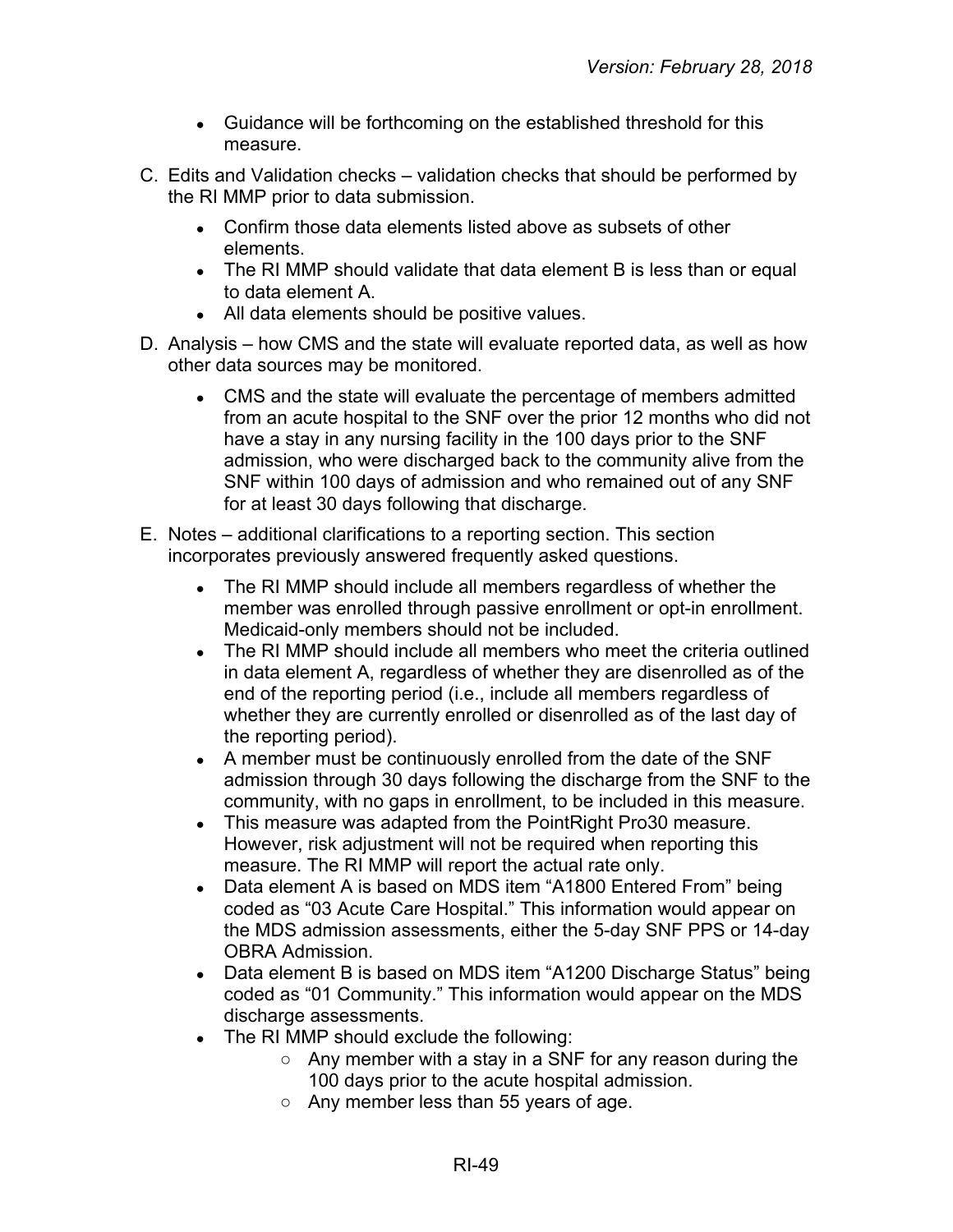- Guidance will be forthcoming on the established threshold for this measure.

C. Edits and Validation checks – validation checks that should be performed by the RI MMP prior to data submission.

   - Confirm those data elements listed above as subsets of other elements.
   - The RI MMP should validate that data element B is less than or equal to data element A.
   - All data elements should be positive values.

D. Analysis – how CMS and the state will evaluate reported data, as well as how other data sources may be monitored.

   - CMS and the state will evaluate the percentage of members admitted from an acute hospital to the SNF over the prior 12 months who did not have a stay in any nursing facility in the 100 days prior to the SNF admission, who were discharged back to the community alive from the SNF within 100 days of admission and who remained out of any SNF for at least 30 days following that discharge.

E. Notes – additional clarifications to a reporting section. This section incorporates previously answered frequently asked questions.

   - The RI MMP should include all members regardless of whether the member was enrolled through passive enrollment or opt-in enrollment. Medicaid-only members should not be included.
   - The RI MMP should include all members who meet the criteria outlined in data element A, regardless of whether they are disenrolled as of the end of the reporting period (i.e., include all members regardless of whether they are currently enrolled or disenrolled as of the last day of the reporting period).
   - A member must be continuously enrolled from the date of the SNF admission through 30 days following the discharge from the SNF to the community, with no gaps in enrollment, to be included in this measure.
   - This measure was adapted from the PointRight Pro30 measure. However, risk adjustment will not be required when reporting this measure. The RI MMP will report the actual rate only.
   - Data element A is based on MDS item "A1800 Entered From" being coded as "03 Acute Care Hospital." This information would appear on the MDS admission assessments, either the 5-day SNF PPS or 14-day OBRA Admission.
   - Data element B is based on MDS item "A1200 Discharge Status" being coded as "01 Community." This information would appear on the MDS discharge assessments.
   - The RI MMP should exclude the following:
     - Any member with a stay in a SNF for any reason during the 100 days prior to the acute hospital admission.
     - Any member less than 55 years of age.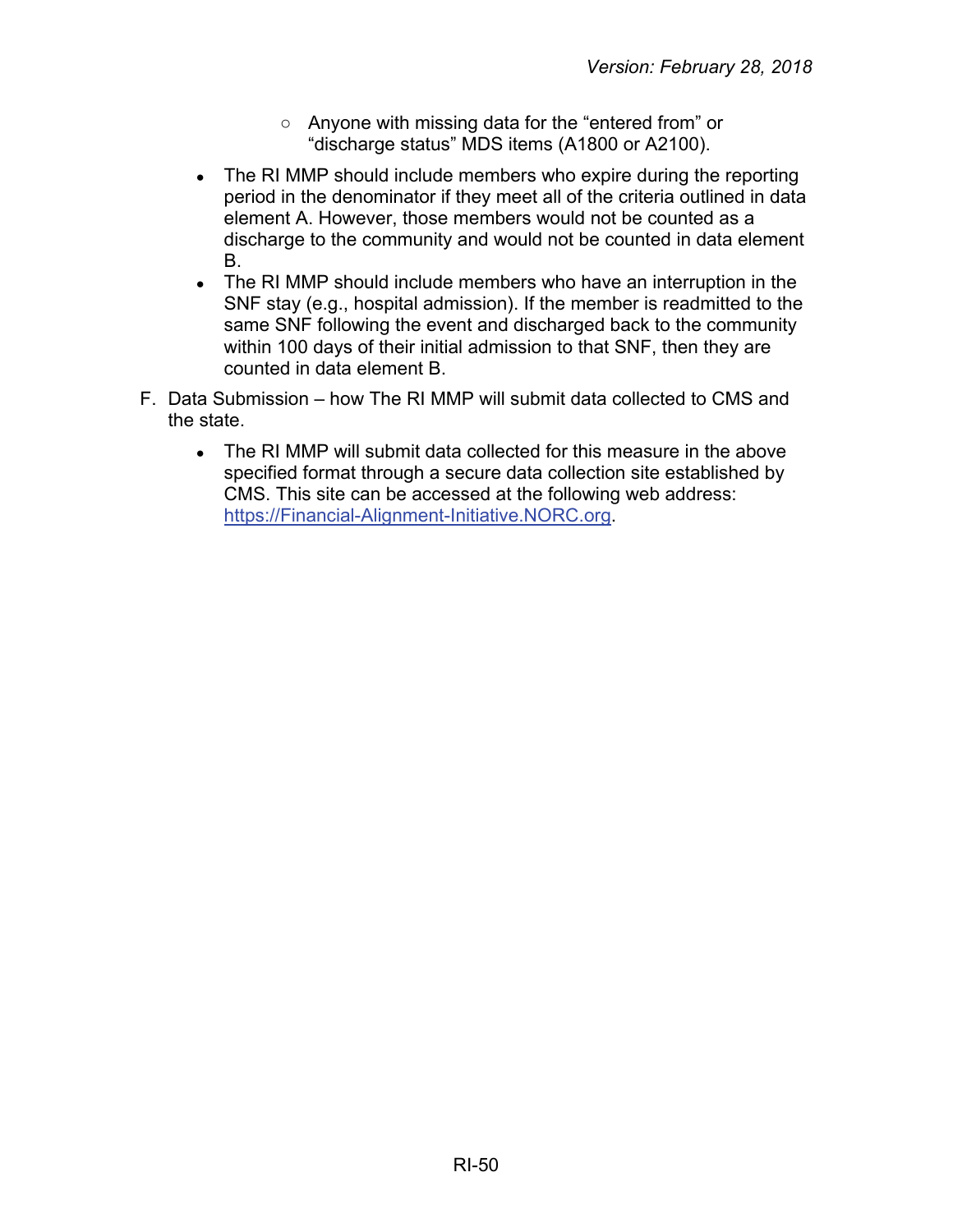- Anyone with missing data for the “entered from” or “discharge status” MDS items (A1800 or A2100).
- The RI MMP should include members who expire during the reporting period in the denominator if they meet all of the criteria outlined in data element A. However, those members would not be counted as a discharge to the community and would not be counted in data element B.
- The RI MMP should include members who have an interruption in the SNF stay (e.g., hospital admission). If the member is readmitted to the same SNF following the event and discharged back to the community within 100 days of their initial admission to that SNF, then they are counted in data element B.

F. Data Submission – how The RI MMP will submit data collected to CMS and the state.

- The RI MMP will submit data collected for this measure in the above specified format through a secure data collection site established by CMS. This site can be accessed at the following web address: [https://Financial-Alignment-Initiative.NORC.org](https://Financial-Alignment-Initiative.NORC.org).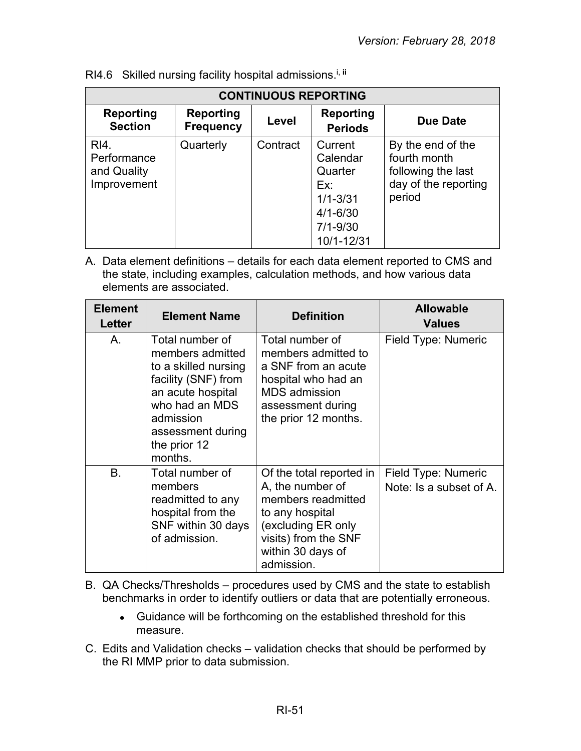RI4.6 Skilled nursing facility hospital admissions.[i, ii]

| CONTINUOUS REPORTING | | | | |
|---|---|---|---|---|
| **Reporting Section** | **Reporting Frequency** | **Level** | **Reporting Periods** | **Due Date** |
| RI4. Performance and Quality Improvement | Quarterly | Contract | Current Calendar Quarter Ex: 1/1-3/31 4/1-6/30 7/1-9/30 10/1-12/31 | By the end of the fourth month following the last day of the reporting period |

A. Data element definitions – details for each data element reported to CMS and the state, including examples, calculation methods, and how various data elements are associated.

| Element Letter | Element Name | Definition | Allowable Values |
|---|---|---|---|
| A. | Total number of members admitted to a skilled nursing facility (SNF) from an acute hospital who had an MDS admission assessment during the prior 12 months. | Total number of members admitted to a SNF from an acute hospital who had an MDS admission assessment during the prior 12 months. | Field Type: Numeric |
| B. | Total number of members readmitted to any hospital from the SNF within 30 days of admission. | Of the total reported in A, the number of members readmitted to any hospital (excluding ER only visits) from the SNF within 30 days of admission. | Field Type: Numeric<br>Note: Is a subset of A. |

B. QA Checks/Thresholds – procedures used by CMS and the state to establish benchmarks in order to identify outliers or data that are potentially erroneous.

- Guidance will be forthcoming on the established threshold for this measure.

C. Edits and Validation checks – validation checks that should be performed by the RI MMP prior to data submission.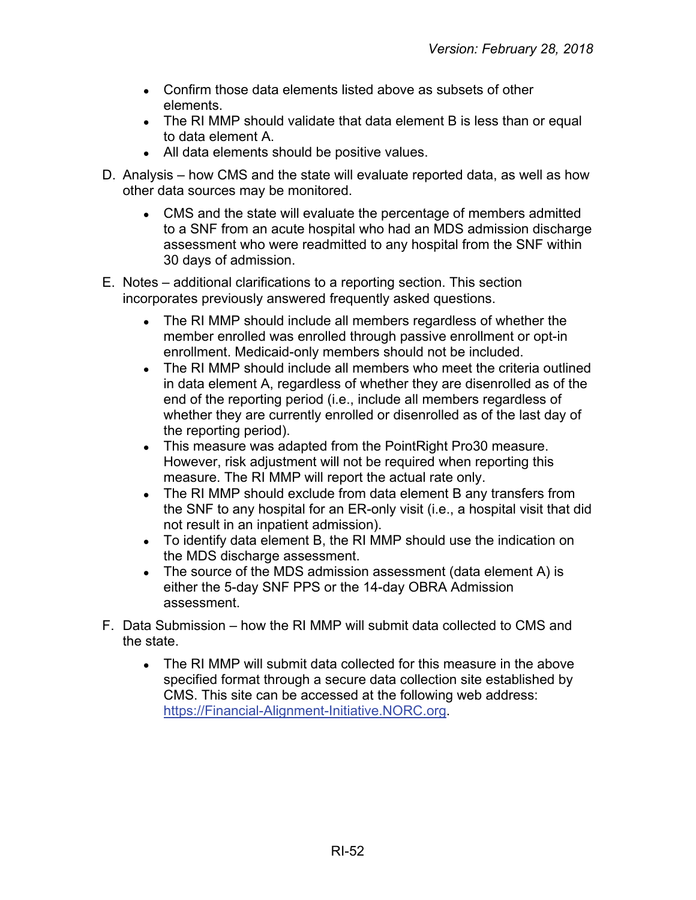- Confirm those data elements listed above as subsets of other elements.
- The RI MMP should validate that data element B is less than or equal to data element A.
- All data elements should be positive values.

D. Analysis – how CMS and the state will evaluate reported data, as well as how other data sources may be monitored.

- CMS and the state will evaluate the percentage of members admitted to a SNF from an acute hospital who had an MDS admission discharge assessment who were readmitted to any hospital from the SNF within 30 days of admission.

E. Notes – additional clarifications to a reporting section. This section incorporates previously answered frequently asked questions.

- The RI MMP should include all members regardless of whether the member enrolled was enrolled through passive enrollment or opt-in enrollment. Medicaid-only members should not be included.
- The RI MMP should include all members who meet the criteria outlined in data element A, regardless of whether they are disenrolled as of the end of the reporting period (i.e., include all members regardless of whether they are currently enrolled or disenrolled as of the last day of the reporting period).
- This measure was adapted from the PointRight Pro30 measure. However, risk adjustment will not be required when reporting this measure. The RI MMP will report the actual rate only.
- The RI MMP should exclude from data element B any transfers from the SNF to any hospital for an ER-only visit (i.e., a hospital visit that did not result in an inpatient admission).
- To identify data element B, the RI MMP should use the indication on the MDS discharge assessment.
- The source of the MDS admission assessment (data element A) is either the 5-day SNF PPS or the 14-day OBRA Admission assessment.

F. Data Submission – how the RI MMP will submit data collected to CMS and the state.

- The RI MMP will submit data collected for this measure in the above specified format through a secure data collection site established by CMS. This site can be accessed at the following web address: [https://Financial-Alignment-Initiative.NORC.org](https://Financial-Alignment-Initiative.NORC.org).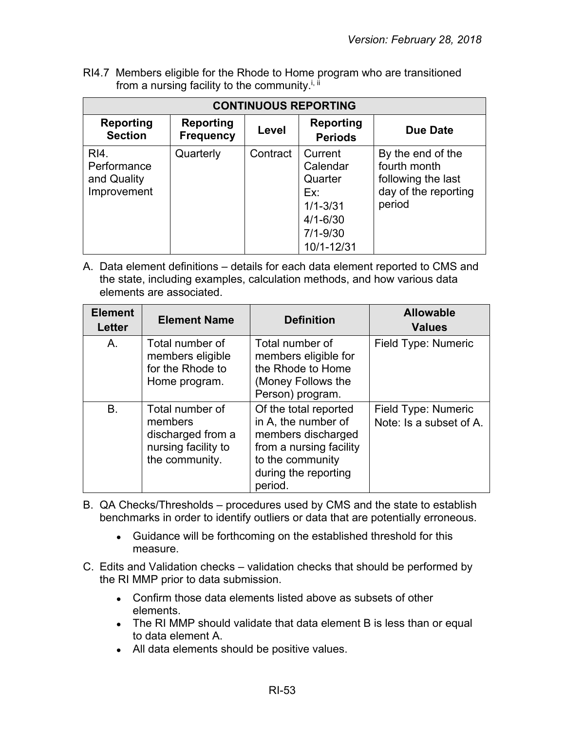RI4.7 Members eligible for the Rhode to Home program who are transitioned from a nursing facility to the community.[i, ii]

| CONTINUOUS REPORTING | | | | |
|---|---|---|---|---|
| **Reporting Section** | **Reporting Frequency** | **Level** | **Reporting Periods** | **Due Date** |
| RI4. Performance and Quality Improvement | Quarterly | Contract | Current Calendar Quarter<br>Ex:<br>1/1-3/31<br>4/1-6/30<br>7/1-9/30<br>10/1-12/31 | By the end of the fourth month following the last day of the reporting period |

A. Data element definitions – details for each data element reported to CMS and the state, including examples, calculation methods, and how various data elements are associated.

| Element Letter | Element Name | Definition | Allowable Values |
|---|---|---|---|
| A. | Total number of members eligible for the Rhode to Home program. | Total number of members eligible for the Rhode to Home (Money Follows the Person) program. | Field Type: Numeric |
| B. | Total number of members discharged from a nursing facility to the community. | Of the total reported in A, the number of members discharged from a nursing facility to the community during the reporting period. | Field Type: Numeric<br>Note: Is a subset of A. |

B. QA Checks/Thresholds – procedures used by CMS and the state to establish benchmarks in order to identify outliers or data that are potentially erroneous.

- Guidance will be forthcoming on the established threshold for this measure.

C. Edits and Validation checks – validation checks that should be performed by the RI MMP prior to data submission.

- Confirm those data elements listed above as subsets of other elements.
- The RI MMP should validate that data element B is less than or equal to data element A.
- All data elements should be positive values.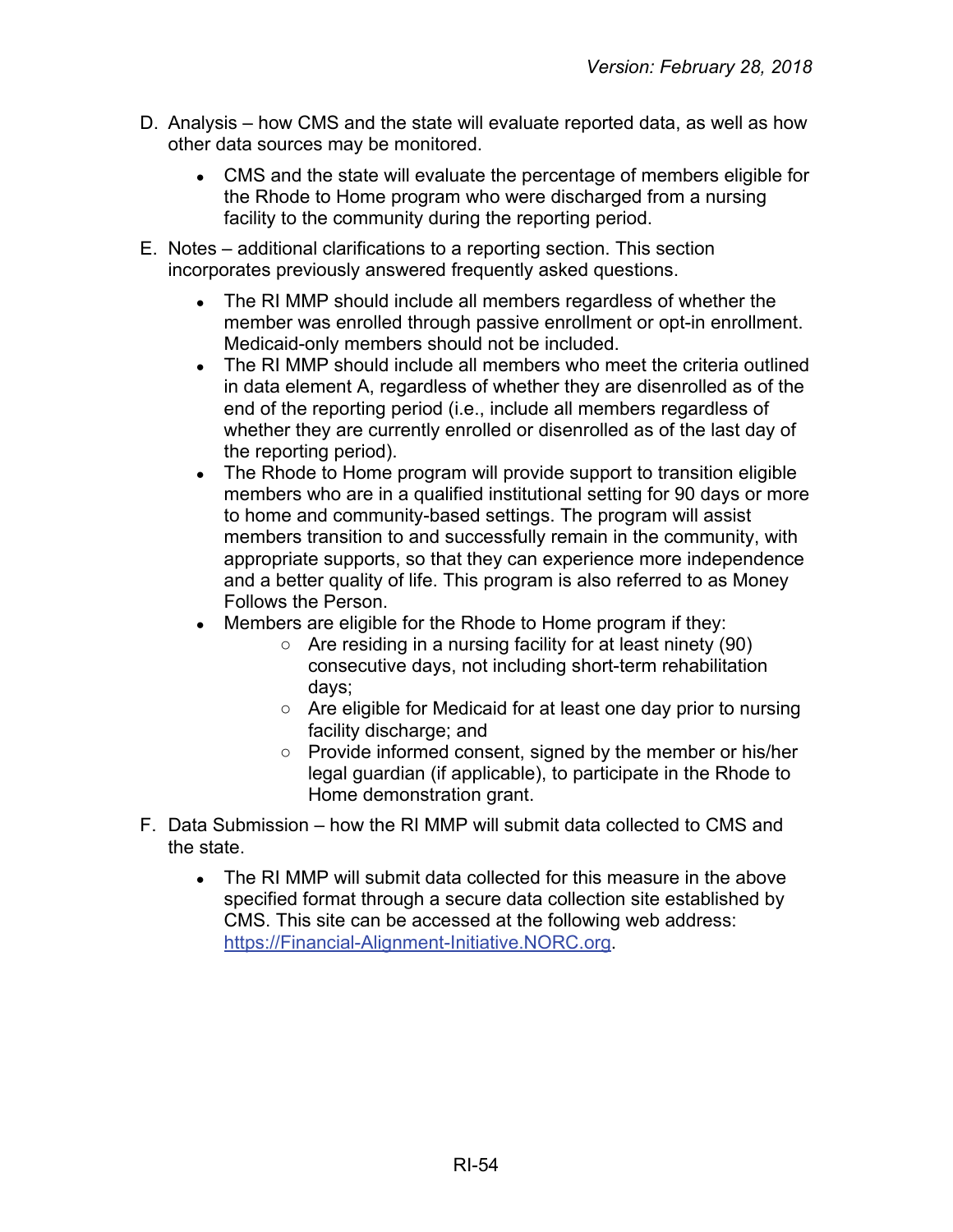D. Analysis – how CMS and the state will evaluate reported data, as well as how other data sources may be monitored.

- CMS and the state will evaluate the percentage of members eligible for the Rhode to Home program who were discharged from a nursing facility to the community during the reporting period.

E. Notes – additional clarifications to a reporting section. This section incorporates previously answered frequently asked questions.

- The RI MMP should include all members regardless of whether the member was enrolled through passive enrollment or opt-in enrollment. Medicaid-only members should not be included.
- The RI MMP should include all members who meet the criteria outlined in data element A, regardless of whether they are disenrolled as of the end of the reporting period (i.e., include all members regardless of whether they are currently enrolled or disenrolled as of the last day of the reporting period).
- The Rhode to Home program will provide support to transition eligible members who are in a qualified institutional setting for 90 days or more to home and community-based settings. The program will assist members transition to and successfully remain in the community, with appropriate supports, so that they can experience more independence and a better quality of life. This program is also referred to as Money Follows the Person.
- Members are eligible for the Rhode to Home program if they:
  - Are residing in a nursing facility for at least ninety (90) consecutive days, not including short-term rehabilitation days;
  - Are eligible for Medicaid for at least one day prior to nursing facility discharge; and
  - Provide informed consent, signed by the member or his/her legal guardian (if applicable), to participate in the Rhode to Home demonstration grant.

F. Data Submission – how the RI MMP will submit data collected to CMS and the state.

- The RI MMP will submit data collected for this measure in the above specified format through a secure data collection site established by CMS. This site can be accessed at the following web address: [https://Financial-Alignment-Initiative.NORC.org](https://Financial-Alignment-Initiative.NORC.org).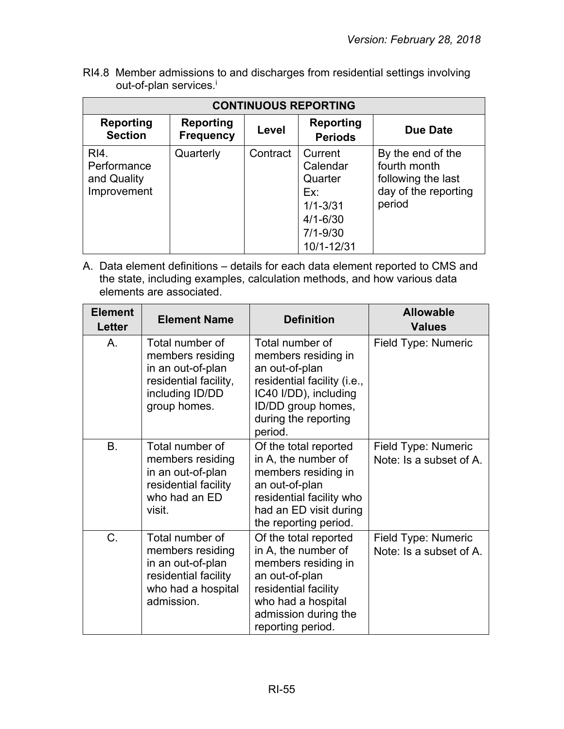RI4.8 Member admissions to and discharges from residential settings involving out-of-plan services.[i]

| CONTINUOUS REPORTING | | | | |
|---|---|---|---|---|
| **Reporting Section** | **Reporting Frequency** | **Level** | **Reporting Periods** | **Due Date** |
| RI4. Performance and Quality Improvement | Quarterly | Contract | Current Calendar Quarter<br>Ex:<br>1/1-3/31<br>4/1-6/30<br>7/1-9/30<br>10/1-12/31 | By the end of the fourth month following the last day of the reporting period |

A. Data element definitions – details for each data element reported to CMS and the state, including examples, calculation methods, and how various data elements are associated.

| Element Letter | Element Name | Definition | Allowable Values |
|---|---|---|---|
| A. | Total number of members residing in an out-of-plan residential facility, including ID/DD group homes. | Total number of members residing in an out-of-plan residential facility (i.e., IC40 I/DD), including ID/DD group homes, during the reporting period. | Field Type: Numeric |
| B. | Total number of members residing in an out-of-plan residential facility who had an ED visit. | Of the total reported in A, the number of members residing in an out-of-plan residential facility who had an ED visit during the reporting period. | Field Type: Numeric<br>Note: Is a subset of A. |
| C. | Total number of members residing in an out-of-plan residential facility who had a hospital admission. | Of the total reported in A, the number of members residing in an out-of-plan residential facility who had a hospital admission during the reporting period. | Field Type: Numeric<br>Note: Is a subset of A. |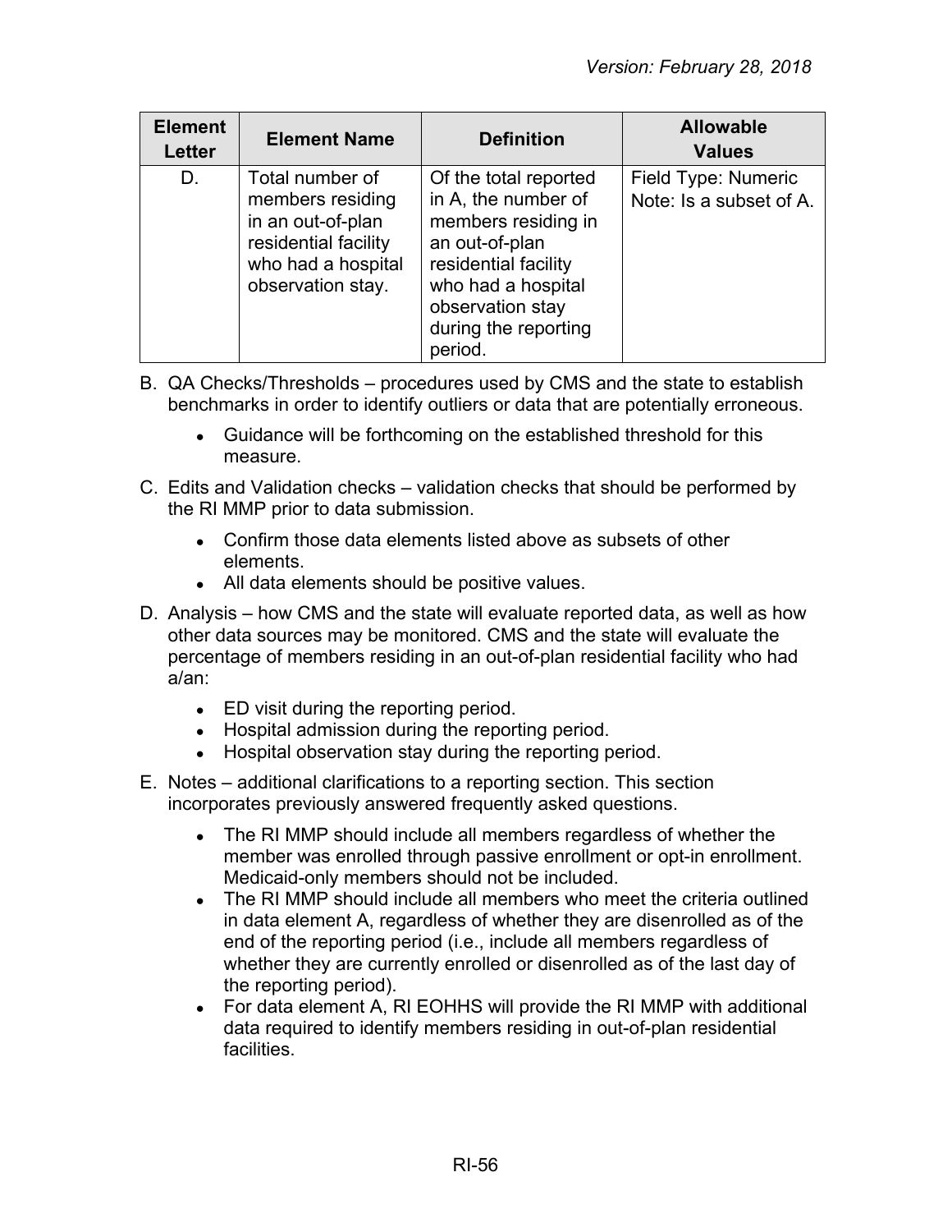| Element Letter | Element Name | Definition | Allowable Values |
|---|---|---|---|
| D. | Total number of members residing in an out-of-plan residential facility who had a hospital observation stay. | Of the total reported in A, the number of members residing in an out-of-plan residential facility who had a hospital observation stay during the reporting period. | Field Type: Numeric<br>Note: Is a subset of A. |

B. QA Checks/Thresholds – procedures used by CMS and the state to establish benchmarks in order to identify outliers or data that are potentially erroneous.

- Guidance will be forthcoming on the established threshold for this measure.

C. Edits and Validation checks – validation checks that should be performed by the RI MMP prior to data submission.

- Confirm those data elements listed above as subsets of other elements.
- All data elements should be positive values.

D. Analysis – how CMS and the state will evaluate reported data, as well as how other data sources may be monitored. CMS and the state will evaluate the percentage of members residing in an out-of-plan residential facility who had a/an:

- ED visit during the reporting period.
- Hospital admission during the reporting period.
- Hospital observation stay during the reporting period.

E. Notes – additional clarifications to a reporting section. This section incorporates previously answered frequently asked questions.

- The RI MMP should include all members regardless of whether the member was enrolled through passive enrollment or opt-in enrollment. Medicaid-only members should not be included.
- The RI MMP should include all members who meet the criteria outlined in data element A, regardless of whether they are disenrolled as of the end of the reporting period (i.e., include all members regardless of whether they are currently enrolled or disenrolled as of the last day of the reporting period).
- For data element A, RI EOHHS will provide the RI MMP with additional data required to identify members residing in out-of-plan residential facilities.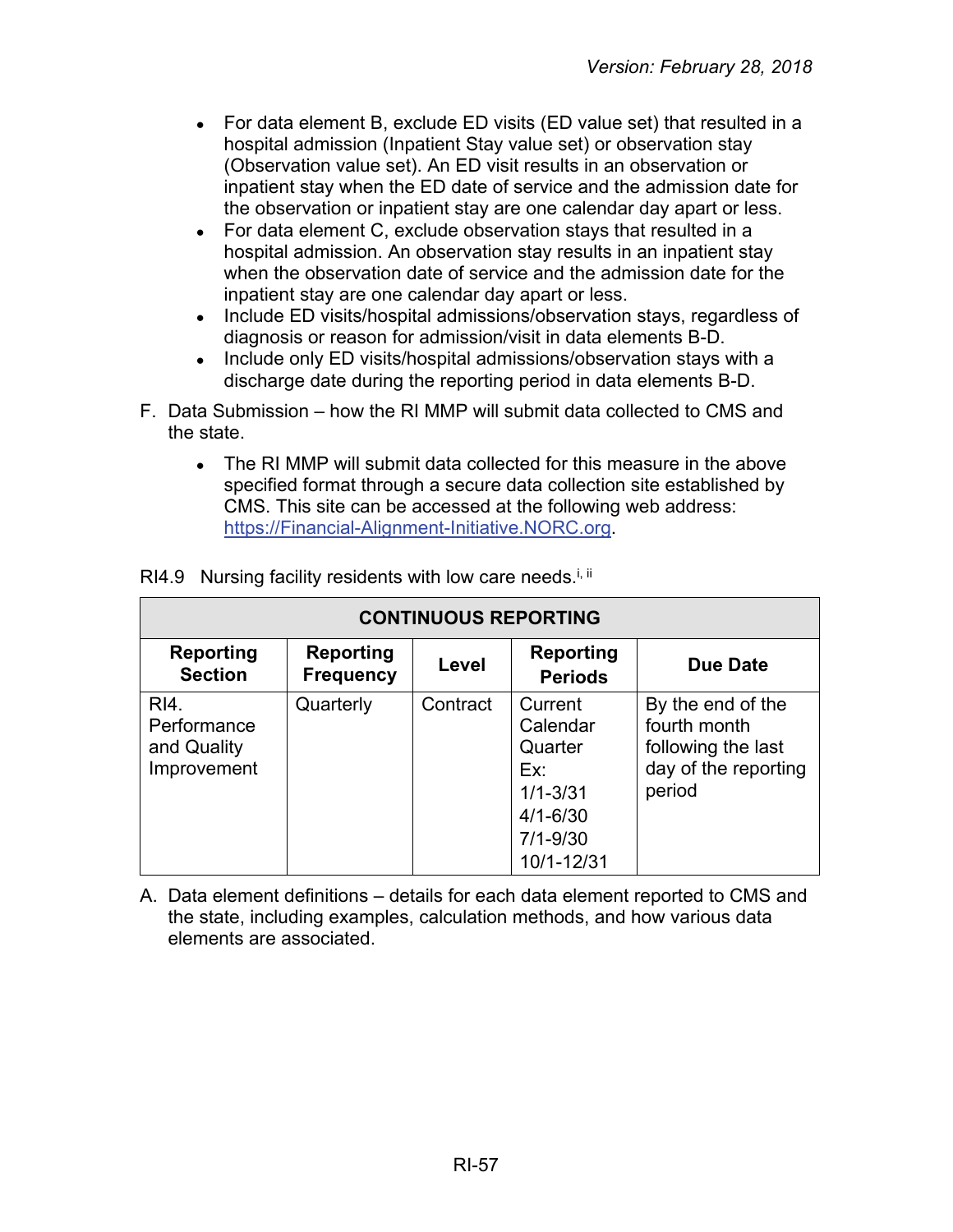- For data element B, exclude ED visits (ED value set) that resulted in a hospital admission (Inpatient Stay value set) or observation stay (Observation value set). An ED visit results in an observation or inpatient stay when the ED date of service and the admission date for the observation or inpatient stay are one calendar day apart or less.
- For data element C, exclude observation stays that resulted in a hospital admission. An observation stay results in an inpatient stay when the observation date of service and the admission date for the inpatient stay are one calendar day apart or less.
- Include ED visits/hospital admissions/observation stays, regardless of diagnosis or reason for admission/visit in data elements B-D.
- Include only ED visits/hospital admissions/observation stays with a discharge date during the reporting period in data elements B-D.

F. Data Submission – how the RI MMP will submit data collected to CMS and the state.

- The RI MMP will submit data collected for this measure in the above specified format through a secure data collection site established by CMS. This site can be accessed at the following web address: [https://Financial-Alignment-Initiative.NORC.org](https://Financial-Alignment-Initiative.NORC.org).

RI4.9 Nursing facility residents with low care needs.[i, ii]

| CONTINUOUS REPORTING | | | | |
|---|---|---|---|---|
| **Reporting Section** | **Reporting Frequency** | **Level** | **Reporting Periods** | **Due Date** |
| RI4. Performance and Quality Improvement | Quarterly | Contract | Current Calendar Quarter Ex: 1/1-3/31 4/1-6/30 7/1-9/30 10/1-12/31 | By the end of the fourth month following the last day of the reporting period |

A. Data element definitions – details for each data element reported to CMS and the state, including examples, calculation methods, and how various data elements are associated.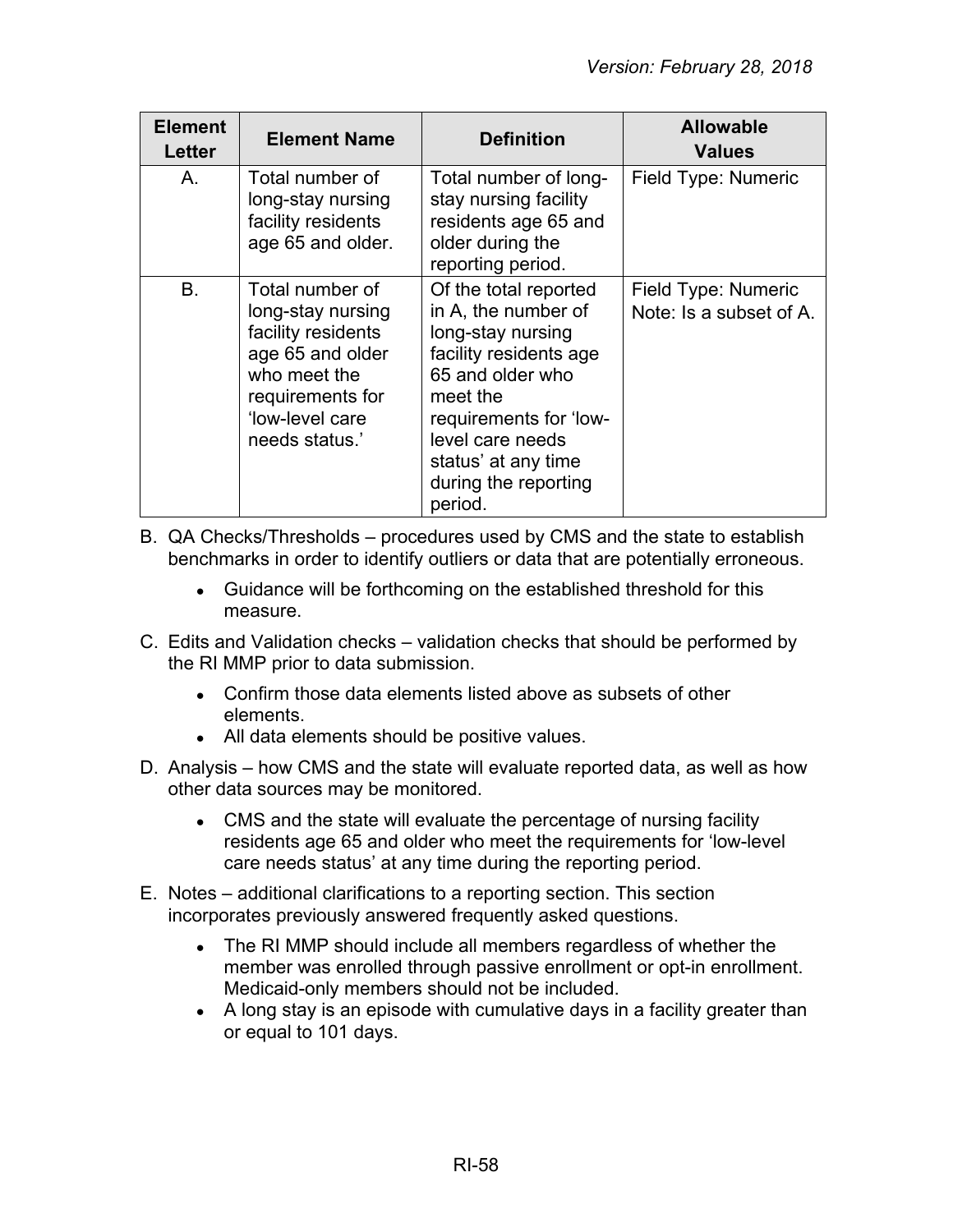| Element Letter | Element Name | Definition | Allowable Values |
|---|---|---|---|
| A. | Total number of long-stay nursing facility residents age 65 and older. | Total number of long-stay nursing facility residents age 65 and older during the reporting period. | Field Type: Numeric |
| B. | Total number of long-stay nursing facility residents age 65 and older who meet the requirements for 'low-level care needs status.' | Of the total reported in A, the number of long-stay nursing facility residents age 65 and older who meet the requirements for 'low-level care needs status' at any time during the reporting period. | Field Type: Numeric<br>Note: Is a subset of A. |

B. QA Checks/Thresholds – procedures used by CMS and the state to establish benchmarks in order to identify outliers or data that are potentially erroneous.

- Guidance will be forthcoming on the established threshold for this measure.

C. Edits and Validation checks – validation checks that should be performed by the RI MMP prior to data submission.

- Confirm those data elements listed above as subsets of other elements.
- All data elements should be positive values.

D. Analysis – how CMS and the state will evaluate reported data, as well as how other data sources may be monitored.

- CMS and the state will evaluate the percentage of nursing facility residents age 65 and older who meet the requirements for 'low-level care needs status' at any time during the reporting period.

E. Notes – additional clarifications to a reporting section. This section incorporates previously answered frequently asked questions.

- The RI MMP should include all members regardless of whether the member was enrolled through passive enrollment or opt-in enrollment. Medicaid-only members should not be included.
- A long stay is an episode with cumulative days in a facility greater than or equal to 101 days.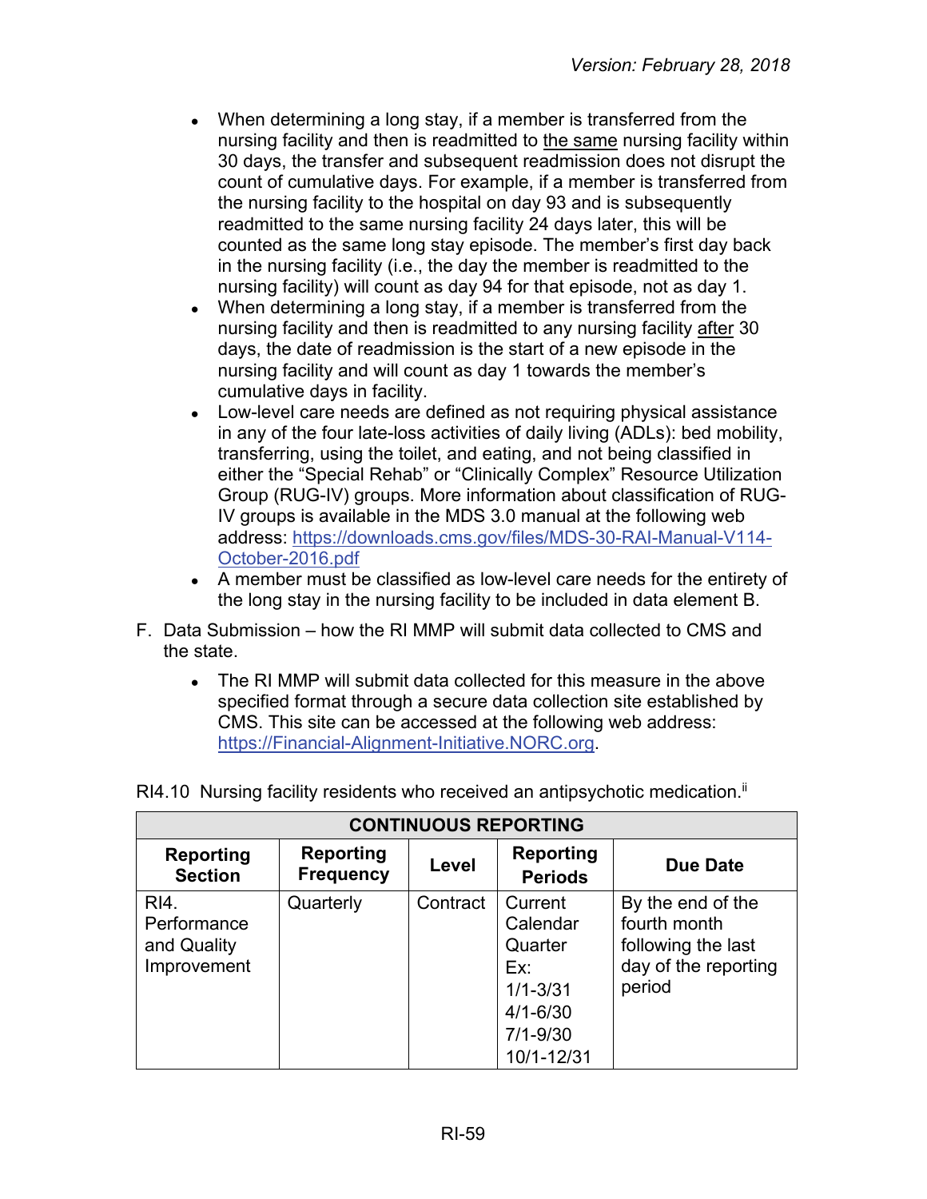- When determining a long stay, if a member is transferred from the nursing facility and then is readmitted to the same nursing facility within 30 days, the transfer and subsequent readmission does not disrupt the count of cumulative days. For example, if a member is transferred from the nursing facility to the hospital on day 93 and is subsequently readmitted to the same nursing facility 24 days later, this will be counted as the same long stay episode. The member's first day back in the nursing facility (i.e., the day the member is readmitted to the nursing facility) will count as day 94 for that episode, not as day 1.
- When determining a long stay, if a member is transferred from the nursing facility and then is readmitted to any nursing facility after 30 days, the date of readmission is the start of a new episode in the nursing facility and will count as day 1 towards the member's cumulative days in facility.
- Low-level care needs are defined as not requiring physical assistance in any of the four late-loss activities of daily living (ADLs): bed mobility, transferring, using the toilet, and eating, and not being classified in either the "Special Rehab" or "Clinically Complex" Resource Utilization Group (RUG-IV) groups. More information about classification of RUG-IV groups is available in the MDS 3.0 manual at the following web address: https://downloads.cms.gov/files/MDS-30-RAI-Manual-V114-October-2016.pdf
- A member must be classified as low-level care needs for the entirety of the long stay in the nursing facility to be included in data element B.

F. Data Submission – how the RI MMP will submit data collected to CMS and the state.

- The RI MMP will submit data collected for this measure in the above specified format through a secure data collection site established by CMS. This site can be accessed at the following web address: https://Financial-Alignment-Initiative.NORC.org.

RI4.10 Nursing facility residents who received an antipsychotic medication.[ii]

| CONTINUOUS REPORTING | | | | |
|---|---|---|---|---|
| **Reporting Section** | **Reporting Frequency** | **Level** | **Reporting Periods** | **Due Date** |
| RI4. Performance and Quality Improvement | Quarterly | Contract | Current Calendar Quarter Ex: 1/1-3/31 4/1-6/30 7/1-9/30 10/1-12/31 | By the end of the fourth month following the last day of the reporting period |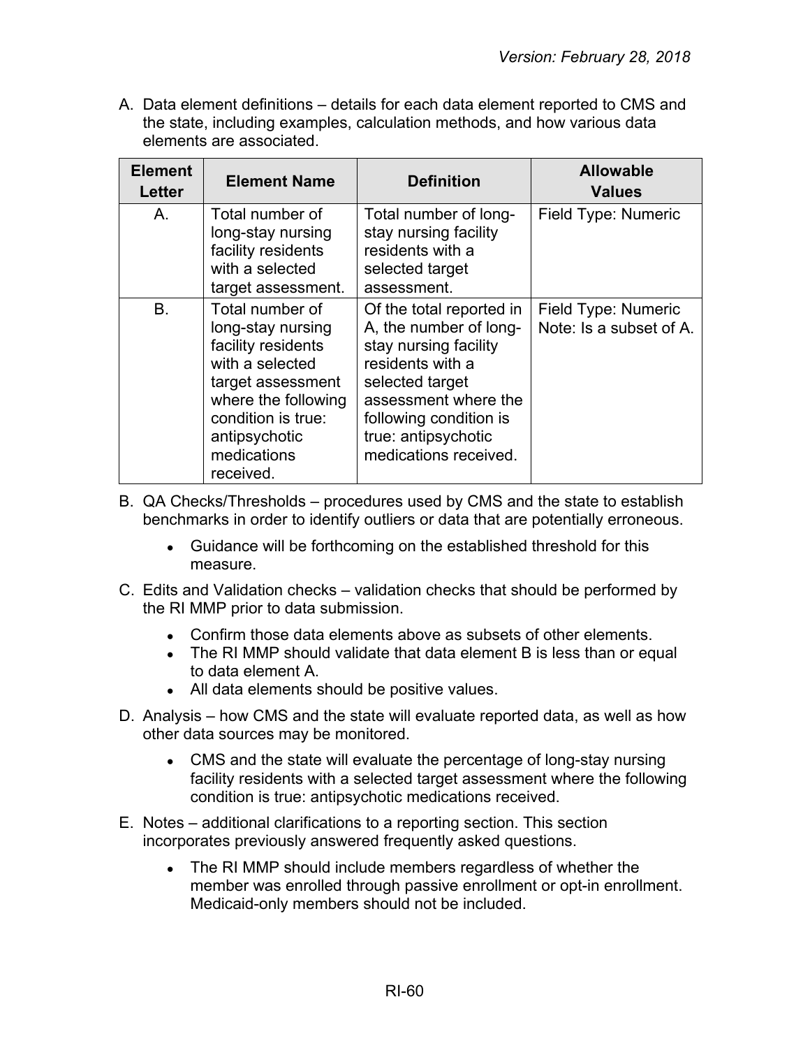A. Data element definitions – details for each data element reported to CMS and the state, including examples, calculation methods, and how various data elements are associated.

| Element Letter | Element Name | Definition | Allowable Values |
|---|---|---|---|
| A. | Total number of long-stay nursing facility residents with a selected target assessment. | Total number of long-stay nursing facility residents with a selected target assessment. | Field Type: Numeric |
| B. | Total number of long-stay nursing facility residents with a selected target assessment where the following condition is true: antipsychotic medications received. | Of the total reported in A, the number of long-stay nursing facility residents with a selected target assessment where the following condition is true: antipsychotic medications received. | Field Type: Numeric<br>Note: Is a subset of A. |

B. QA Checks/Thresholds – procedures used by CMS and the state to establish benchmarks in order to identify outliers or data that are potentially erroneous.

- Guidance will be forthcoming on the established threshold for this measure.

C. Edits and Validation checks – validation checks that should be performed by the RI MMP prior to data submission.

- Confirm those data elements above as subsets of other elements.
- The RI MMP should validate that data element B is less than or equal to data element A.
- All data elements should be positive values.

D. Analysis – how CMS and the state will evaluate reported data, as well as how other data sources may be monitored.

- CMS and the state will evaluate the percentage of long-stay nursing facility residents with a selected target assessment where the following condition is true: antipsychotic medications received.

E. Notes – additional clarifications to a reporting section. This section incorporates previously answered frequently asked questions.

- The RI MMP should include members regardless of whether the member was enrolled through passive enrollment or opt-in enrollment. Medicaid-only members should not be included.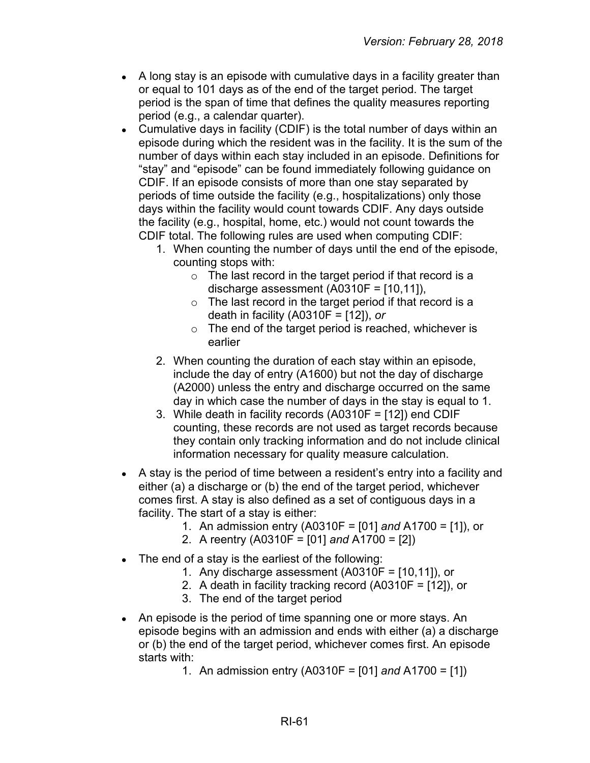- A long stay is an episode with cumulative days in a facility greater than or equal to 101 days as of the end of the target period. The target period is the span of time that defines the quality measures reporting period (e.g., a calendar quarter).
- Cumulative days in facility (CDIF) is the total number of days within an episode during which the resident was in the facility. It is the sum of the number of days within each stay included in an episode. Definitions for "stay" and "episode" can be found immediately following guidance on CDIF. If an episode consists of more than one stay separated by periods of time outside the facility (e.g., hospitalizations) only those days within the facility would count towards CDIF. Any days outside the facility (e.g., hospital, home, etc.) would not count towards the CDIF total. The following rules are used when computing CDIF:
    1. When counting the number of days until the end of the episode, counting stops with:
        - The last record in the target period if that record is a discharge assessment (A0310F = [10,11]),
        - The last record in the target period if that record is a death in facility (A0310F = [12]), *or*
        - The end of the target period is reached, whichever is earlier
    2. When counting the duration of each stay within an episode, include the day of entry (A1600) but not the day of discharge (A2000) unless the entry and discharge occurred on the same day in which case the number of days in the stay is equal to 1.
    3. While death in facility records (A0310F = [12]) end CDIF counting, these records are not used as target records because they contain only tracking information and do not include clinical information necessary for quality measure calculation.
- A stay is the period of time between a resident's entry into a facility and either (a) a discharge or (b) the end of the target period, whichever comes first. A stay is also defined as a set of contiguous days in a facility. The start of a stay is either:
    1. An admission entry (A0310F = [01] *and* A1700 = [1]), or
    2. A reentry (A0310F = [01] *and* A1700 = [2])
- The end of a stay is the earliest of the following:
    1. Any discharge assessment (A0310F = [10,11]), or
    2. A death in facility tracking record (A0310F = [12]), or
    3. The end of the target period
- An episode is the period of time spanning one or more stays. An episode begins with an admission and ends with either (a) a discharge or (b) the end of the target period, whichever comes first. An episode starts with:
    1. An admission entry (A0310F = [01] *and* A1700 = [1])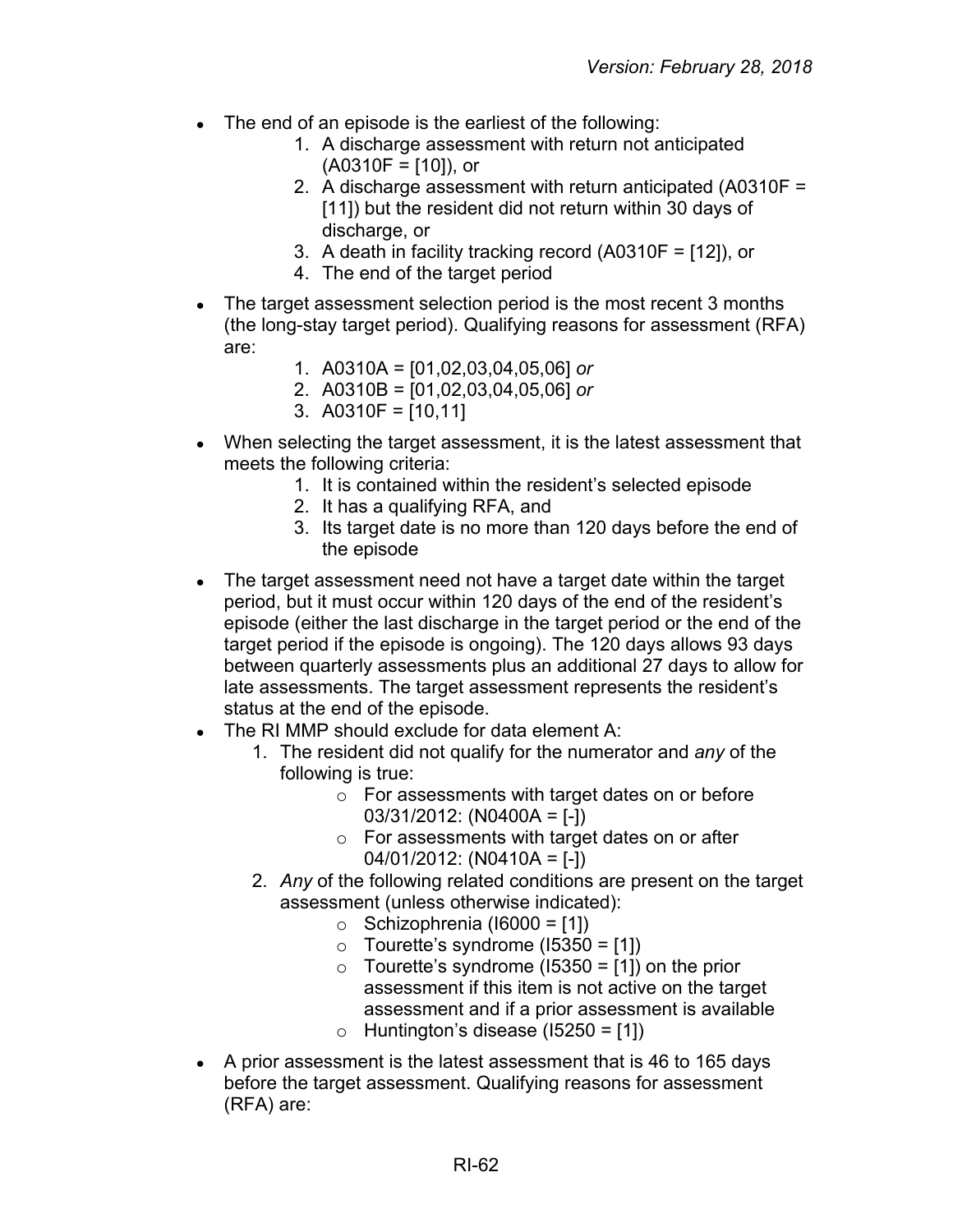- The end of an episode is the earliest of the following:
    1. A discharge assessment with return not anticipated (A0310F = [10]), or
    2. A discharge assessment with return anticipated (A0310F = [11]) but the resident did not return within 30 days of discharge, or
    3. A death in facility tracking record (A0310F = [12]), or
    4. The end of the target period
- The target assessment selection period is the most recent 3 months (the long-stay target period). Qualifying reasons for assessment (RFA) are:
    1. A0310A = [01,02,03,04,05,06] *or*
    2. A0310B = [01,02,03,04,05,06] *or*
    3. A0310F = [10,11]
- When selecting the target assessment, it is the latest assessment that meets the following criteria:
    1. It is contained within the resident's selected episode
    2. It has a qualifying RFA, and
    3. Its target date is no more than 120 days before the end of the episode
- The target assessment need not have a target date within the target period, but it must occur within 120 days of the end of the resident's episode (either the last discharge in the target period or the end of the target period if the episode is ongoing). The 120 days allows 93 days between quarterly assessments plus an additional 27 days to allow for late assessments. The target assessment represents the resident's status at the end of the episode.
- The RI MMP should exclude for data element A:
    1. The resident did not qualify for the numerator and *any* of the following is true:
        - For assessments with target dates on or before 03/31/2012: (N0400A = [-])
        - For assessments with target dates on or after 04/01/2012: (N0410A = [-])
    2. *Any* of the following related conditions are present on the target assessment (unless otherwise indicated):
        - Schizophrenia (I6000 = [1])
        - Tourette's syndrome (I5350 = [1])
        - Tourette's syndrome (I5350 = [1]) on the prior assessment if this item is not active on the target assessment and if a prior assessment is available
        - Huntington's disease (I5250 = [1])
- A prior assessment is the latest assessment that is 46 to 165 days before the target assessment. Qualifying reasons for assessment (RFA) are: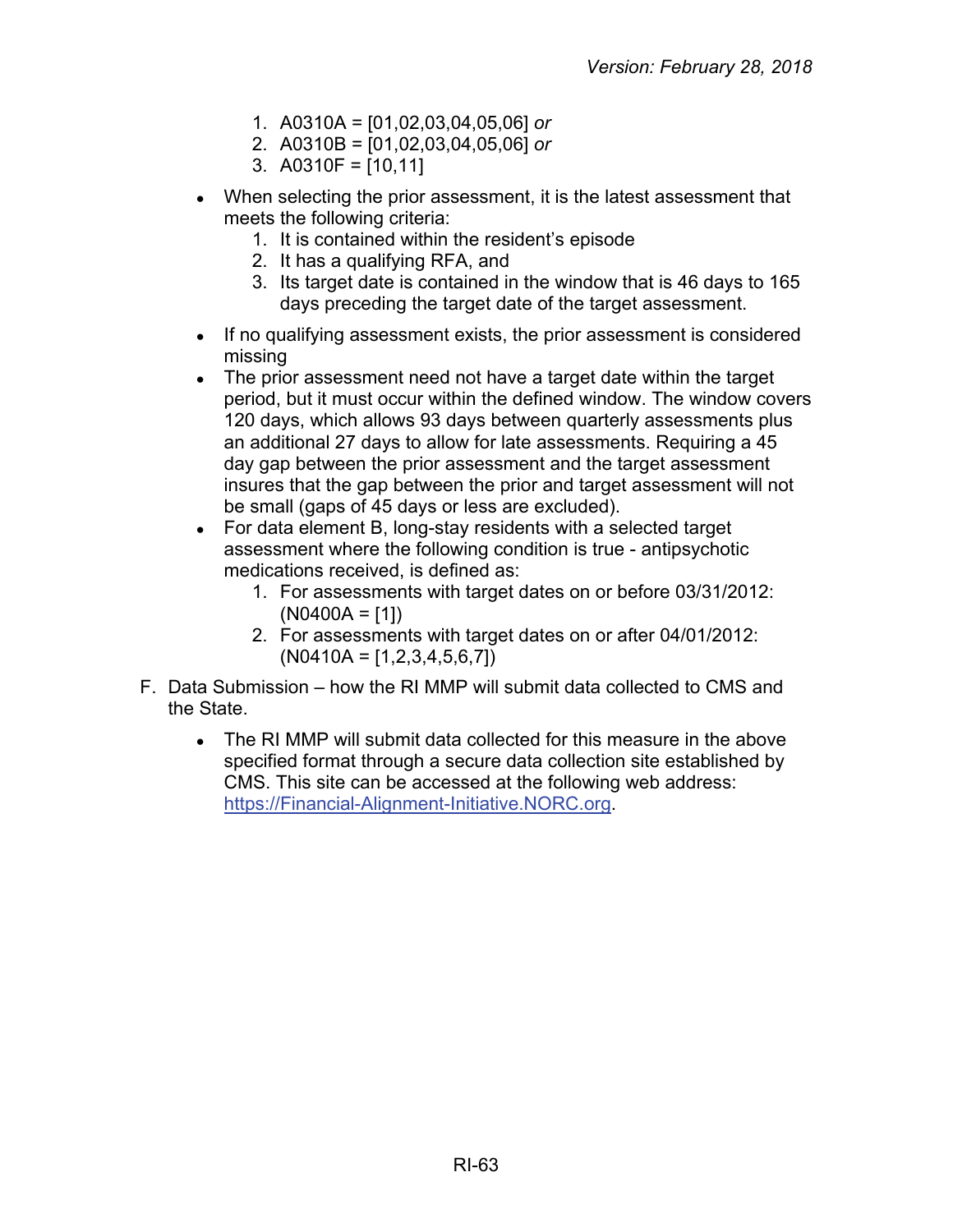1. A0310A = [01,02,03,04,05,06] *or*
2. A0310B = [01,02,03,04,05,06] *or*
3. A0310F = [10,11]

- When selecting the prior assessment, it is the latest assessment that meets the following criteria:
    1. It is contained within the resident's episode
    2. It has a qualifying RFA, and
    3. Its target date is contained in the window that is 46 days to 165 days preceding the target date of the target assessment.
- If no qualifying assessment exists, the prior assessment is considered missing
- The prior assessment need not have a target date within the target period, but it must occur within the defined window. The window covers 120 days, which allows 93 days between quarterly assessments plus an additional 27 days to allow for late assessments. Requiring a 45 day gap between the prior assessment and the target assessment insures that the gap between the prior and target assessment will not be small (gaps of 45 days or less are excluded).
- For data element B, long-stay residents with a selected target assessment where the following condition is true - antipsychotic medications received, is defined as:
    1. For assessments with target dates on or before 03/31/2012: (N0400A = [1])
    2. For assessments with target dates on or after 04/01/2012: (N0410A = [1,2,3,4,5,6,7])

F. Data Submission – how the RI MMP will submit data collected to CMS and the State.

- The RI MMP will submit data collected for this measure in the above specified format through a secure data collection site established by CMS. This site can be accessed at the following web address: [https://Financial-Alignment-Initiative.NORC.org](https://Financial-Alignment-Initiative.NORC.org).